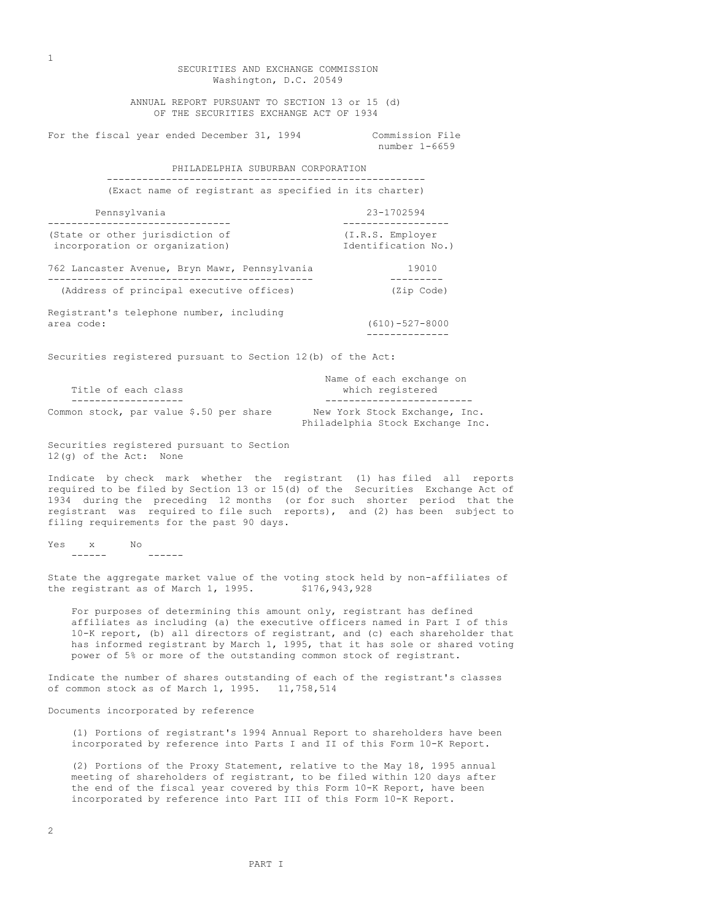SECURITIES AND EXCHANGE COMMISSION
Washington, D.C. 20549

ANNUAL REPORT PURSUANT TO SECTION 13 or 15 (d)
OF THE SECURITIES EXCHANGE ACT OF 1934

For the fiscal year ended December 31, 1994 — Commission File number 1-6659

# PHILADELPHIA SUBURBAN CORPORATION

(Exact name of registrant as specified in its charter)

| Pennsylvania | 23-1702594 |
|---|---|
| (State or other jurisdiction of incorporation or organization) | (I.R.S. Employer Identification No.) |

| 762 Lancaster Avenue, Bryn Mawr, Pennsylvania | 19010 |
|---|---|
| (Address of principal executive offices) | (Zip Code) |

Registrant's telephone number, including area code: (610)-527-8000

Securities registered pursuant to Section 12(b) of the Act:

| Title of each class | Name of each exchange on which registered |
|---|---|
| Common stock, par value $.50 per share | New York Stock Exchange, Inc. Philadelphia Stock Exchange Inc. |

Securities registered pursuant to Section 12(g) of the Act: None

Indicate by check mark whether the registrant (1) has filed all reports required to be filed by Section 13 or 15(d) of the Securities Exchange Act of 1934 during the preceding 12 months (or for such shorter period that the registrant was required to file such reports), and (2) has been subject to filing requirements for the past 90 days.

Yes x No

State the aggregate market value of the voting stock held by non-affiliates of the registrant as of March 1, 1995. $176,943,928

For purposes of determining this amount only, registrant has defined affiliates as including (a) the executive officers named in Part I of this 10-K report, (b) all directors of registrant, and (c) each shareholder that has informed registrant by March 1, 1995, that it has sole or shared voting power of 5% or more of the outstanding common stock of registrant.

Indicate the number of shares outstanding of each of the registrant's classes of common stock as of March 1, 1995. 11,758,514

Documents incorporated by reference

(1) Portions of registrant's 1994 Annual Report to shareholders have been incorporated by reference into Parts I and II of this Form 10-K Report.

(2) Portions of the Proxy Statement, relative to the May 18, 1995 annual meeting of shareholders of registrant, to be filed within 120 days after the end of the fiscal year covered by this Form 10-K Report, have been incorporated by reference into Part III of this Form 10-K Report.

## PART I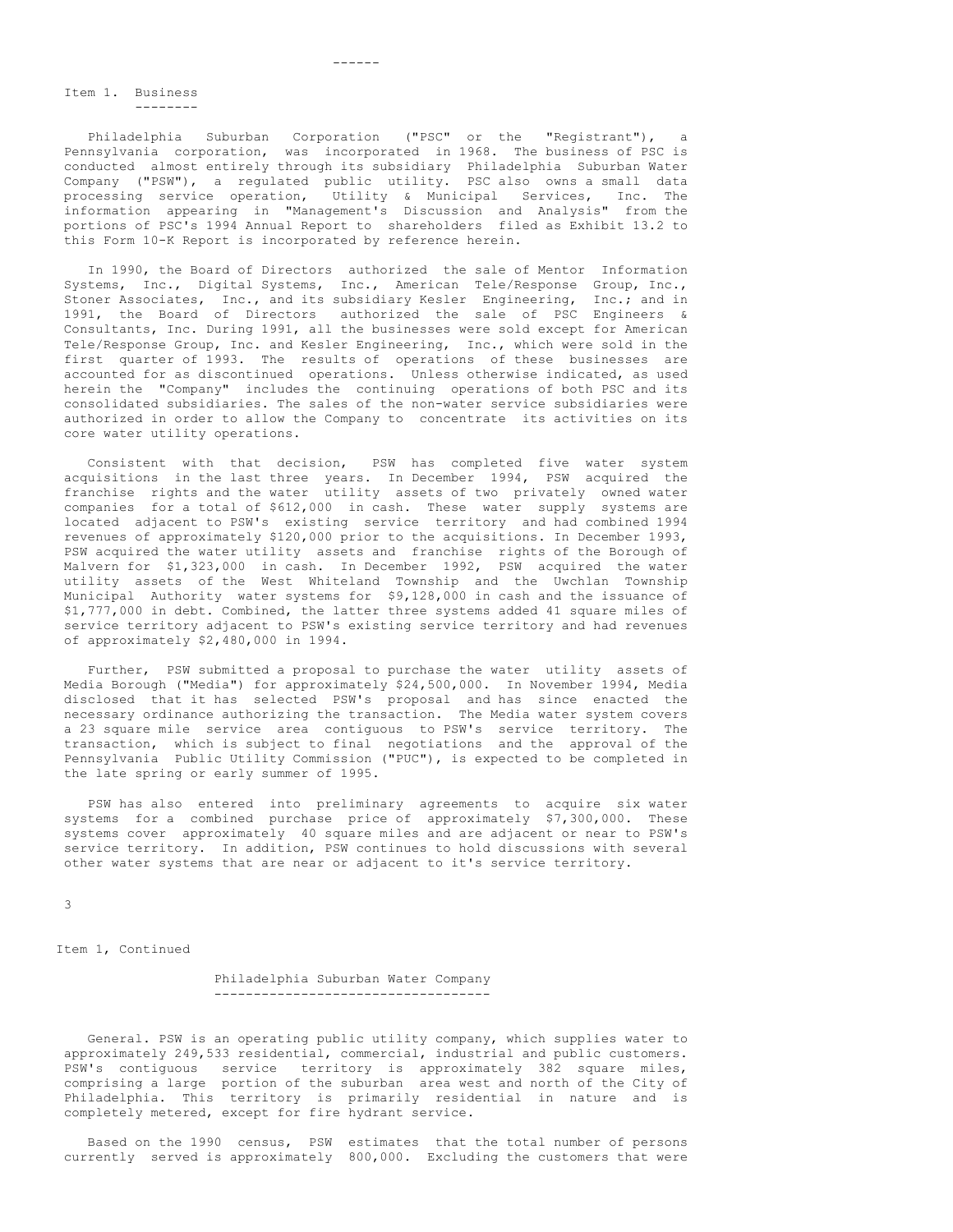## Item 1. Business

Philadelphia Suburban Corporation ("PSC" or the "Registrant"), a Pennsylvania corporation, was incorporated in 1968. The business of PSC is conducted almost entirely through its subsidiary Philadelphia Suburban Water Company ("PSW"), a regulated public utility. PSC also owns a small data processing service operation, Utility & Municipal Services, Inc. The information appearing in "Management's Discussion and Analysis" from the portions of PSC's 1994 Annual Report to shareholders filed as Exhibit 13.2 to this Form 10-K Report is incorporated by reference herein.

In 1990, the Board of Directors authorized the sale of Mentor Information Systems, Inc., Digital Systems, Inc., American Tele/Response Group, Inc., Stoner Associates, Inc., and its subsidiary Kesler Engineering, Inc.; and in 1991, the Board of Directors authorized the sale of PSC Engineers & Consultants, Inc. During 1991, all the businesses were sold except for American Tele/Response Group, Inc. and Kesler Engineering, Inc., which were sold in the first quarter of 1993. The results of operations of these businesses are accounted for as discontinued operations. Unless otherwise indicated, as used herein the "Company" includes the continuing operations of both PSC and its consolidated subsidiaries. The sales of the non-water service subsidiaries were authorized in order to allow the Company to concentrate its activities on its core water utility operations.

Consistent with that decision, PSW has completed five water system acquisitions in the last three years. In December 1994, PSW acquired the franchise rights and the water utility assets of two privately owned water companies for a total of $612,000 in cash. These water supply systems are located adjacent to PSW's existing service territory and had combined 1994 revenues of approximately $120,000 prior to the acquisitions. In December 1993, PSW acquired the water utility assets and franchise rights of the Borough of Malvern for $1,323,000 in cash. In December 1992, PSW acquired the water utility assets of the West Whiteland Township and the Uwchlan Township Municipal Authority water systems for $9,128,000 in cash and the issuance of $1,777,000 in debt. Combined, the latter three systems added 41 square miles of service territory adjacent to PSW's existing service territory and had revenues of approximately $2,480,000 in 1994.

Further, PSW submitted a proposal to purchase the water utility assets of Media Borough ("Media") for approximately $24,500,000. In November 1994, Media disclosed that it has selected PSW's proposal and has since enacted the necessary ordinance authorizing the transaction. The Media water system covers a 23 square mile service area contiguous to PSW's service territory. The transaction, which is subject to final negotiations and the approval of the Pennsylvania Public Utility Commission ("PUC"), is expected to be completed in the late spring or early summer of 1995.

PSW has also entered into preliminary agreements to acquire six water systems for a combined purchase price of approximately $7,300,000. These systems cover approximately 40 square miles and are adjacent or near to PSW's service territory. In addition, PSW continues to hold discussions with several other water systems that are near or adjacent to it's service territory.

Item 1, Continued

### Philadelphia Suburban Water Company

General. PSW is an operating public utility company, which supplies water to approximately 249,533 residential, commercial, industrial and public customers. PSW's contiguous service territory is approximately 382 square miles, comprising a large portion of the suburban area west and north of the City of Philadelphia. This territory is primarily residential in nature and is completely metered, except for fire hydrant service.

Based on the 1990 census, PSW estimates that the total number of persons currently served is approximately 800,000. Excluding the customers that were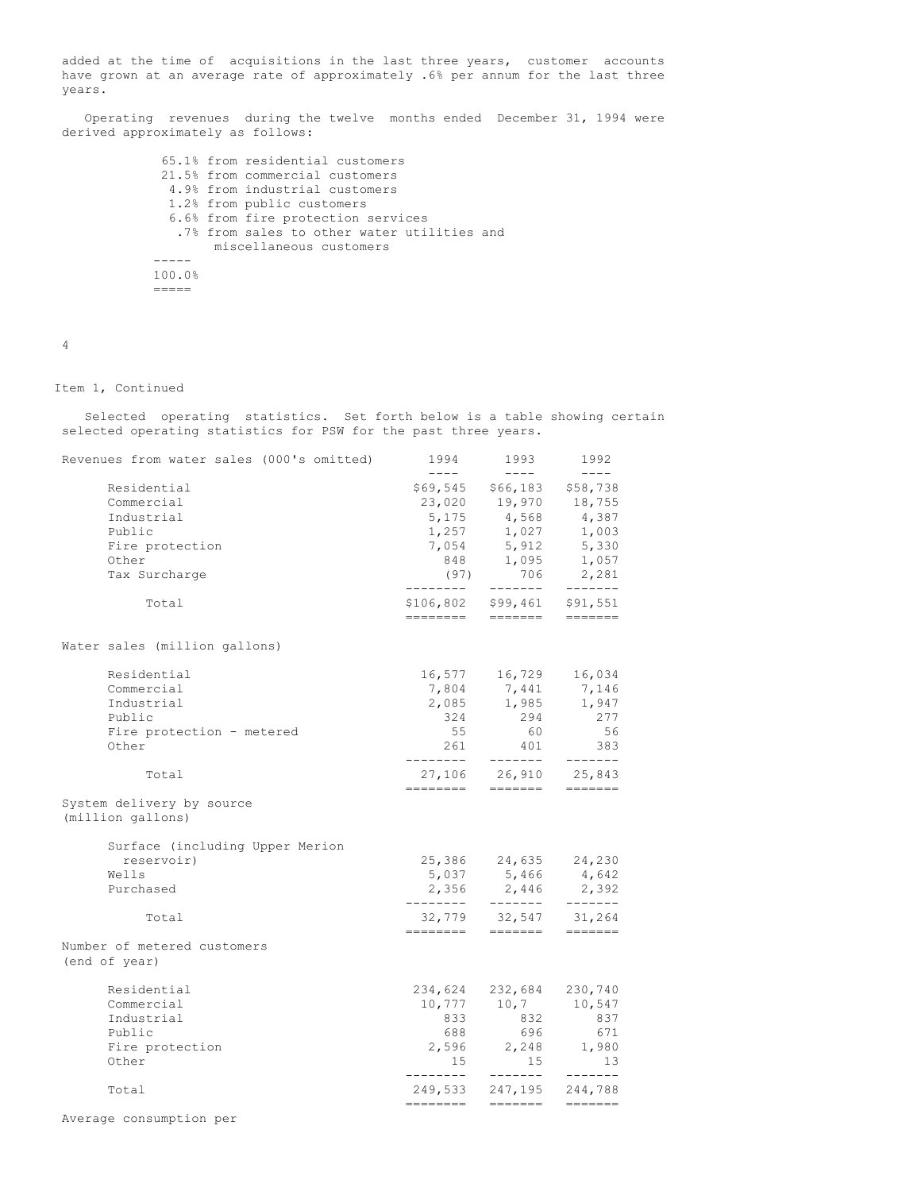added at the time of acquisitions in the last three years, customer accounts have grown at an average rate of approximately .6% per annum for the last three years.

Operating revenues during the twelve months ended December 31, 1994 were derived approximately as follows:

| | |
|---|---|
| 65.1% | from residential customers |
| 21.5% | from commercial customers |
| 4.9% | from industrial customers |
| 1.2% | from public customers |
| 6.6% | from fire protection services |
| .7% | from sales to other water utilities and miscellaneous customers |
| 100.0% | |

Item 1, Continued

Selected operating statistics. Set forth below is a table showing certain selected operating statistics for PSW for the past three years.

| Revenues from water sales (000's omitted) | 1994 | 1993 | 1992 |
|---|---|---|---|
| Residential | $69,545 | $66,183 | $58,738 |
| Commercial | 23,020 | 19,970 | 18,755 |
| Industrial | 5,175 | 4,568 | 4,387 |
| Public | 1,257 | 1,027 | 1,003 |
| Fire protection | 7,054 | 5,912 | 5,330 |
| Other | 848 | 1,095 | 1,057 |
| Tax Surcharge | (97) | 706 | 2,281 |
| Total | $106,802 | $99,461 | $91,551 |
| **Water sales (million gallons)** | | | |
| Residential | 16,577 | 16,729 | 16,034 |
| Commercial | 7,804 | 7,441 | 7,146 |
| Industrial | 2,085 | 1,985 | 1,947 |
| Public | 324 | 294 | 277 |
| Fire protection - metered | 55 | 60 | 56 |
| Other | 261 | 401 | 383 |
| Total | 27,106 | 26,910 | 25,843 |
| **System delivery by source (million gallons)** | | | |
| Surface (including Upper Merion reservoir) | 25,386 | 24,635 | 24,230 |
| Wells | 5,037 | 5,466 | 4,642 |
| Purchased | 2,356 | 2,446 | 2,392 |
| Total | 32,779 | 32,547 | 31,264 |
| **Number of metered customers (end of year)** | | | |
| Residential | 234,624 | 232,684 | 230,740 |
| Commercial | 10,777 | 10,7 | 10,547 |
| Industrial | 833 | 832 | 837 |
| Public | 688 | 696 | 671 |
| Fire protection | 2,596 | 2,248 | 1,980 |
| Other | 15 | 15 | 13 |
| Total | 249,533 | 247,195 | 244,788 |

Average consumption per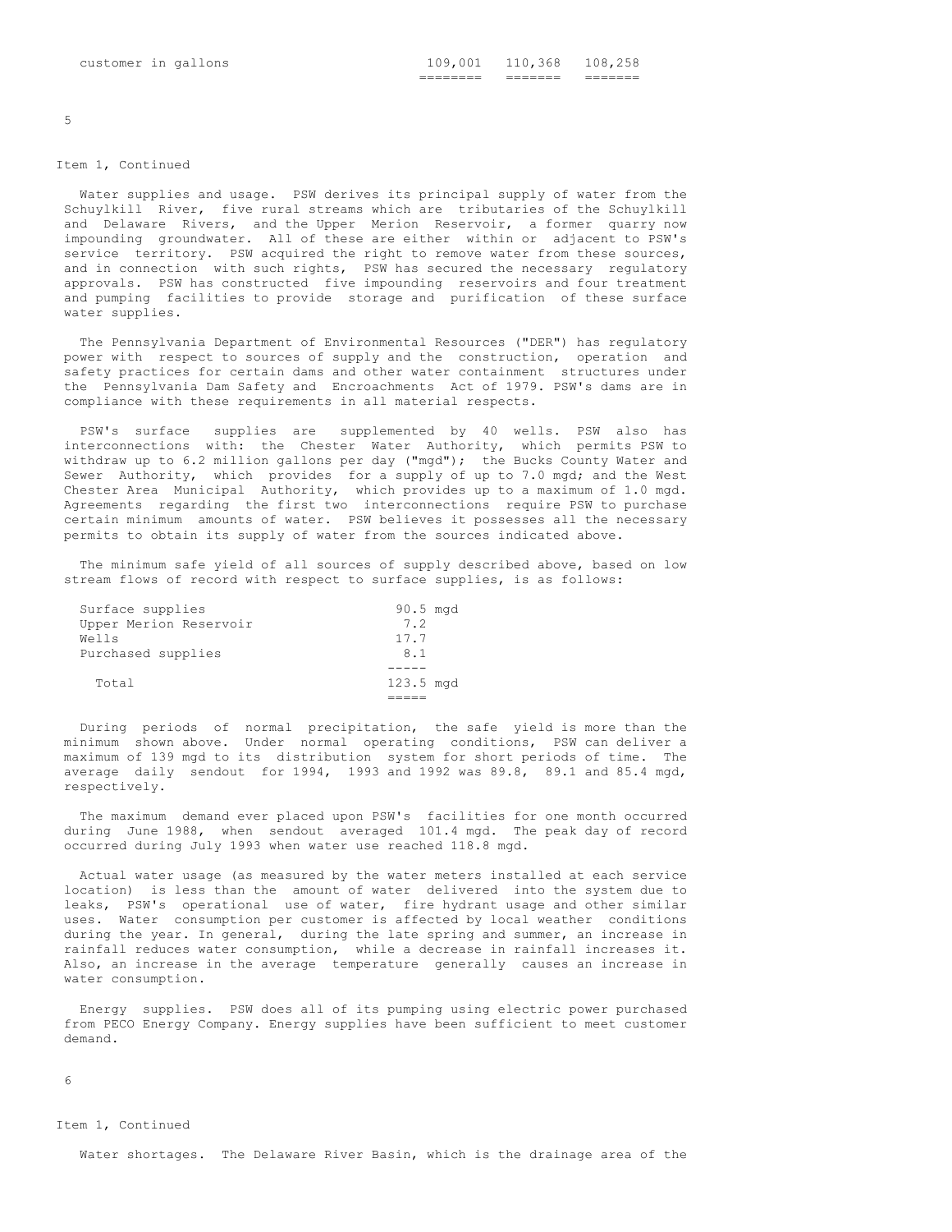| customer in gallons | 109,001 | 110,368 | 108,258 |
|---|---|---|---|

Item 1, Continued

Water supplies and usage. PSW derives its principal supply of water from the Schuylkill River, five rural streams which are tributaries of the Schuylkill and Delaware Rivers, and the Upper Merion Reservoir, a former quarry now impounding groundwater. All of these are either within or adjacent to PSW's service territory. PSW acquired the right to remove water from these sources, and in connection with such rights, PSW has secured the necessary regulatory approvals. PSW has constructed five impounding reservoirs and four treatment and pumping facilities to provide storage and purification of these surface water supplies.

The Pennsylvania Department of Environmental Resources ("DER") has regulatory power with respect to sources of supply and the construction, operation and safety practices for certain dams and other water containment structures under the Pennsylvania Dam Safety and Encroachments Act of 1979. PSW's dams are in compliance with these requirements in all material respects.

PSW's surface supplies are supplemented by 40 wells. PSW also has interconnections with: the Chester Water Authority, which permits PSW to withdraw up to 6.2 million gallons per day ("mgd"); the Bucks County Water and Sewer Authority, which provides for a supply of up to 7.0 mgd; and the West Chester Area Municipal Authority, which provides up to a maximum of 1.0 mgd. Agreements regarding the first two interconnections require PSW to purchase certain minimum amounts of water. PSW believes it possesses all the necessary permits to obtain its supply of water from the sources indicated above.

The minimum safe yield of all sources of supply described above, based on low stream flows of record with respect to surface supplies, is as follows:

| Source | Yield |
|---|---|
| Surface supplies | 90.5 mgd |
| Upper Merion Reservoir | 7.2 |
| Wells | 17.7 |
| Purchased supplies | 8.1 |
| Total | 123.5 mgd |

During periods of normal precipitation, the safe yield is more than the minimum shown above. Under normal operating conditions, PSW can deliver a maximum of 139 mgd to its distribution system for short periods of time. The average daily sendout for 1994, 1993 and 1992 was 89.8, 89.1 and 85.4 mgd, respectively.

The maximum demand ever placed upon PSW's facilities for one month occurred during June 1988, when sendout averaged 101.4 mgd. The peak day of record occurred during July 1993 when water use reached 118.8 mgd.

Actual water usage (as measured by the water meters installed at each service location) is less than the amount of water delivered into the system due to leaks, PSW's operational use of water, fire hydrant usage and other similar uses. Water consumption per customer is affected by local weather conditions during the year. In general, during the late spring and summer, an increase in rainfall reduces water consumption, while a decrease in rainfall increases it. Also, an increase in the average temperature generally causes an increase in water consumption.

Energy supplies. PSW does all of its pumping using electric power purchased from PECO Energy Company. Energy supplies have been sufficient to meet customer demand.

Item 1, Continued

Water shortages. The Delaware River Basin, which is the drainage area of the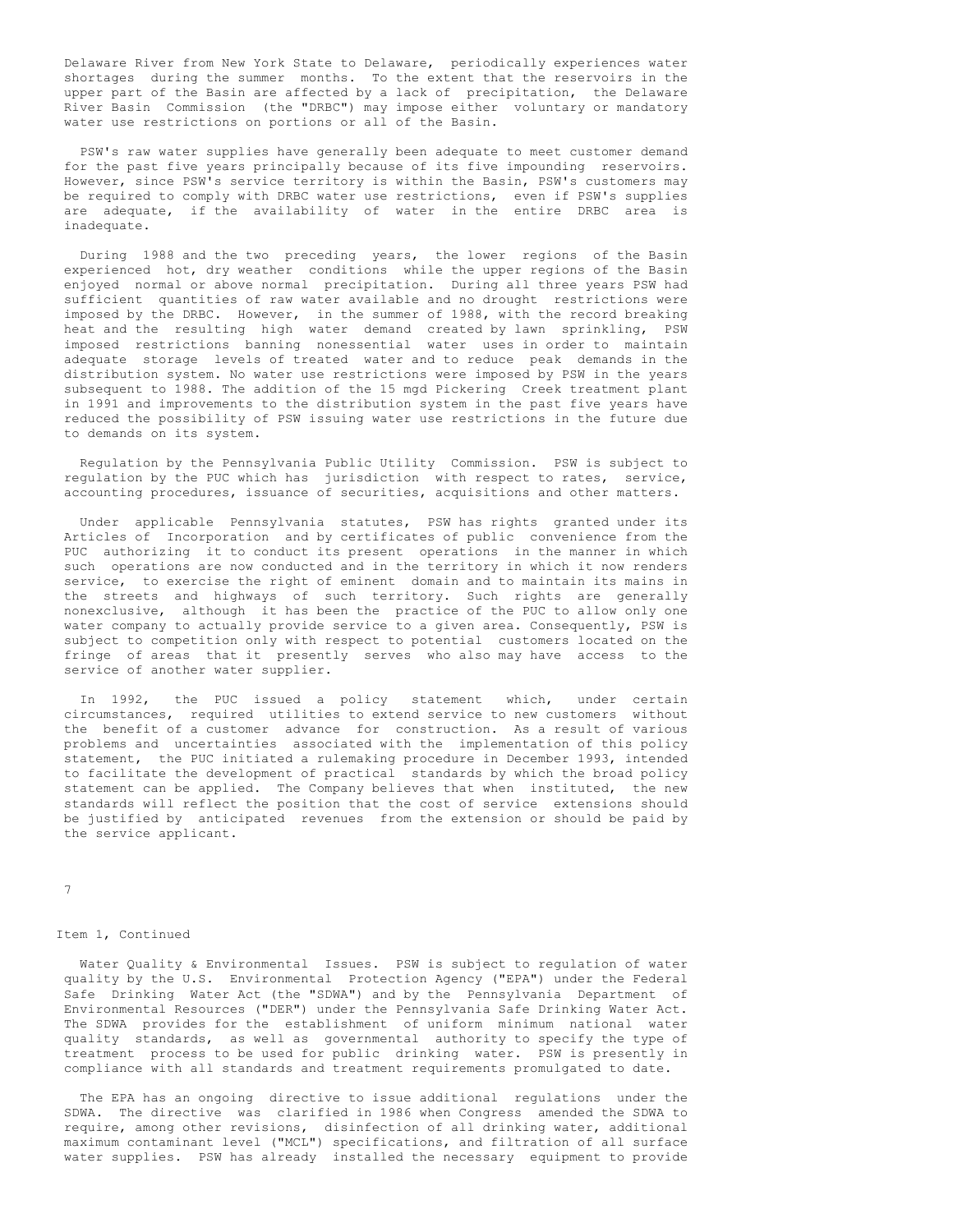Delaware River from New York State to Delaware, periodically experiences water shortages during the summer months. To the extent that the reservoirs in the upper part of the Basin are affected by a lack of precipitation, the Delaware River Basin Commission (the "DRBC") may impose either voluntary or mandatory water use restrictions on portions or all of the Basin.

PSW's raw water supplies have generally been adequate to meet customer demand for the past five years principally because of its five impounding reservoirs. However, since PSW's service territory is within the Basin, PSW's customers may be required to comply with DRBC water use restrictions, even if PSW's supplies are adequate, if the availability of water in the entire DRBC area is inadequate.

During 1988 and the two preceding years, the lower regions of the Basin experienced hot, dry weather conditions while the upper regions of the Basin enjoyed normal or above normal precipitation. During all three years PSW had sufficient quantities of raw water available and no drought restrictions were imposed by the DRBC. However, in the summer of 1988, with the record breaking heat and the resulting high water demand created by lawn sprinkling, PSW imposed restrictions banning nonessential water uses in order to maintain adequate storage levels of treated water and to reduce peak demands in the distribution system. No water use restrictions were imposed by PSW in the years subsequent to 1988. The addition of the 15 mgd Pickering Creek treatment plant in 1991 and improvements to the distribution system in the past five years have reduced the possibility of PSW issuing water use restrictions in the future due to demands on its system.

Regulation by the Pennsylvania Public Utility Commission. PSW is subject to regulation by the PUC which has jurisdiction with respect to rates, service, accounting procedures, issuance of securities, acquisitions and other matters.

Under applicable Pennsylvania statutes, PSW has rights granted under its Articles of Incorporation and by certificates of public convenience from the PUC authorizing it to conduct its present operations in the manner in which such operations are now conducted and in the territory in which it now renders service, to exercise the right of eminent domain and to maintain its mains in the streets and highways of such territory. Such rights are generally nonexclusive, although it has been the practice of the PUC to allow only one water company to actually provide service to a given area. Consequently, PSW is subject to competition only with respect to potential customers located on the fringe of areas that it presently serves who also may have access to the service of another water supplier.

In 1992, the PUC issued a policy statement which, under certain circumstances, required utilities to extend service to new customers without the benefit of a customer advance for construction. As a result of various problems and uncertainties associated with the implementation of this policy statement, the PUC initiated a rulemaking procedure in December 1993, intended to facilitate the development of practical standards by which the broad policy statement can be applied. The Company believes that when instituted, the new standards will reflect the position that the cost of service extensions should be justified by anticipated revenues from the extension or should be paid by the service applicant.

Item 1, Continued

Water Quality & Environmental Issues. PSW is subject to regulation of water quality by the U.S. Environmental Protection Agency ("EPA") under the Federal Safe Drinking Water Act (the "SDWA") and by the Pennsylvania Department of Environmental Resources ("DER") under the Pennsylvania Safe Drinking Water Act. The SDWA provides for the establishment of uniform minimum national water quality standards, as well as governmental authority to specify the type of treatment process to be used for public drinking water. PSW is presently in compliance with all standards and treatment requirements promulgated to date.

The EPA has an ongoing directive to issue additional regulations under the SDWA. The directive was clarified in 1986 when Congress amended the SDWA to require, among other revisions, disinfection of all drinking water, additional maximum contaminant level ("MCL") specifications, and filtration of all surface water supplies. PSW has already installed the necessary equipment to provide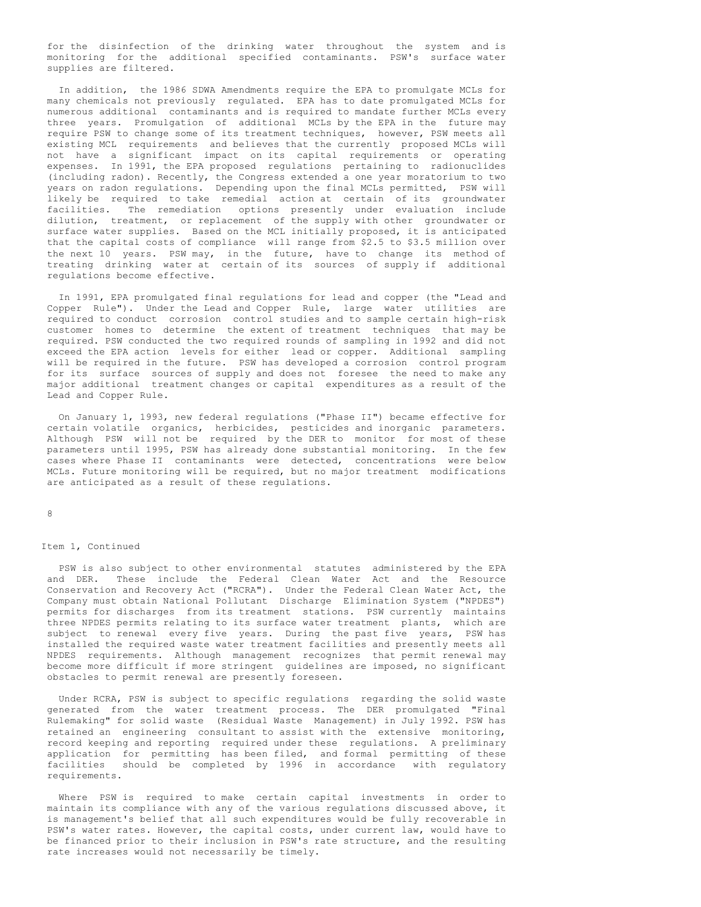for the disinfection of the drinking water throughout the system and is monitoring for the additional specified contaminants. PSW's surface water supplies are filtered.

In addition, the 1986 SDWA Amendments require the EPA to promulgate MCLs for many chemicals not previously regulated. EPA has to date promulgated MCLs for numerous additional contaminants and is required to mandate further MCLs every three years. Promulgation of additional MCLs by the EPA in the future may require PSW to change some of its treatment techniques, however, PSW meets all existing MCL requirements and believes that the currently proposed MCLs will not have a significant impact on its capital requirements or operating expenses. In 1991, the EPA proposed regulations pertaining to radionuclides (including radon). Recently, the Congress extended a one year moratorium to two years on radon regulations. Depending upon the final MCLs permitted, PSW will likely be required to take remedial action at certain of its groundwater facilities. The remediation options presently under evaluation include dilution, treatment, or replacement of the supply with other groundwater or surface water supplies. Based on the MCL initially proposed, it is anticipated that the capital costs of compliance will range from $2.5 to $3.5 million over the next 10 years. PSW may, in the future, have to change its method of treating drinking water at certain of its sources of supply if additional regulations become effective.

In 1991, EPA promulgated final regulations for lead and copper (the "Lead and Copper Rule"). Under the Lead and Copper Rule, large water utilities are required to conduct corrosion control studies and to sample certain high-risk customer homes to determine the extent of treatment techniques that may be required. PSW conducted the two required rounds of sampling in 1992 and did not exceed the EPA action levels for either lead or copper. Additional sampling will be required in the future. PSW has developed a corrosion control program for its surface sources of supply and does not foresee the need to make any major additional treatment changes or capital expenditures as a result of the Lead and Copper Rule.

On January 1, 1993, new federal regulations ("Phase II") became effective for certain volatile organics, herbicides, pesticides and inorganic parameters. Although PSW will not be required by the DER to monitor for most of these parameters until 1995, PSW has already done substantial monitoring. In the few cases where Phase II contaminants were detected, concentrations were below MCLs. Future monitoring will be required, but no major treatment modifications are anticipated as a result of these regulations.

Item 1, Continued

PSW is also subject to other environmental statutes administered by the EPA and DER. These include the Federal Clean Water Act and the Resource Conservation and Recovery Act ("RCRA"). Under the Federal Clean Water Act, the Company must obtain National Pollutant Discharge Elimination System ("NPDES") permits for discharges from its treatment stations. PSW currently maintains three NPDES permits relating to its surface water treatment plants, which are subject to renewal every five years. During the past five years, PSW has installed the required waste water treatment facilities and presently meets all NPDES requirements. Although management recognizes that permit renewal may become more difficult if more stringent guidelines are imposed, no significant obstacles to permit renewal are presently foreseen.

Under RCRA, PSW is subject to specific regulations regarding the solid waste generated from the water treatment process. The DER promulgated "Final Rulemaking" for solid waste (Residual Waste Management) in July 1992. PSW has retained an engineering consultant to assist with the extensive monitoring, record keeping and reporting required under these regulations. A preliminary application for permitting has been filed, and formal permitting of these facilities should be completed by 1996 in accordance with regulatory requirements.

Where PSW is required to make certain capital investments in order to maintain its compliance with any of the various regulations discussed above, it is management's belief that all such expenditures would be fully recoverable in PSW's water rates. However, the capital costs, under current law, would have to be financed prior to their inclusion in PSW's rate structure, and the resulting rate increases would not necessarily be timely.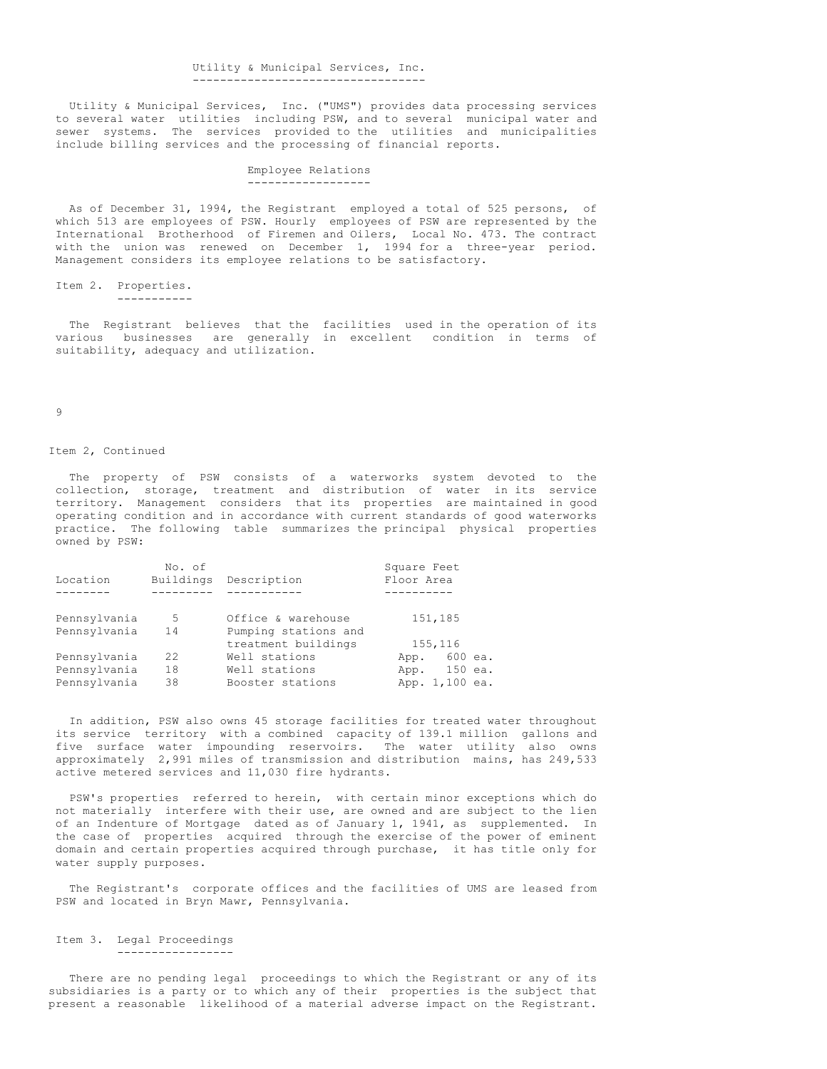### Utility & Municipal Services, Inc.

Utility & Municipal Services, Inc. ("UMS") provides data processing services to several water utilities including PSW, and to several municipal water and sewer systems. The services provided to the utilities and municipalities include billing services and the processing of financial reports.

### Employee Relations

As of December 31, 1994, the Registrant employed a total of 525 persons, of which 513 are employees of PSW. Hourly employees of PSW are represented by the International Brotherhood of Firemen and Oilers, Local No. 473. The contract with the union was renewed on December 1, 1994 for a three-year period. Management considers its employee relations to be satisfactory.

## Item 2. Properties.

The Registrant believes that the facilities used in the operation of its various businesses are generally in excellent condition in terms of suitability, adequacy and utilization.

Item 2, Continued

The property of PSW consists of a waterworks system devoted to the collection, storage, treatment and distribution of water in its service territory. Management considers that its properties are maintained in good operating condition and in accordance with current standards of good waterworks practice. The following table summarizes the principal physical properties owned by PSW:

| Location | No. of Buildings | Description | Square Feet Floor Area |
|---|---|---|---|
| Pennsylvania | 5 | Office & warehouse | 151,185 |
| Pennsylvania | 14 | Pumping stations and treatment buildings | 155,116 |
| Pennsylvania | 22 | Well stations | App. 600 ea. |
| Pennsylvania | 18 | Well stations | App. 150 ea. |
| Pennsylvania | 38 | Booster stations | App. 1,100 ea. |

In addition, PSW also owns 45 storage facilities for treated water throughout its service territory with a combined capacity of 139.1 million gallons and five surface water impounding reservoirs. The water utility also owns approximately 2,991 miles of transmission and distribution mains, has 249,533 active metered services and 11,030 fire hydrants.

PSW's properties referred to herein, with certain minor exceptions which do not materially interfere with their use, are owned and are subject to the lien of an Indenture of Mortgage dated as of January 1, 1941, as supplemented. In the case of properties acquired through the exercise of the power of eminent domain and certain properties acquired through purchase, it has title only for water supply purposes.

The Registrant's corporate offices and the facilities of UMS are leased from PSW and located in Bryn Mawr, Pennsylvania.

## Item 3. Legal Proceedings

There are no pending legal proceedings to which the Registrant or any of its subsidiaries is a party or to which any of their properties is the subject that present a reasonable likelihood of a material adverse impact on the Registrant.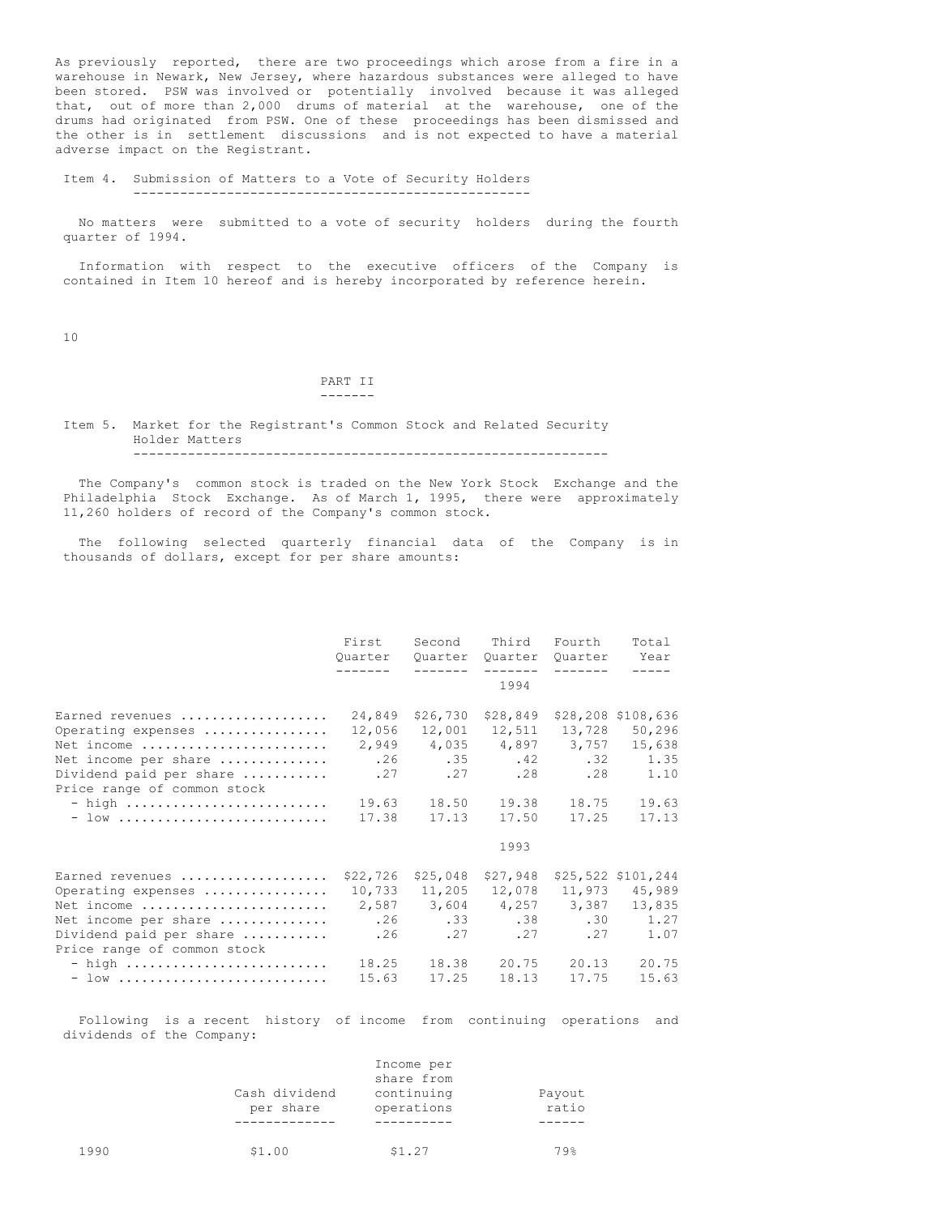As previously reported, there are two proceedings which arose from a fire in a warehouse in Newark, New Jersey, where hazardous substances were alleged to have been stored. PSW was involved or potentially involved because it was alleged that, out of more than 2,000 drums of material at the warehouse, one of the drums had originated from PSW. One of these proceedings has been dismissed and the other is in settlement discussions and is not expected to have a material adverse impact on the Registrant.

## Item 4. Submission of Matters to a Vote of Security Holders

No matters were submitted to a vote of security holders during the fourth quarter of 1994.

Information with respect to the executive officers of the Company is contained in Item 10 hereof and is hereby incorporated by reference herein.

# PART II

## Item 5. Market for the Registrant's Common Stock and Related Security Holder Matters

The Company's common stock is traded on the New York Stock Exchange and the Philadelphia Stock Exchange. As of March 1, 1995, there were approximately 11,260 holders of record of the Company's common stock.

The following selected quarterly financial data of the Company is in thousands of dollars, except for per share amounts:

| | First Quarter | Second Quarter | Third Quarter | Fourth Quarter | Total Year |
|---|---|---|---|---|---|
| | | | 1994 | | |
| Earned revenues | 24,849 | $26,730 | $28,849 | $28,208 | $108,636 |
| Operating expenses | 12,056 | 12,001 | 12,511 | 13,728 | 50,296 |
| Net income | 2,949 | 4,035 | 4,897 | 3,757 | 15,638 |
| Net income per share | .26 | .35 | .42 | .32 | 1.35 |
| Dividend paid per share | .27 | .27 | .28 | .28 | 1.10 |
| Price range of common stock | | | | | |
| - high | 19.63 | 18.50 | 19.38 | 18.75 | 19.63 |
| - low | 17.38 | 17.13 | 17.50 | 17.25 | 17.13 |
| | | | 1993 | | |
| Earned revenues | $22,726 | $25,048 | $27,948 | $25,522 | $101,244 |
| Operating expenses | 10,733 | 11,205 | 12,078 | 11,973 | 45,989 |
| Net income | 2,587 | 3,604 | 4,257 | 3,387 | 13,835 |
| Net income per share | .26 | .33 | .38 | .30 | 1.27 |
| Dividend paid per share | .26 | .27 | .27 | .27 | 1.07 |
| Price range of common stock | | | | | |
| - high | 18.25 | 18.38 | 20.75 | 20.13 | 20.75 |
| - low | 15.63 | 17.25 | 18.13 | 17.75 | 15.63 |

Following is a recent history of income from continuing operations and dividends of the Company:

| | Cash dividend per share | Income per share from continuing operations | Payout ratio |
|---|---|---|---|
| 1990 | $1.00 | $1.27 | 79% |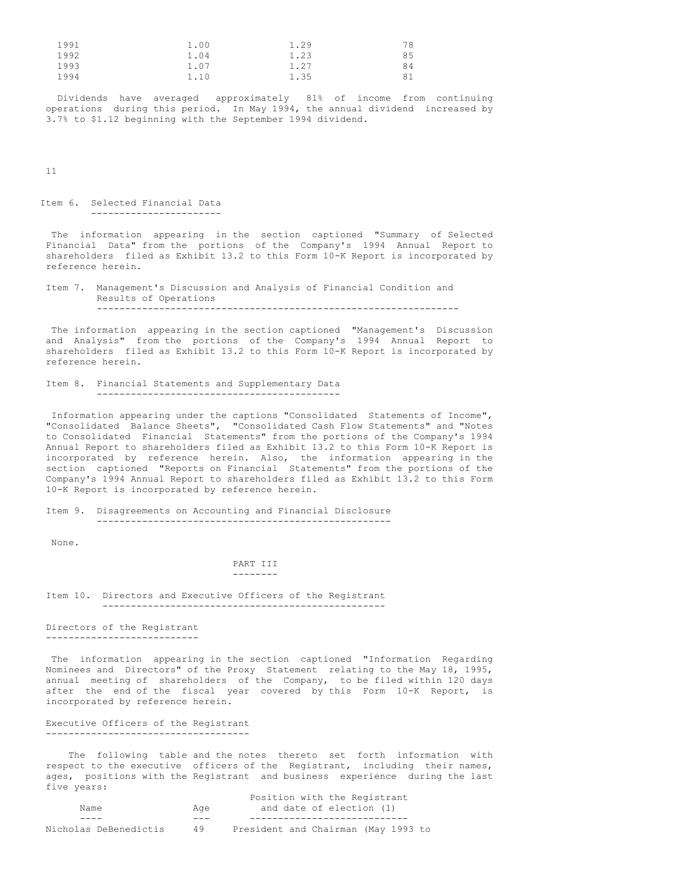| | | | |
|---|---|---|---|
| 1991 | 1.00 | 1.29 | 78 |
| 1992 | 1.04 | 1.23 | 85 |
| 1993 | 1.07 | 1.27 | 84 |
| 1994 | 1.10 | 1.35 | 81 |

Dividends have averaged approximately 81% of income from continuing operations during this period. In May 1994, the annual dividend increased by 3.7% to $1.12 beginning with the September 1994 dividend.

## Item 6. Selected Financial Data

The information appearing in the section captioned "Summary of Selected Financial Data" from the portions of the Company's 1994 Annual Report to shareholders filed as Exhibit 13.2 to this Form 10-K Report is incorporated by reference herein.

## Item 7. Management's Discussion and Analysis of Financial Condition and Results of Operations

The information appearing in the section captioned "Management's Discussion and Analysis" from the portions of the Company's 1994 Annual Report to shareholders filed as Exhibit 13.2 to this Form 10-K Report is incorporated by reference herein.

## Item 8. Financial Statements and Supplementary Data

Information appearing under the captions "Consolidated Statements of Income", "Consolidated Balance Sheets", "Consolidated Cash Flow Statements" and "Notes to Consolidated Financial Statements" from the portions of the Company's 1994 Annual Report to shareholders filed as Exhibit 13.2 to this Form 10-K Report is incorporated by reference herein. Also, the information appearing in the section captioned "Reports on Financial Statements" from the portions of the Company's 1994 Annual Report to shareholders filed as Exhibit 13.2 to this Form 10-K Report is incorporated by reference herein.

## Item 9. Disagreements on Accounting and Financial Disclosure

None.

# PART III

## Item 10. Directors and Executive Officers of the Registrant

### Directors of the Registrant

The information appearing in the section captioned "Information Regarding Nominees and Directors" of the Proxy Statement relating to the May 18, 1995, annual meeting of shareholders of the Company, to be filed within 120 days after the end of the fiscal year covered by this Form 10-K Report, is incorporated by reference herein.

### Executive Officers of the Registrant

The following table and the notes thereto set forth information with respect to the executive officers of the Registrant, including their names, ages, positions with the Registrant and business experience during the last five years:

| Name | Age | Position with the Registrant and date of election (1) |
|---|---|---|
| Nicholas DeBenedictis | 49 | President and Chairman (May 1993 to |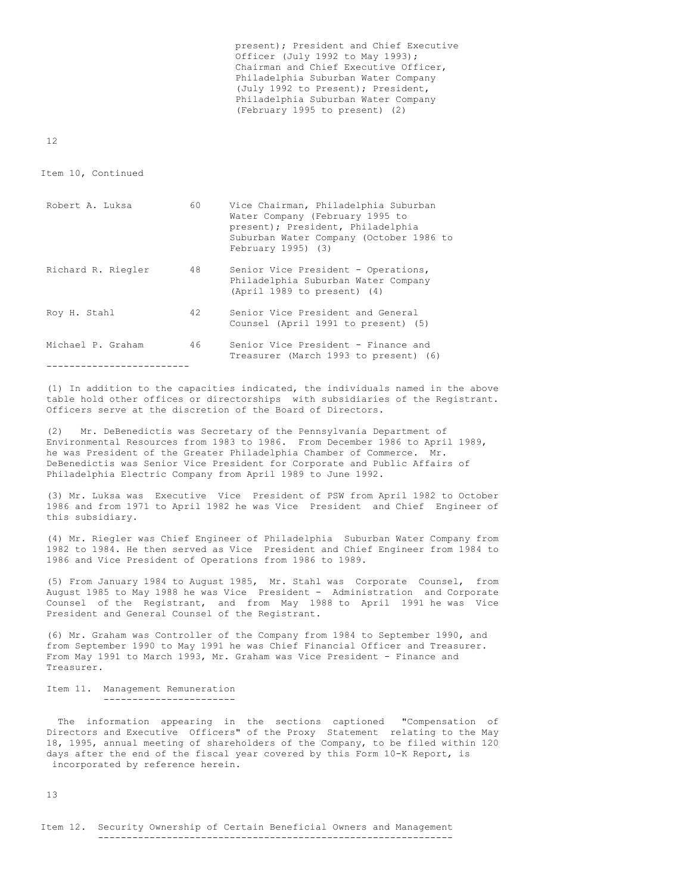present); President and Chief Executive Officer (July 1992 to May 1993); Chairman and Chief Executive Officer, Philadelphia Suburban Water Company (July 1992 to Present); President, Philadelphia Suburban Water Company (February 1995 to present) (2)

Item 10, Continued

| | | |
|---|---|---|
| Robert A. Luksa | 60 | Vice Chairman, Philadelphia Suburban Water Company (February 1995 to present); President, Philadelphia Suburban Water Company (October 1986 to February 1995) (3) |
| Richard R. Riegler | 48 | Senior Vice President - Operations, Philadelphia Suburban Water Company (April 1989 to present) (4) |
| Roy H. Stahl | 42 | Senior Vice President and General Counsel (April 1991 to present) (5) |
| Michael P. Graham | 46 | Senior Vice President - Finance and Treasurer (March 1993 to present) (6) |

(1) In addition to the capacities indicated, the individuals named in the above table hold other offices or directorships with subsidiaries of the Registrant. Officers serve at the discretion of the Board of Directors.

(2) Mr. DeBenedictis was Secretary of the Pennsylvania Department of Environmental Resources from 1983 to 1986. From December 1986 to April 1989, he was President of the Greater Philadelphia Chamber of Commerce. Mr. DeBenedictis was Senior Vice President for Corporate and Public Affairs of Philadelphia Electric Company from April 1989 to June 1992.

(3) Mr. Luksa was Executive Vice President of PSW from April 1982 to October 1986 and from 1971 to April 1982 he was Vice President and Chief Engineer of this subsidiary.

(4) Mr. Riegler was Chief Engineer of Philadelphia Suburban Water Company from 1982 to 1984. He then served as Vice President and Chief Engineer from 1984 to 1986 and Vice President of Operations from 1986 to 1989.

(5) From January 1984 to August 1985, Mr. Stahl was Corporate Counsel, from August 1985 to May 1988 he was Vice President - Administration and Corporate Counsel of the Registrant, and from May 1988 to April 1991 he was Vice President and General Counsel of the Registrant.

(6) Mr. Graham was Controller of the Company from 1984 to September 1990, and from September 1990 to May 1991 he was Chief Financial Officer and Treasurer. From May 1991 to March 1993, Mr. Graham was Vice President - Finance and Treasurer.

## Item 11. Management Remuneration

The information appearing in the sections captioned "Compensation of Directors and Executive Officers" of the Proxy Statement relating to the May 18, 1995, annual meeting of shareholders of the Company, to be filed within 120 days after the end of the fiscal year covered by this Form 10-K Report, is incorporated by reference herein.

## Item 12. Security Ownership of Certain Beneficial Owners and Management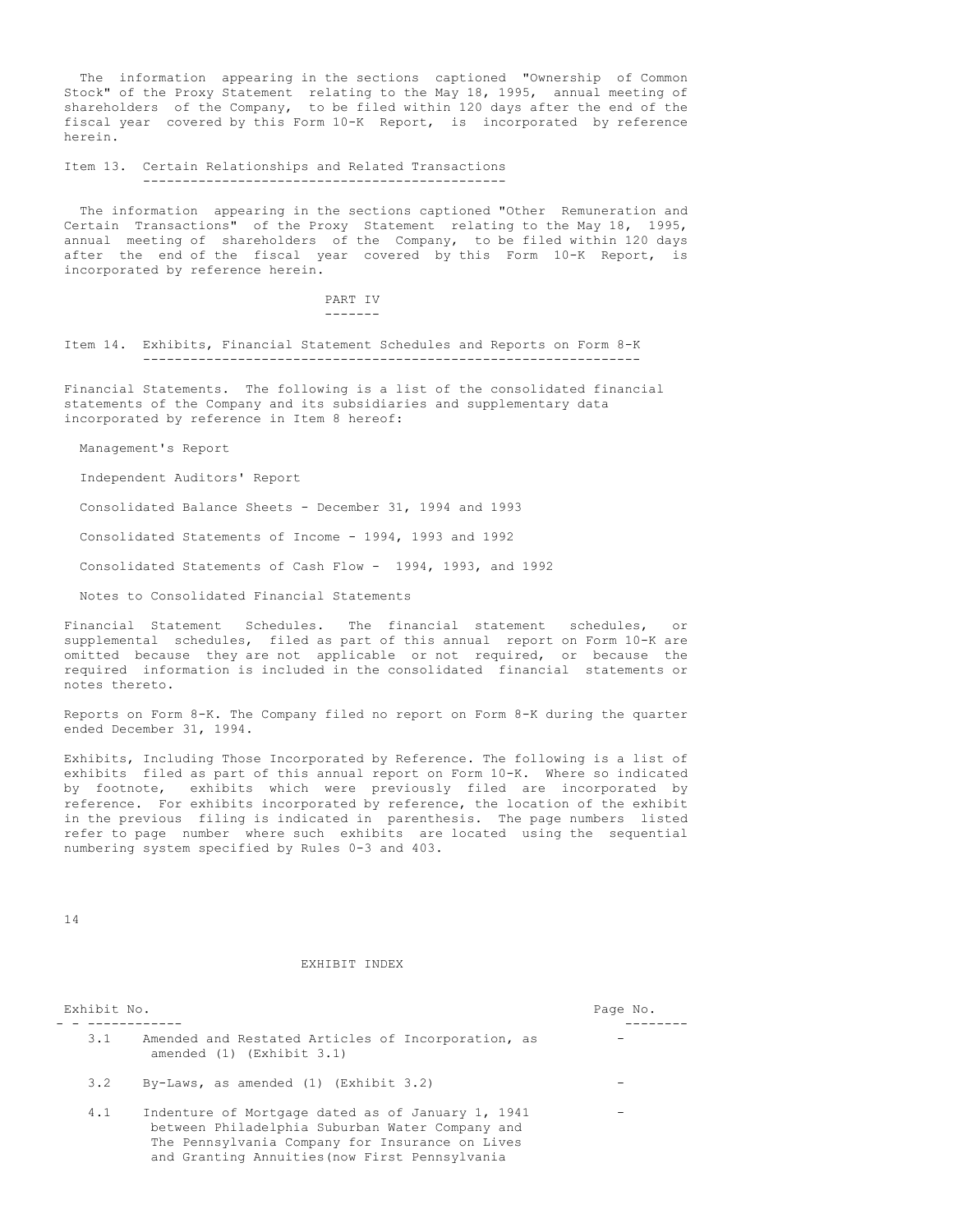The information appearing in the sections captioned "Ownership of Common Stock" of the Proxy Statement relating to the May 18, 1995, annual meeting of shareholders of the Company, to be filed within 120 days after the end of the fiscal year covered by this Form 10-K Report, is incorporated by reference herein.

## Item 13. Certain Relationships and Related Transactions

The information appearing in the sections captioned "Other Remuneration and Certain Transactions" of the Proxy Statement relating to the May 18, 1995, annual meeting of shareholders of the Company, to be filed within 120 days after the end of the fiscal year covered by this Form 10-K Report, is incorporated by reference herein.

# PART IV

## Item 14. Exhibits, Financial Statement Schedules and Reports on Form 8-K

Financial Statements. The following is a list of the consolidated financial statements of the Company and its subsidiaries and supplementary data incorporated by reference in Item 8 hereof:

- Management's Report
- Independent Auditors' Report
- Consolidated Balance Sheets - December 31, 1994 and 1993
- Consolidated Statements of Income - 1994, 1993 and 1992
- Consolidated Statements of Cash Flow - 1994, 1993, and 1992
- Notes to Consolidated Financial Statements

Financial Statement Schedules. The financial statement schedules, or supplemental schedules, filed as part of this annual report on Form 10-K are omitted because they are not applicable or not required, or because the required information is included in the consolidated financial statements or notes thereto.

Reports on Form 8-K. The Company filed no report on Form 8-K during the quarter ended December 31, 1994.

Exhibits, Including Those Incorporated by Reference. The following is a list of exhibits filed as part of this annual report on Form 10-K. Where so indicated by footnote, exhibits which were previously filed are incorporated by reference. For exhibits incorporated by reference, the location of the exhibit in the previous filing is indicated in parenthesis. The page numbers listed refer to page number where such exhibits are located using the sequential numbering system specified by Rules 0-3 and 403.

## EXHIBIT INDEX

| Exhibit No. | | Page No. |
|---|---|---|
| 3.1 | Amended and Restated Articles of Incorporation, as amended (1) (Exhibit 3.1) | - |
| 3.2 | By-Laws, as amended (1) (Exhibit 3.2) | - |
| 4.1 | Indenture of Mortgage dated as of January 1, 1941 between Philadelphia Suburban Water Company and The Pennsylvania Company for Insurance on Lives and Granting Annuities(now First Pennsylvania | - |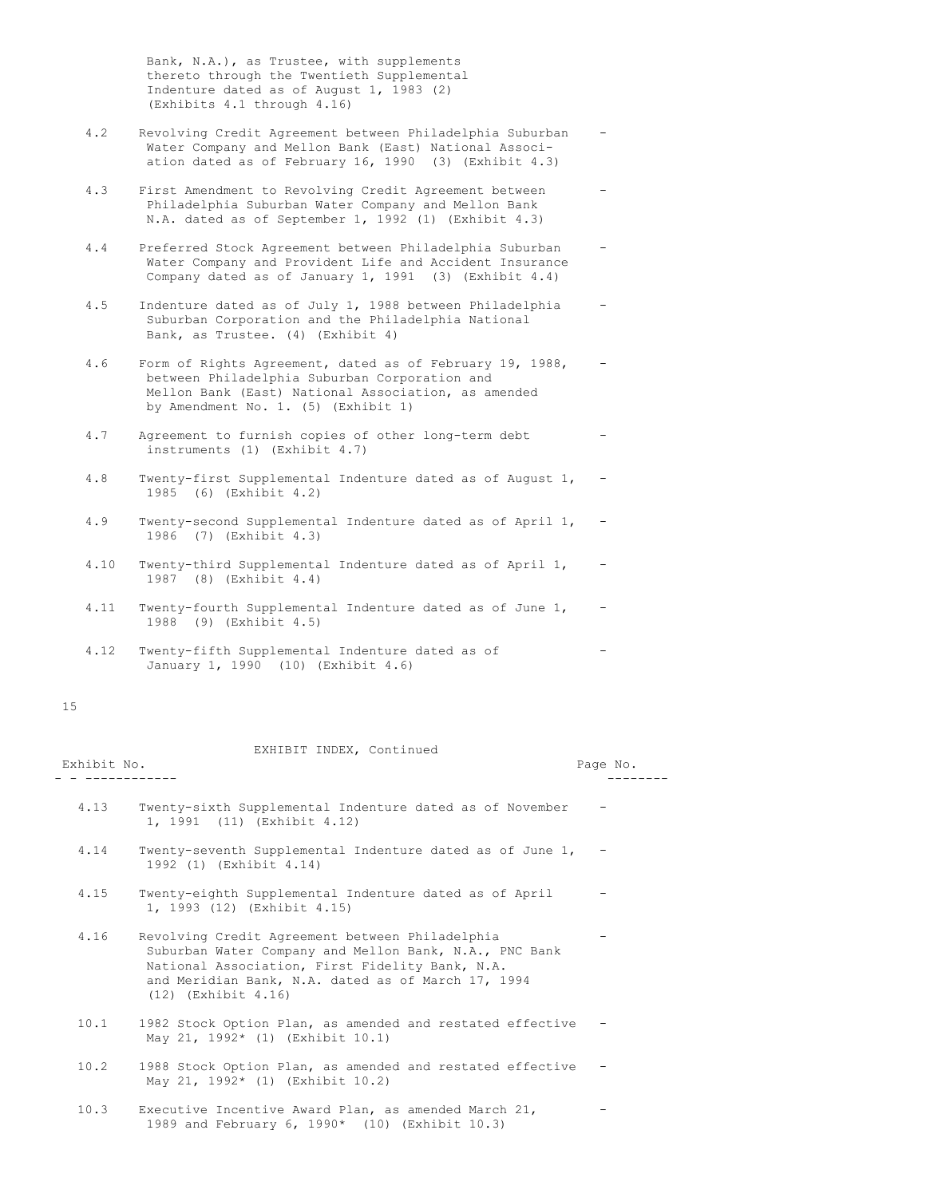Bank, N.A.), as Trustee, with supplements thereto through the Twentieth Supplemental Indenture dated as of August 1, 1983 (2) (Exhibits 4.1 through 4.16)

| Exhibit No. | | Page No. |
|---|---|---|
| 4.2 | Revolving Credit Agreement between Philadelphia Suburban Water Company and Mellon Bank (East) National Association dated as of February 16, 1990 (3) (Exhibit 4.3) | - |
| 4.3 | First Amendment to Revolving Credit Agreement between Philadelphia Suburban Water Company and Mellon Bank N.A. dated as of September 1, 1992 (1) (Exhibit 4.3) | - |
| 4.4 | Preferred Stock Agreement between Philadelphia Suburban Water Company and Provident Life and Accident Insurance Company dated as of January 1, 1991 (3) (Exhibit 4.4) | - |
| 4.5 | Indenture dated as of July 1, 1988 between Philadelphia Suburban Corporation and the Philadelphia National Bank, as Trustee. (4) (Exhibit 4) | - |
| 4.6 | Form of Rights Agreement, dated as of February 19, 1988, between Philadelphia Suburban Corporation and Mellon Bank (East) National Association, as amended by Amendment No. 1. (5) (Exhibit 1) | - |
| 4.7 | Agreement to furnish copies of other long-term debt instruments (1) (Exhibit 4.7) | - |
| 4.8 | Twenty-first Supplemental Indenture dated as of August 1, 1985 (6) (Exhibit 4.2) | - |
| 4.9 | Twenty-second Supplemental Indenture dated as of April 1, 1986 (7) (Exhibit 4.3) | - |
| 4.10 | Twenty-third Supplemental Indenture dated as of April 1, 1987 (8) (Exhibit 4.4) | - |
| 4.11 | Twenty-fourth Supplemental Indenture dated as of June 1, 1988 (9) (Exhibit 4.5) | - |
| 4.12 | Twenty-fifth Supplemental Indenture dated as of January 1, 1990 (10) (Exhibit 4.6) | - |

EXHIBIT INDEX, Continued

| Exhibit No. | | Page No. |
|---|---|---|
| 4.13 | Twenty-sixth Supplemental Indenture dated as of November 1, 1991 (11) (Exhibit 4.12) | - |
| 4.14 | Twenty-seventh Supplemental Indenture dated as of June 1, 1992 (1) (Exhibit 4.14) | - |
| 4.15 | Twenty-eighth Supplemental Indenture dated as of April 1, 1993 (12) (Exhibit 4.15) | - |
| 4.16 | Revolving Credit Agreement between Philadelphia Suburban Water Company and Mellon Bank, N.A., PNC Bank National Association, First Fidelity Bank, N.A. and Meridian Bank, N.A. dated as of March 17, 1994 (12) (Exhibit 4.16) | - |
| 10.1 | 1982 Stock Option Plan, as amended and restated effective May 21, 1992* (1) (Exhibit 10.1) | - |
| 10.2 | 1988 Stock Option Plan, as amended and restated effective May 21, 1992* (1) (Exhibit 10.2) | - |
| 10.3 | Executive Incentive Award Plan, as amended March 21, 1989 and February 6, 1990* (10) (Exhibit 10.3) | - |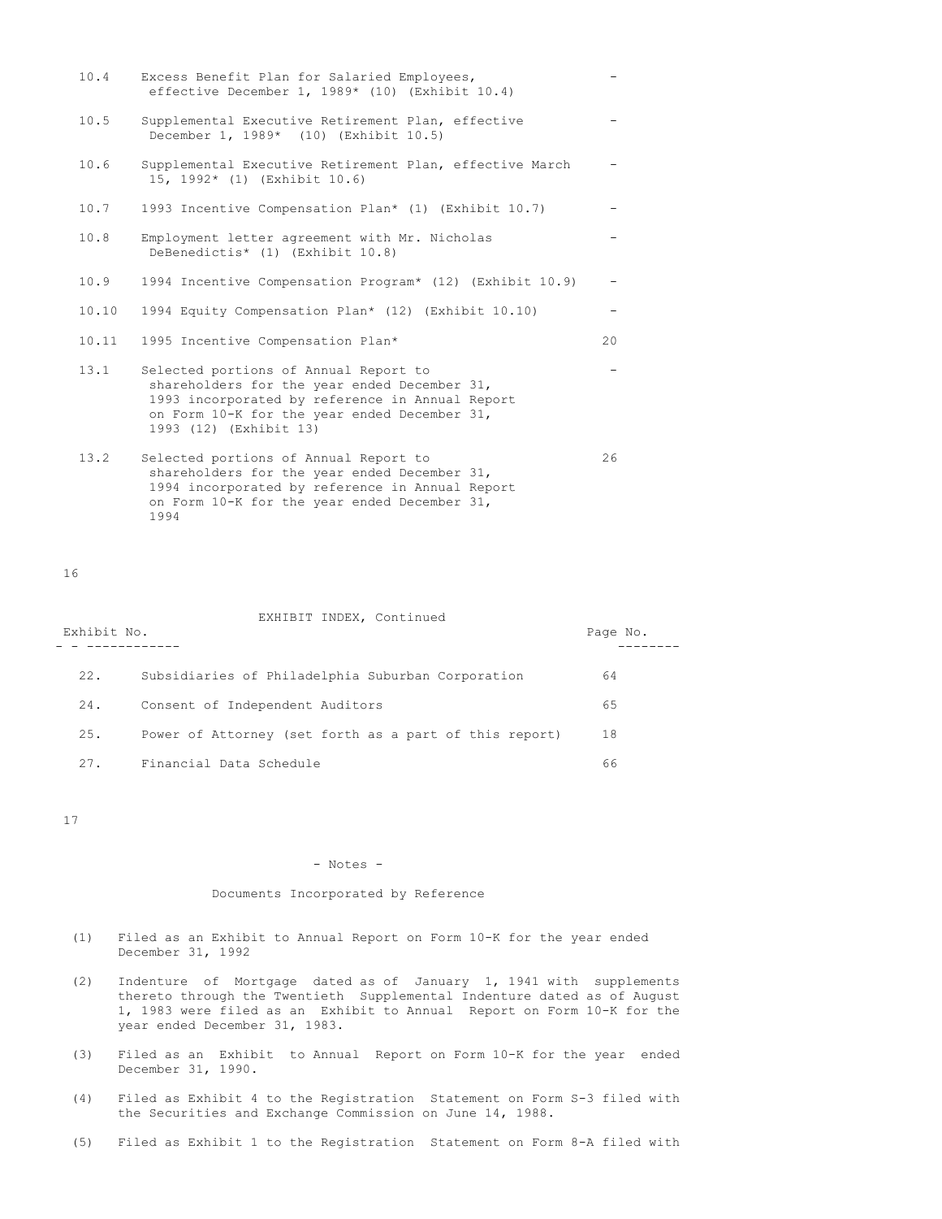| Exhibit No. | | Page No. |
|---|---|---|
| 10.4 | Excess Benefit Plan for Salaried Employees, effective December 1, 1989* (10) (Exhibit 10.4) | - |
| 10.5 | Supplemental Executive Retirement Plan, effective December 1, 1989* (10) (Exhibit 10.5) | - |
| 10.6 | Supplemental Executive Retirement Plan, effective March 15, 1992* (1) (Exhibit 10.6) | - |
| 10.7 | 1993 Incentive Compensation Plan* (1) (Exhibit 10.7) | - |
| 10.8 | Employment letter agreement with Mr. Nicholas DeBenedictis* (1) (Exhibit 10.8) | - |
| 10.9 | 1994 Incentive Compensation Program* (12) (Exhibit 10.9) | - |
| 10.10 | 1994 Equity Compensation Plan* (12) (Exhibit 10.10) | - |
| 10.11 | 1995 Incentive Compensation Plan* | 20 |
| 13.1 | Selected portions of Annual Report to shareholders for the year ended December 31, 1993 incorporated by reference in Annual Report on Form 10-K for the year ended December 31, 1993 (12) (Exhibit 13) | - |
| 13.2 | Selected portions of Annual Report to shareholders for the year ended December 31, 1994 incorporated by reference in Annual Report on Form 10-K for the year ended December 31, 1994 | 26 |

EXHIBIT INDEX, Continued

| Exhibit No. | | Page No. |
|---|---|---|
| 22. | Subsidiaries of Philadelphia Suburban Corporation | 64 |
| 24. | Consent of Independent Auditors | 65 |
| 25. | Power of Attorney (set forth as a part of this report) | 18 |
| 27. | Financial Data Schedule | 66 |

- Notes -

Documents Incorporated by Reference

(1) Filed as an Exhibit to Annual Report on Form 10-K for the year ended December 31, 1992

(2) Indenture of Mortgage dated as of January 1, 1941 with supplements thereto through the Twentieth Supplemental Indenture dated as of August 1, 1983 were filed as an Exhibit to Annual Report on Form 10-K for the year ended December 31, 1983.

(3) Filed as an Exhibit to Annual Report on Form 10-K for the year ended December 31, 1990.

(4) Filed as Exhibit 4 to the Registration Statement on Form S-3 filed with the Securities and Exchange Commission on June 14, 1988.

(5) Filed as Exhibit 1 to the Registration Statement on Form 8-A filed with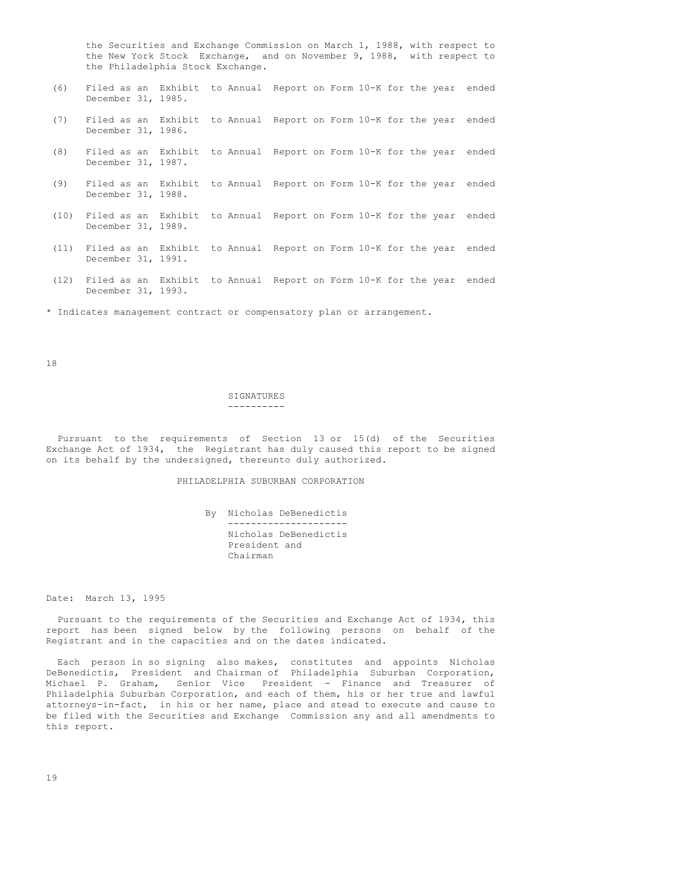the Securities and Exchange Commission on March 1, 1988, with respect to the New York Stock Exchange, and on November 9, 1988, with respect to the Philadelphia Stock Exchange.

(6) Filed as an Exhibit to Annual Report on Form 10-K for the year ended December 31, 1985.

(7) Filed as an Exhibit to Annual Report on Form 10-K for the year ended December 31, 1986.

(8) Filed as an Exhibit to Annual Report on Form 10-K for the year ended December 31, 1987.

(9) Filed as an Exhibit to Annual Report on Form 10-K for the year ended December 31, 1988.

(10) Filed as an Exhibit to Annual Report on Form 10-K for the year ended December 31, 1989.

(11) Filed as an Exhibit to Annual Report on Form 10-K for the year ended December 31, 1991.

(12) Filed as an Exhibit to Annual Report on Form 10-K for the year ended December 31, 1993.

* Indicates management contract or compensatory plan or arrangement.

## SIGNATURES

Pursuant to the requirements of Section 13 or 15(d) of the Securities Exchange Act of 1934, the Registrant has duly caused this report to be signed on its behalf by the undersigned, thereunto duly authorized.

PHILADELPHIA SUBURBAN CORPORATION

By Nicholas DeBenedictis

Nicholas DeBenedictis
President and
Chairman

Date: March 13, 1995

Pursuant to the requirements of the Securities and Exchange Act of 1934, this report has been signed below by the following persons on behalf of the Registrant and in the capacities and on the dates indicated.

Each person in so signing also makes, constitutes and appoints Nicholas DeBenedictis, President and Chairman of Philadelphia Suburban Corporation, Michael P. Graham, Senior Vice President - Finance and Treasurer of Philadelphia Suburban Corporation, and each of them, his or her true and lawful attorneys-in-fact, in his or her name, place and stead to execute and cause to be filed with the Securities and Exchange Commission any and all amendments to this report.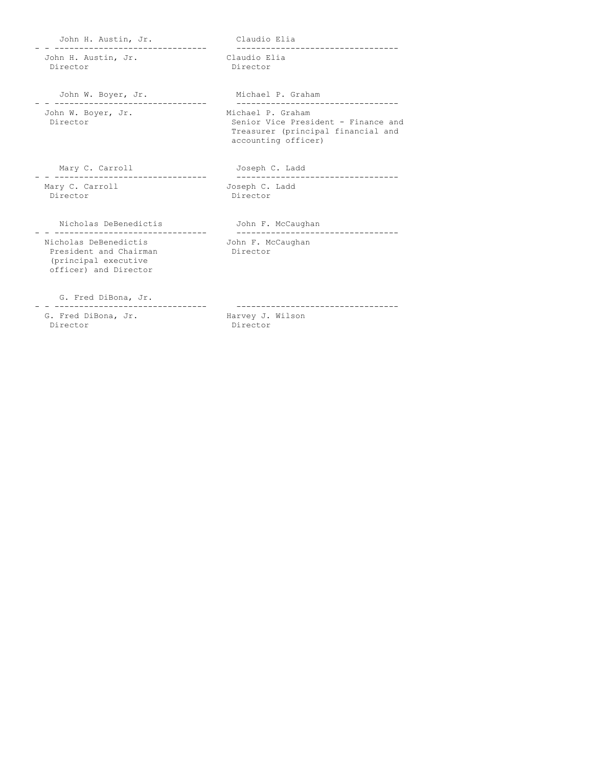| | |
|---|---|
| John H. Austin, Jr. | Claudio Elia |
| John H. Austin, Jr.<br>Director | Claudio Elia<br>Director |
| John W. Boyer, Jr. | Michael P. Graham |
| John W. Boyer, Jr.<br>Director | Michael P. Graham<br>Senior Vice President - Finance and Treasurer (principal financial and accounting officer) |
| Mary C. Carroll | Joseph C. Ladd |
| Mary C. Carroll<br>Director | Joseph C. Ladd<br>Director |
| Nicholas DeBenedictis | John F. McCaughan |
| Nicholas DeBenedictis<br>President and Chairman (principal executive officer) and Director | John F. McCaughan<br>Director |
| G. Fred DiBona, Jr. | |
| G. Fred DiBona, Jr.<br>Director | Harvey J. Wilson<br>Director |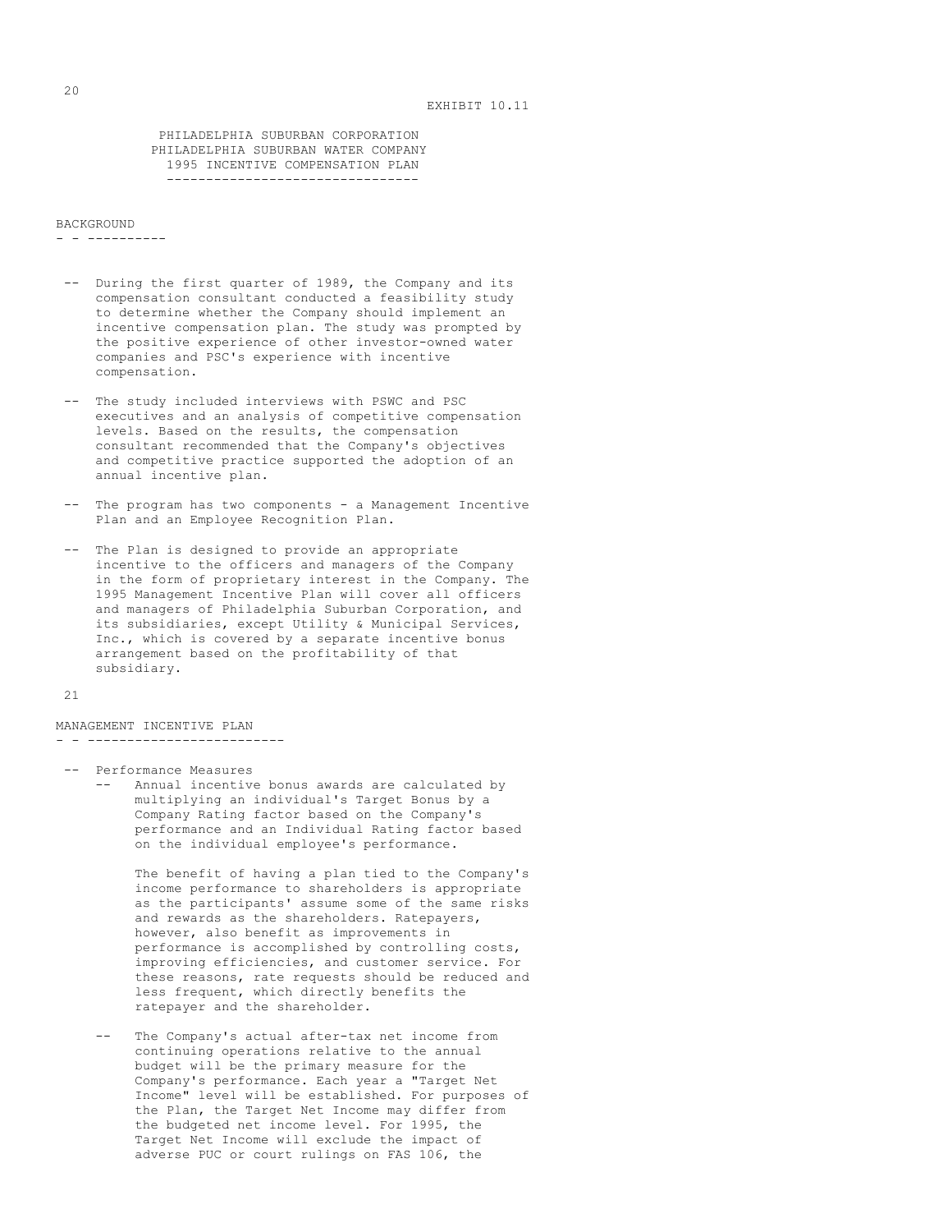EXHIBIT 10.11

# PHILADELPHIA SUBURBAN CORPORATION
# PHILADELPHIA SUBURBAN WATER COMPANY
# 1995 INCENTIVE COMPENSATION PLAN

## BACKGROUND

- During the first quarter of 1989, the Company and its compensation consultant conducted a feasibility study to determine whether the Company should implement an incentive compensation plan. The study was prompted by the positive experience of other investor-owned water companies and PSC's experience with incentive compensation.

- The study included interviews with PSWC and PSC executives and an analysis of competitive compensation levels. Based on the results, the compensation consultant recommended that the Company's objectives and competitive practice supported the adoption of an annual incentive plan.

- The program has two components - a Management Incentive Plan and an Employee Recognition Plan.

- The Plan is designed to provide an appropriate incentive to the officers and managers of the Company in the form of proprietary interest in the Company. The 1995 Management Incentive Plan will cover all officers and managers of Philadelphia Suburban Corporation, and its subsidiaries, except Utility & Municipal Services, Inc., which is covered by a separate incentive bonus arrangement based on the profitability of that subsidiary.

## MANAGEMENT INCENTIVE PLAN

- Performance Measures
  - Annual incentive bonus awards are calculated by multiplying an individual's Target Bonus by a Company Rating factor based on the Company's performance and an Individual Rating factor based on the individual employee's performance.

    The benefit of having a plan tied to the Company's income performance to shareholders is appropriate as the participants' assume some of the same risks and rewards as the shareholders. Ratepayers, however, also benefit as improvements in performance is accomplished by controlling costs, improving efficiencies, and customer service. For these reasons, rate requests should be reduced and less frequent, which directly benefits the ratepayer and the shareholder.

  - The Company's actual after-tax net income from continuing operations relative to the annual budget will be the primary measure for the Company's performance. Each year a "Target Net Income" level will be established. For purposes of the Plan, the Target Net Income may differ from the budgeted net income level. For 1995, the Target Net Income will exclude the impact of adverse PUC or court rulings on FAS 106, the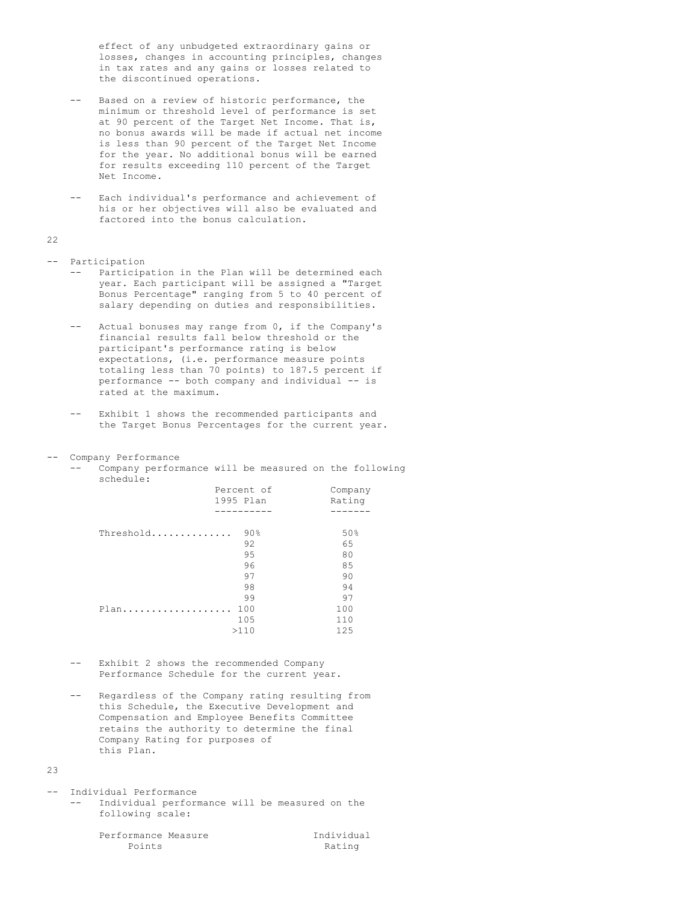effect of any unbudgeted extraordinary gains or losses, changes in accounting principles, changes in tax rates and any gains or losses related to the discontinued operations.

- Based on a review of historic performance, the minimum or threshold level of performance is set at 90 percent of the Target Net Income. That is, no bonus awards will be made if actual net income is less than 90 percent of the Target Net Income for the year. No additional bonus will be earned for results exceeding 110 percent of the Target Net Income.

- Each individual's performance and achievement of his or her objectives will also be evaluated and factored into the bonus calculation.

- Participation
  - Participation in the Plan will be determined each year. Each participant will be assigned a "Target Bonus Percentage" ranging from 5 to 40 percent of salary depending on duties and responsibilities.

  - Actual bonuses may range from 0, if the Company's financial results fall below threshold or the participant's performance rating is below expectations, (i.e. performance measure points totaling less than 70 points) to 187.5 percent if performance -- both company and individual -- is rated at the maximum.

  - Exhibit 1 shows the recommended participants and the Target Bonus Percentages for the current year.

- Company Performance
  - Company performance will be measured on the following schedule:

| | Percent of 1995 Plan | Company Rating |
|---|---|---|
| Threshold | 90% | 50% |
| | 92 | 65 |
| | 95 | 80 |
| | 96 | 85 |
| | 97 | 90 |
| | 98 | 94 |
| | 99 | 97 |
| Plan | 100 | 100 |
| | 105 | 110 |
| | >110 | 125 |

  - Exhibit 2 shows the recommended Company Performance Schedule for the current year.

  - Regardless of the Company rating resulting from this Schedule, the Executive Development and Compensation and Employee Benefits Committee retains the authority to determine the final Company Rating for purposes of this Plan.

- Individual Performance
  - Individual performance will be measured on the following scale:

| Performance Measure Points | Individual Rating |
|---|---|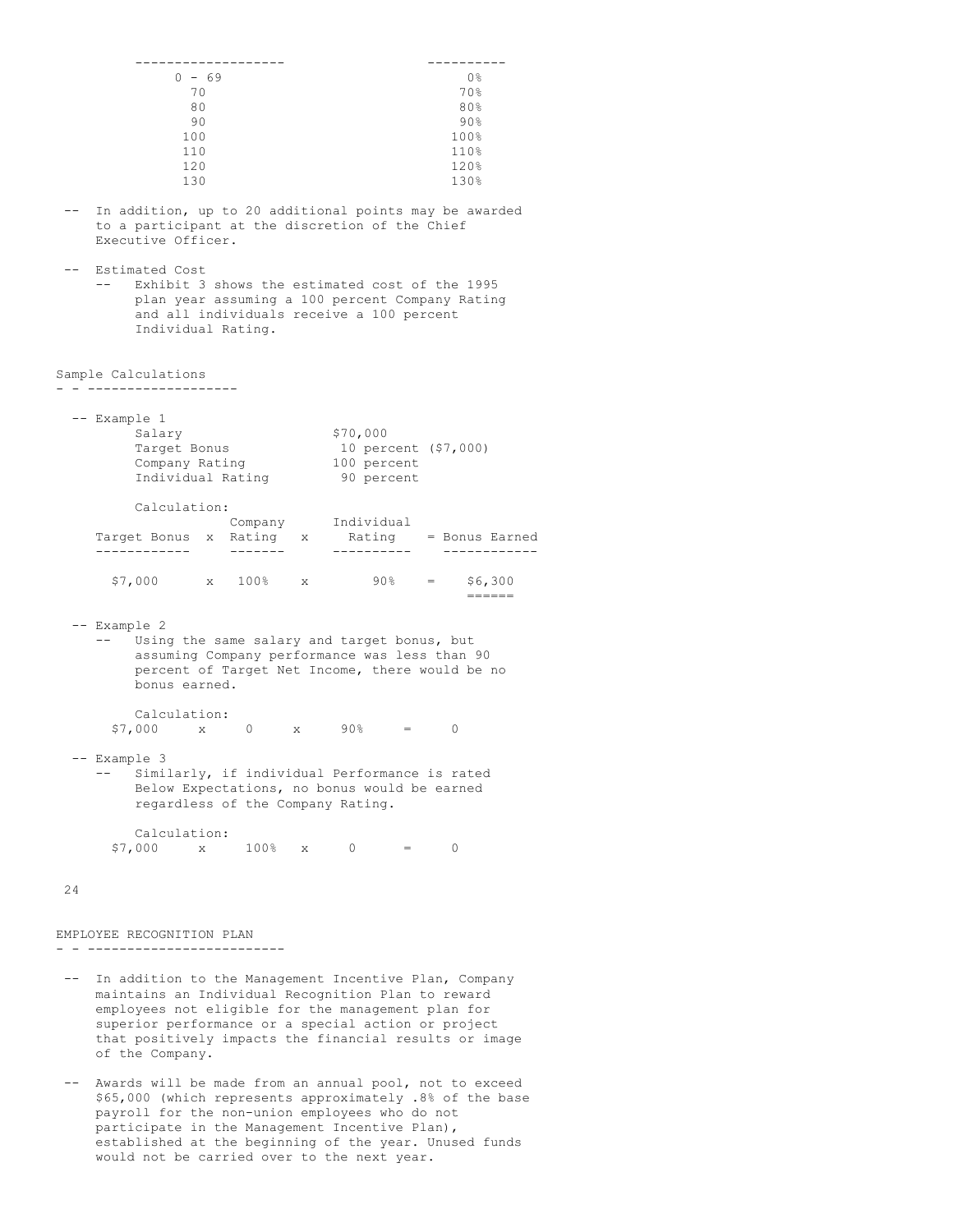| | |
|---|---|
| 0 - 69 | 0% |
| 70 | 70% |
| 80 | 80% |
| 90 | 90% |
| 100 | 100% |
| 110 | 110% |
| 120 | 120% |
| 130 | 130% |

- In addition, up to 20 additional points may be awarded to a participant at the discretion of the Chief Executive Officer.

- Estimated Cost
  - Exhibit 3 shows the estimated cost of the 1995 plan year assuming a 100 percent Company Rating and all individuals receive a 100 percent Individual Rating.

## Sample Calculations

- Example 1

| | |
|---|---|
| Salary | $70,000 |
| Target Bonus | 10 percent ($7,000) |
| Company Rating | 100 percent |
| Individual Rating | 90 percent |

Calculation:

| Target Bonus | x | Company Rating | x | Individual Rating | = | Bonus Earned |
|---|---|---|---|---|---|---|
| $7,000 | x | 100% | x | 90% | = | $6,300 |

- Example 2
  - Using the same salary and target bonus, but assuming Company performance was less than 90 percent of Target Net Income, there would be no bonus earned.

Calculation:
$7,000 x 0 x 90% = 0

- Example 3
  - Similarly, if individual Performance is rated Below Expectations, no bonus would be earned regardless of the Company Rating.

Calculation:
$7,000 x 100% x 0 = 0

## EMPLOYEE RECOGNITION PLAN

- In addition to the Management Incentive Plan, Company maintains an Individual Recognition Plan to reward employees not eligible for the management plan for superior performance or a special action or project that positively impacts the financial results or image of the Company.

- Awards will be made from an annual pool, not to exceed $65,000 (which represents approximately .8% of the base payroll for the non-union employees who do not participate in the Management Incentive Plan), established at the beginning of the year. Unused funds would not be carried over to the next year.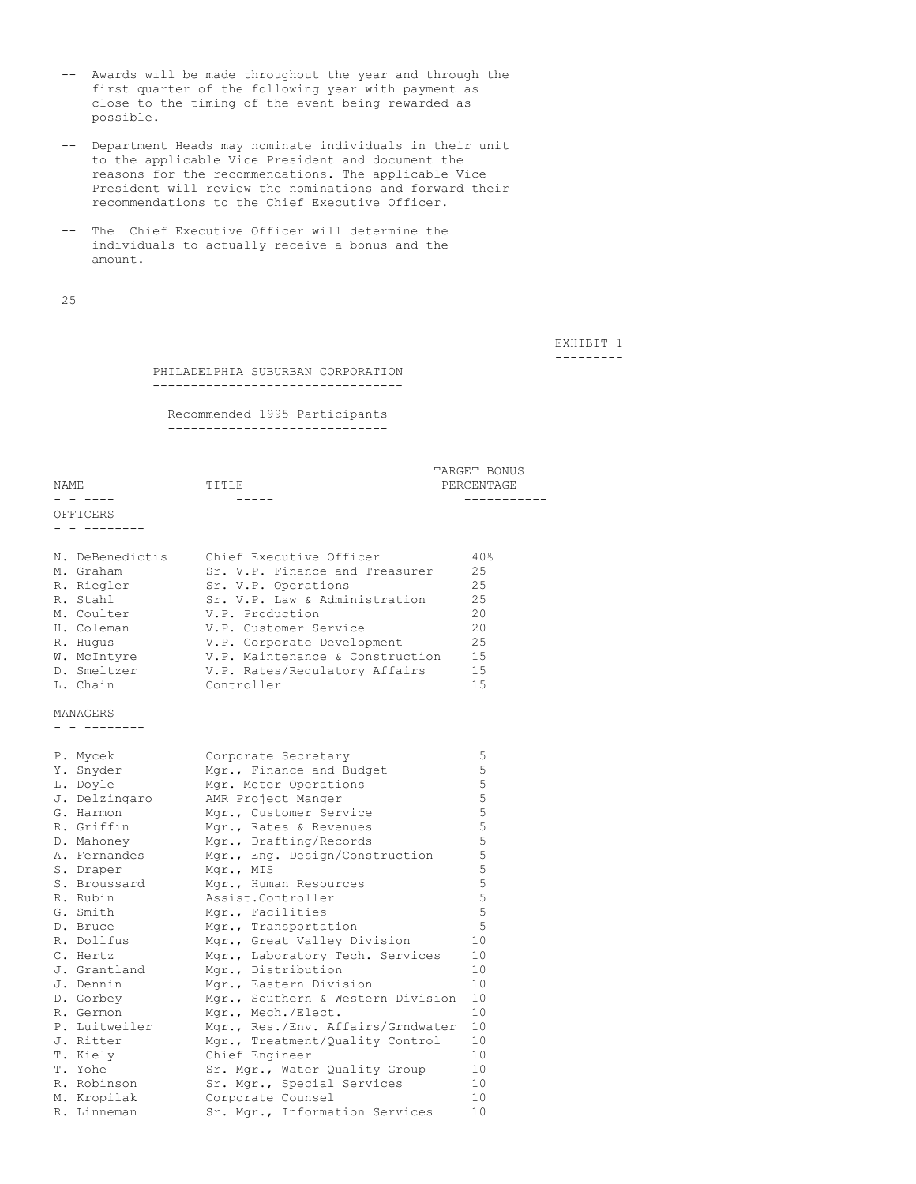- Awards will be made throughout the year and through the first quarter of the following year with payment as close to the timing of the event being rewarded as possible.

- Department Heads may nominate individuals in their unit to the applicable Vice President and document the reasons for the recommendations. The applicable Vice President will review the nominations and forward their recommendations to the Chief Executive Officer.

- The Chief Executive Officer will determine the individuals to actually receive a bonus and the amount.

EXHIBIT 1

## PHILADELPHIA SUBURBAN CORPORATION

### Recommended 1995 Participants

| NAME | TITLE | TARGET BONUS PERCENTAGE |
|---|---|---|
| **OFFICERS** | | |
| N. DeBenedictis | Chief Executive Officer | 40% |
| M. Graham | Sr. V.P. Finance and Treasurer | 25 |
| R. Riegler | Sr. V.P. Operations | 25 |
| R. Stahl | Sr. V.P. Law & Administration | 25 |
| M. Coulter | V.P. Production | 20 |
| H. Coleman | V.P. Customer Service | 20 |
| R. Hugus | V.P. Corporate Development | 25 |
| W. McIntyre | V.P. Maintenance & Construction | 15 |
| D. Smeltzer | V.P. Rates/Regulatory Affairs | 15 |
| L. Chain | Controller | 15 |
| **MANAGERS** | | |
| P. Mycek | Corporate Secretary | 5 |
| Y. Snyder | Mgr., Finance and Budget | 5 |
| L. Doyle | Mgr. Meter Operations | 5 |
| J. Delzingaro | AMR Project Manger | 5 |
| G. Harmon | Mgr., Customer Service | 5 |
| R. Griffin | Mgr., Rates & Revenues | 5 |
| D. Mahoney | Mgr., Drafting/Records | 5 |
| A. Fernandes | Mgr., Eng. Design/Construction | 5 |
| S. Draper | Mgr., MIS | 5 |
| S. Broussard | Mgr., Human Resources | 5 |
| R. Rubin | Assist.Controller | 5 |
| G. Smith | Mgr., Facilities | 5 |
| D. Bruce | Mgr., Transportation | 5 |
| R. Dollfus | Mgr., Great Valley Division | 10 |
| C. Hertz | Mgr., Laboratory Tech. Services | 10 |
| J. Grantland | Mgr., Distribution | 10 |
| J. Dennin | Mgr., Eastern Division | 10 |
| D. Gorbey | Mgr., Southern & Western Division | 10 |
| R. Germon | Mgr., Mech./Elect. | 10 |
| P. Luitweiler | Mgr., Res./Env. Affairs/Grndwater | 10 |
| J. Ritter | Mgr., Treatment/Quality Control | 10 |
| T. Kiely | Chief Engineer | 10 |
| T. Yohe | Sr. Mgr., Water Quality Group | 10 |
| R. Robinson | Sr. Mgr., Special Services | 10 |
| M. Kropilak | Corporate Counsel | 10 |
| R. Linneman | Sr. Mgr., Information Services | 10 |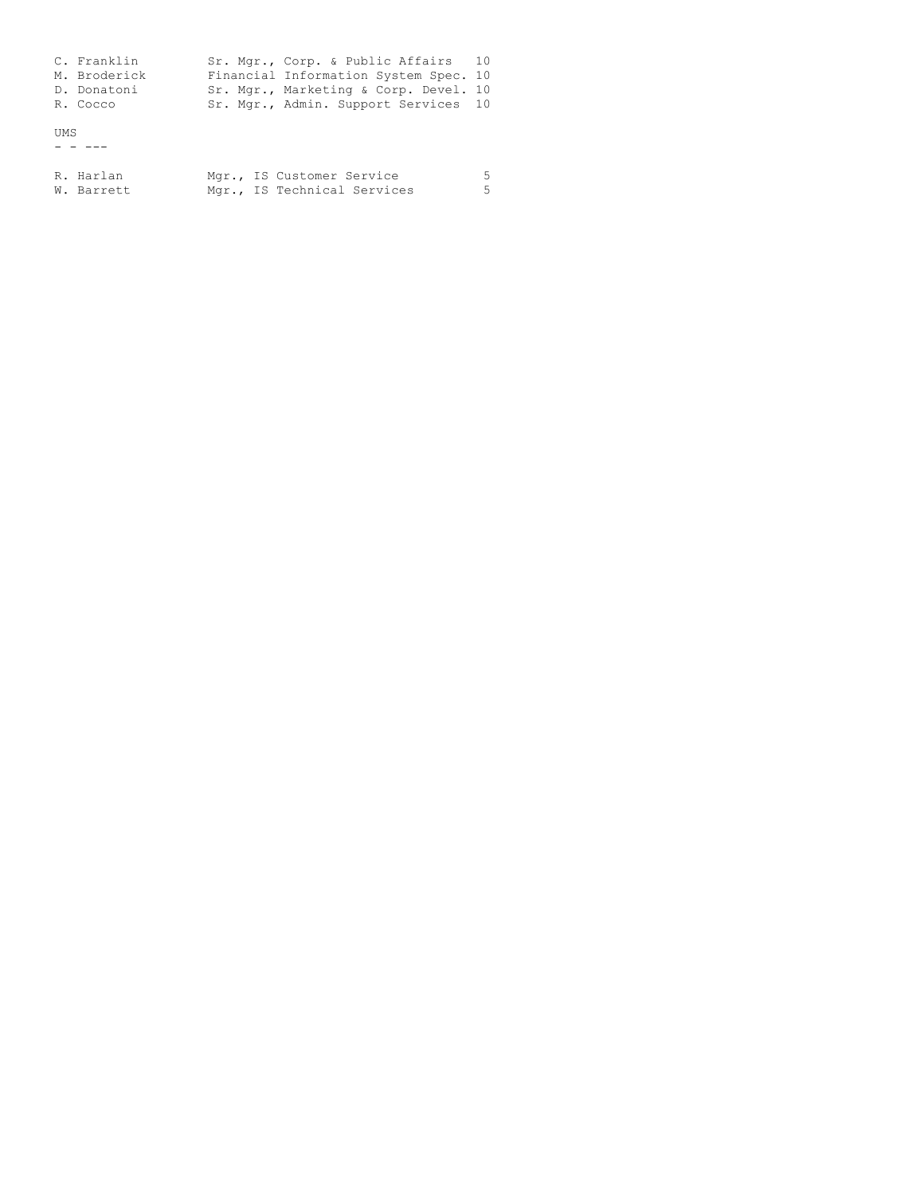| | | |
|---|---|---|
| C. Franklin | Sr. Mgr., Corp. & Public Affairs | 10 |
| M. Broderick | Financial Information System Spec. | 10 |
| D. Donatoni | Sr. Mgr., Marketing & Corp. Devel. | 10 |
| R. Cocco | Sr. Mgr., Admin. Support Services | 10 |

UMS
- - ---

| | | |
|---|---|---|
| R. Harlan | Mgr., IS Customer Service | 5 |
| W. Barrett | Mgr., IS Technical Services | 5 |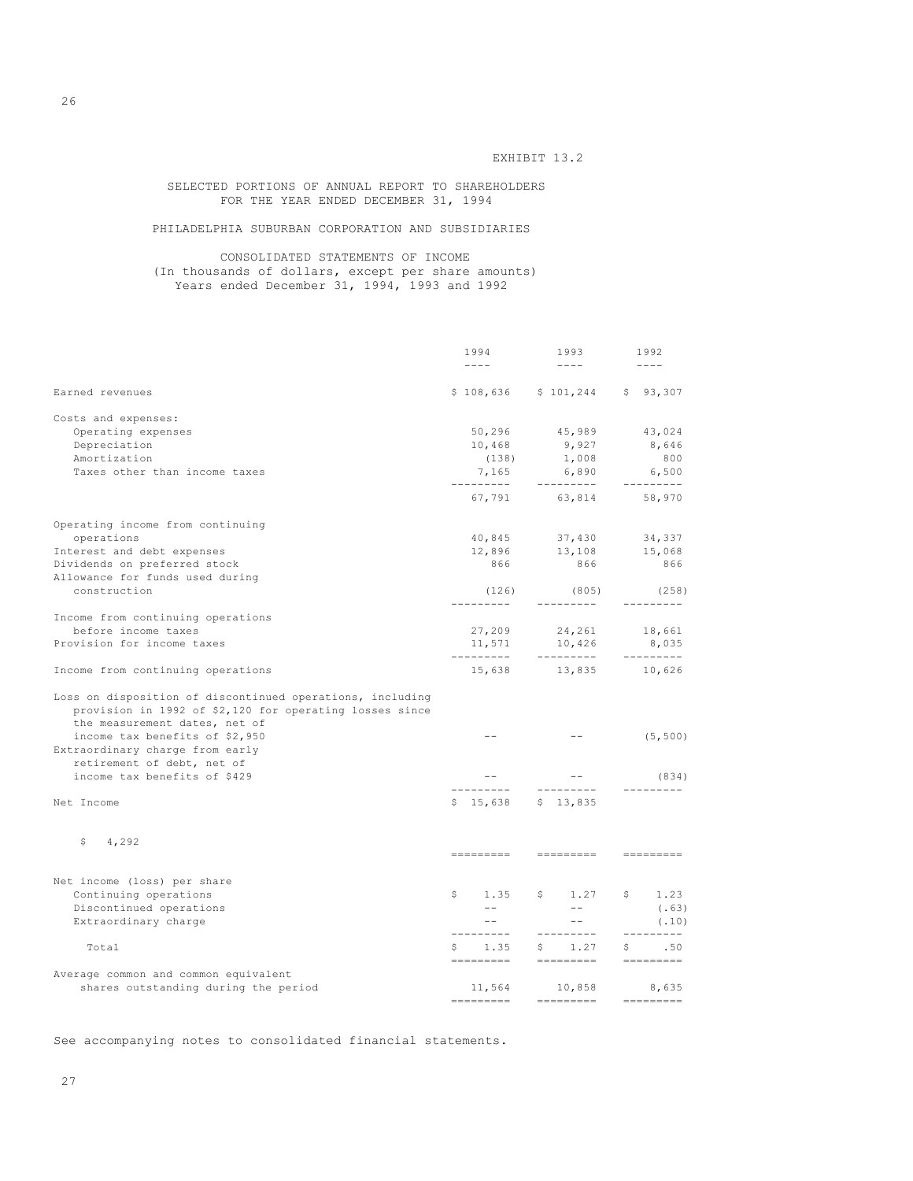EXHIBIT 13.2

SELECTED PORTIONS OF ANNUAL REPORT TO SHAREHOLDERS
FOR THE YEAR ENDED DECEMBER 31, 1994

PHILADELPHIA SUBURBAN CORPORATION AND SUBSIDIARIES

CONSOLIDATED STATEMENTS OF INCOME
(In thousands of dollars, except per share amounts)
Years ended December 31, 1994, 1993 and 1992

| | 1994 | 1993 | 1992 |
|---|---|---|---|
| Earned revenues | $ 108,636 | $ 101,244 | $ 93,307 |
| Costs and expenses: | | | |
| Operating expenses | 50,296 | 45,989 | 43,024 |
| Depreciation | 10,468 | 9,927 | 8,646 |
| Amortization | (138) | 1,008 | 800 |
| Taxes other than income taxes | 7,165 | 6,890 | 6,500 |
| | 67,791 | 63,814 | 58,970 |
| Operating income from continuing operations | 40,845 | 37,430 | 34,337 |
| Interest and debt expenses | 12,896 | 13,108 | 15,068 |
| Dividends on preferred stock | 866 | 866 | 866 |
| Allowance for funds used during construction | (126) | (805) | (258) |
| Income from continuing operations before income taxes | 27,209 | 24,261 | 18,661 |
| Provision for income taxes | 11,571 | 10,426 | 8,035 |
| Income from continuing operations | 15,638 | 13,835 | 10,626 |
| Loss on disposition of discontinued operations, including provision in 1992 of $2,120 for operating losses since the measurement dates, net of income tax benefits of $2,950 | -- | -- | (5,500) |
| Extraordinary charge from early retirement of debt, net of income tax benefits of $429 | -- | -- | (834) |
| Net Income | $ 15,638 | $ 13,835 | $ 4,292 |
| Net income (loss) per share | | | |
| Continuing operations | $ 1.35 | $ 1.27 | $ 1.23 |
| Discontinued operations | -- | -- | (.63) |
| Extraordinary charge | -- | -- | (.10) |
| Total | $ 1.35 | $ 1.27 | $ .50 |
| Average common and common equivalent shares outstanding during the period | 11,564 | 10,858 | 8,635 |

See accompanying notes to consolidated financial statements.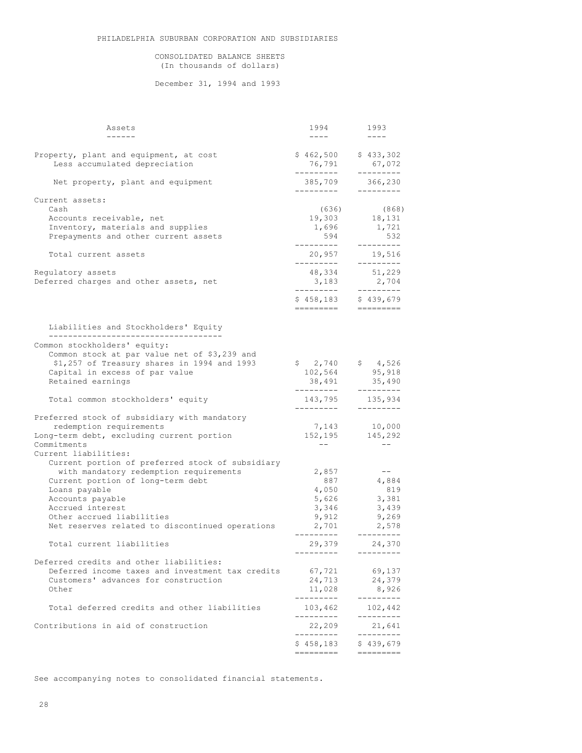PHILADELPHIA SUBURBAN CORPORATION AND SUBSIDIARIES

CONSOLIDATED BALANCE SHEETS
(In thousands of dollars)

December 31, 1994 and 1993

| Assets | 1994 | 1993 |
|---|---|---|
| Property, plant and equipment, at cost | $ 462,500 | $ 433,302 |
| Less accumulated depreciation | 76,791 | 67,072 |
| Net property, plant and equipment | 385,709 | 366,230 |
| Current assets: | | |
| Cash | (636) | (868) |
| Accounts receivable, net | 19,303 | 18,131 |
| Inventory, materials and supplies | 1,696 | 1,721 |
| Prepayments and other current assets | 594 | 532 |
| Total current assets | 20,957 | 19,516 |
| Regulatory assets | 48,334 | 51,229 |
| Deferred charges and other assets, net | 3,183 | 2,704 |
| | $ 458,183 | $ 439,679 |

| Liabilities and Stockholders' Equity | 1994 | 1993 |
|---|---|---|
| Common stockholders' equity: | | |
| Common stock at par value net of $3,239 and $1,257 of Treasury shares in 1994 and 1993 | $ 2,740 | $ 4,526 |
| Capital in excess of par value | 102,564 | 95,918 |
| Retained earnings | 38,491 | 35,490 |
| Total common stockholders' equity | 143,795 | 135,934 |
| Preferred stock of subsidiary with mandatory redemption requirements | 7,143 | 10,000 |
| Long-term debt, excluding current portion | 152,195 | 145,292 |
| Commitments | -- | -- |
| Current liabilities: | | |
| Current portion of preferred stock of subsidiary with mandatory redemption requirements | 2,857 | -- |
| Current portion of long-term debt | 887 | 4,884 |
| Loans payable | 4,050 | 819 |
| Accounts payable | 5,626 | 3,381 |
| Accrued interest | 3,346 | 3,439 |
| Other accrued liabilities | 9,912 | 9,269 |
| Net reserves related to discontinued operations | 2,701 | 2,578 |
| Total current liabilities | 29,379 | 24,370 |
| Deferred credits and other liabilities: | | |
| Deferred income taxes and investment tax credits | 67,721 | 69,137 |
| Customers' advances for construction | 24,713 | 24,379 |
| Other | 11,028 | 8,926 |
| Total deferred credits and other liabilities | 103,462 | 102,442 |
| Contributions in aid of construction | 22,209 | 21,641 |
| | $ 458,183 | $ 439,679 |

See accompanying notes to consolidated financial statements.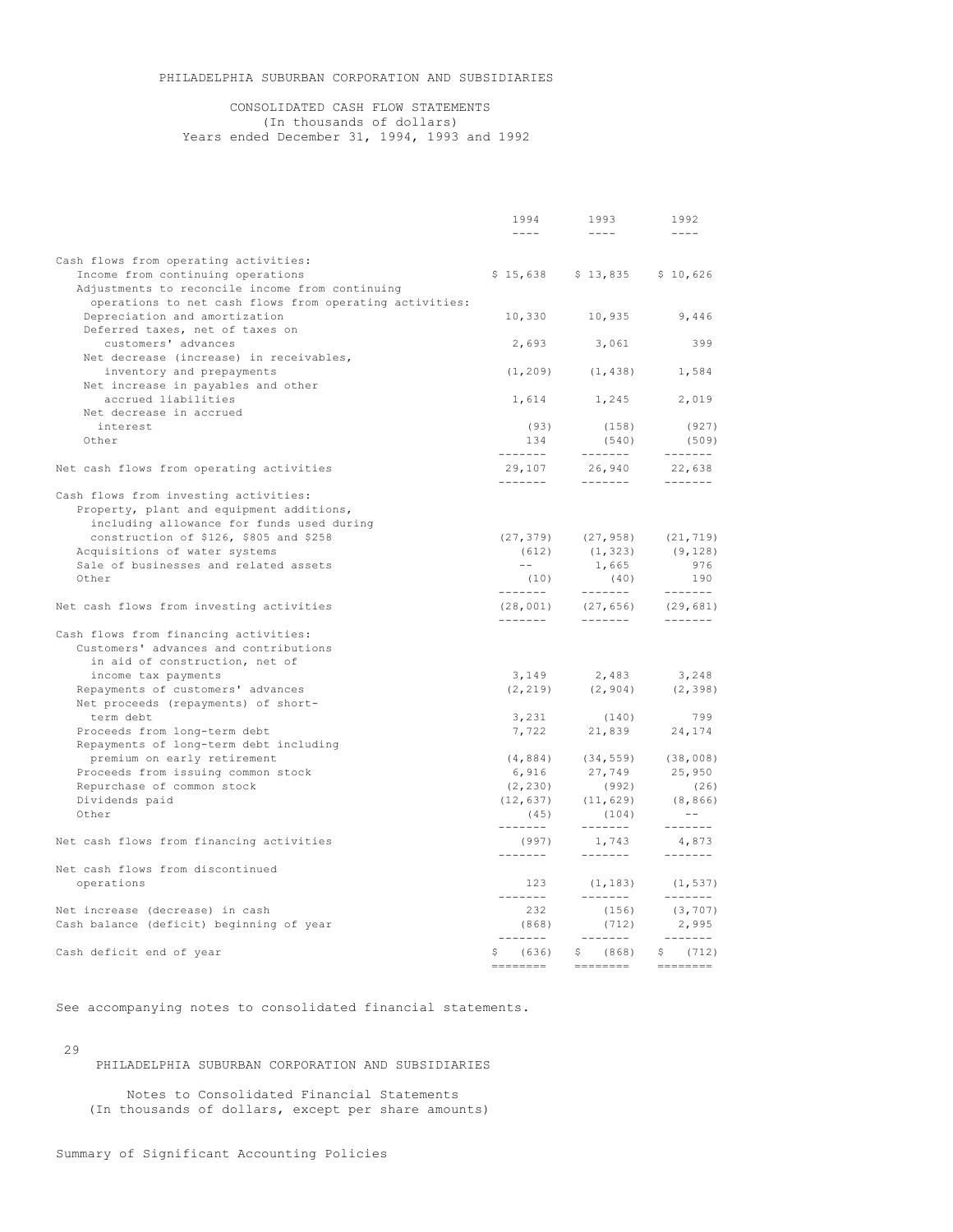PHILADELPHIA SUBURBAN CORPORATION AND SUBSIDIARIES

CONSOLIDATED CASH FLOW STATEMENTS
(In thousands of dollars)
Years ended December 31, 1994, 1993 and 1992

| | 1994 | 1993 | 1992 |
|---|---|---|---|
| Cash flows from operating activities: | | | |
| Income from continuing operations | $ 15,638 | $ 13,835 | $ 10,626 |
| Adjustments to reconcile income from continuing operations to net cash flows from operating activities: | | | |
| Depreciation and amortization | 10,330 | 10,935 | 9,446 |
| Deferred taxes, net of taxes on customers' advances | 2,693 | 3,061 | 399 |
| Net decrease (increase) in receivables, inventory and prepayments | (1,209) | (1,438) | 1,584 |
| Net increase in payables and other accrued liabilities | 1,614 | 1,245 | 2,019 |
| Net decrease in accrued interest | (93) | (158) | (927) |
| Other | 134 | (540) | (509) |
| Net cash flows from operating activities | 29,107 | 26,940 | 22,638 |
| Cash flows from investing activities: | | | |
| Property, plant and equipment additions, including allowance for funds used during construction of $126, $805 and $258 | (27,379) | (27,958) | (21,719) |
| Acquisitions of water systems | (612) | (1,323) | (9,128) |
| Sale of businesses and related assets | -- | 1,665 | 976 |
| Other | (10) | (40) | 190 |
| Net cash flows from investing activities | (28,001) | (27,656) | (29,681) |
| Cash flows from financing activities: | | | |
| Customers' advances and contributions in aid of construction, net of income tax payments | 3,149 | 2,483 | 3,248 |
| Repayments of customers' advances | (2,219) | (2,904) | (2,398) |
| Net proceeds (repayments) of short-term debt | 3,231 | (140) | 799 |
| Proceeds from long-term debt | 7,722 | 21,839 | 24,174 |
| Repayments of long-term debt including premium on early retirement | (4,884) | (34,559) | (38,008) |
| Proceeds from issuing common stock | 6,916 | 27,749 | 25,950 |
| Repurchase of common stock | (2,230) | (992) | (26) |
| Dividends paid | (12,637) | (11,629) | (8,866) |
| Other | (45) | (104) | -- |
| Net cash flows from financing activities | (997) | 1,743 | 4,873 |
| Net cash flows from discontinued operations | 123 | (1,183) | (1,537) |
| Net increase (decrease) in cash | 232 | (156) | (3,707) |
| Cash balance (deficit) beginning of year | (868) | (712) | 2,995 |
| Cash deficit end of year | $ (636) | $ (868) | $ (712) |

See accompanying notes to consolidated financial statements.

PHILADELPHIA SUBURBAN CORPORATION AND SUBSIDIARIES

Notes to Consolidated Financial Statements
(In thousands of dollars, except per share amounts)

Summary of Significant Accounting Policies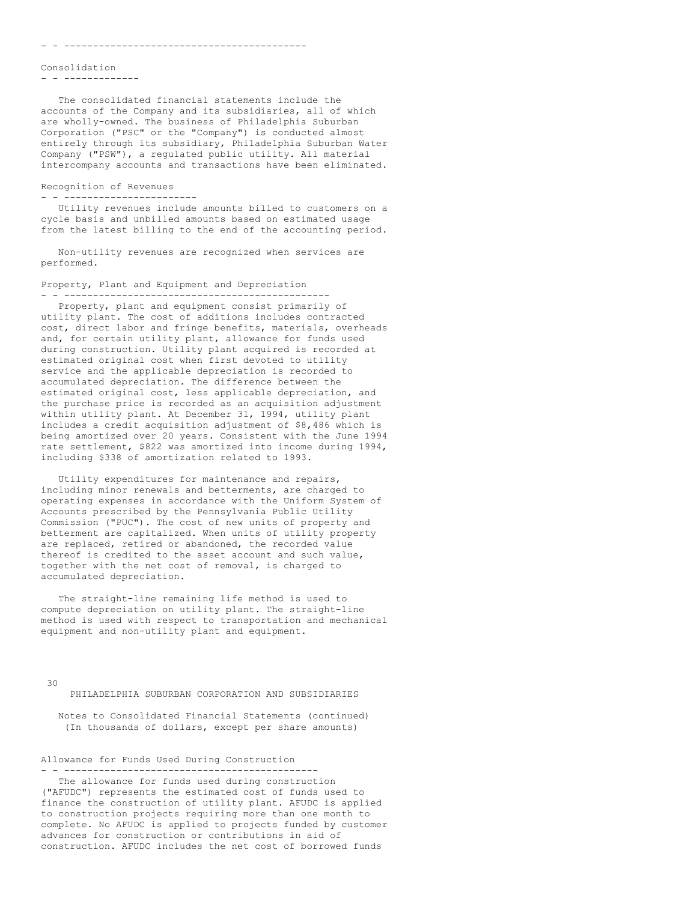### Consolidation

The consolidated financial statements include the accounts of the Company and its subsidiaries, all of which are wholly-owned. The business of Philadelphia Suburban Corporation ("PSC" or the "Company") is conducted almost entirely through its subsidiary, Philadelphia Suburban Water Company ("PSW"), a regulated public utility. All material intercompany accounts and transactions have been eliminated.

### Recognition of Revenues

Utility revenues include amounts billed to customers on a cycle basis and unbilled amounts based on estimated usage from the latest billing to the end of the accounting period.

Non-utility revenues are recognized when services are performed.

### Property, Plant and Equipment and Depreciation

Property, plant and equipment consist primarily of utility plant. The cost of additions includes contracted cost, direct labor and fringe benefits, materials, overheads and, for certain utility plant, allowance for funds used during construction. Utility plant acquired is recorded at estimated original cost when first devoted to utility service and the applicable depreciation is recorded to accumulated depreciation. The difference between the estimated original cost, less applicable depreciation, and the purchase price is recorded as an acquisition adjustment within utility plant. At December 31, 1994, utility plant includes a credit acquisition adjustment of $8,486 which is being amortized over 20 years. Consistent with the June 1994 rate settlement, $822 was amortized into income during 1994, including $338 of amortization related to 1993.

Utility expenditures for maintenance and repairs, including minor renewals and betterments, are charged to operating expenses in accordance with the Uniform System of Accounts prescribed by the Pennsylvania Public Utility Commission ("PUC"). The cost of new units of property and betterment are capitalized. When units of utility property are replaced, retired or abandoned, the recorded value thereof is credited to the asset account and such value, together with the net cost of removal, is charged to accumulated depreciation.

The straight-line remaining life method is used to compute depreciation on utility plant. The straight-line method is used with respect to transportation and mechanical equipment and non-utility plant and equipment.

PHILADELPHIA SUBURBAN CORPORATION AND SUBSIDIARIES

Notes to Consolidated Financial Statements (continued)
(In thousands of dollars, except per share amounts)

### Allowance for Funds Used During Construction

The allowance for funds used during construction ("AFUDC") represents the estimated cost of funds used to finance the construction of utility plant. AFUDC is applied to construction projects requiring more than one month to complete. No AFUDC is applied to projects funded by customer advances for construction or contributions in aid of construction. AFUDC includes the net cost of borrowed funds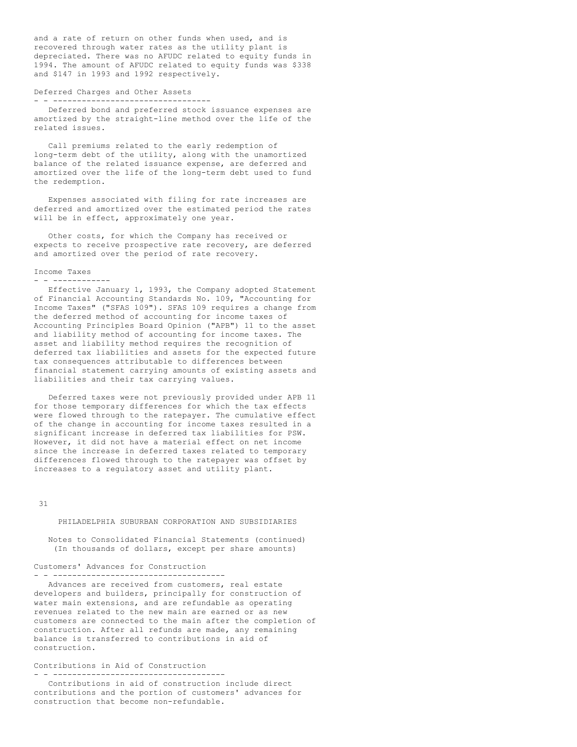and a rate of return on other funds when used, and is recovered through water rates as the utility plant is depreciated. There was no AFUDC related to equity funds in 1994. The amount of AFUDC related to equity funds was $338 and $147 in 1993 and 1992 respectively.

### Deferred Charges and Other Assets

Deferred bond and preferred stock issuance expenses are amortized by the straight-line method over the life of the related issues.

Call premiums related to the early redemption of long-term debt of the utility, along with the unamortized balance of the related issuance expense, are deferred and amortized over the life of the long-term debt used to fund the redemption.

Expenses associated with filing for rate increases are deferred and amortized over the estimated period the rates will be in effect, approximately one year.

Other costs, for which the Company has received or expects to receive prospective rate recovery, are deferred and amortized over the period of rate recovery.

### Income Taxes

Effective January 1, 1993, the Company adopted Statement of Financial Accounting Standards No. 109, "Accounting for Income Taxes" ("SFAS 109"). SFAS 109 requires a change from the deferred method of accounting for income taxes of Accounting Principles Board Opinion ("APB") 11 to the asset and liability method of accounting for income taxes. The asset and liability method requires the recognition of deferred tax liabilities and assets for the expected future tax consequences attributable to differences between financial statement carrying amounts of existing assets and liabilities and their tax carrying values.

Deferred taxes were not previously provided under APB 11 for those temporary differences for which the tax effects were flowed through to the ratepayer. The cumulative effect of the change in accounting for income taxes resulted in a significant increase in deferred tax liabilities for PSW. However, it did not have a material effect on net income since the increase in deferred taxes related to temporary differences flowed through to the ratepayer was offset by increases to a regulatory asset and utility plant.

PHILADELPHIA SUBURBAN CORPORATION AND SUBSIDIARIES

Notes to Consolidated Financial Statements (continued)
(In thousands of dollars, except per share amounts)

### Customers' Advances for Construction

Advances are received from customers, real estate developers and builders, principally for construction of water main extensions, and are refundable as operating revenues related to the new main are earned or as new customers are connected to the main after the completion of construction. After all refunds are made, any remaining balance is transferred to contributions in aid of construction.

### Contributions in Aid of Construction

Contributions in aid of construction include direct contributions and the portion of customers' advances for construction that become non-refundable.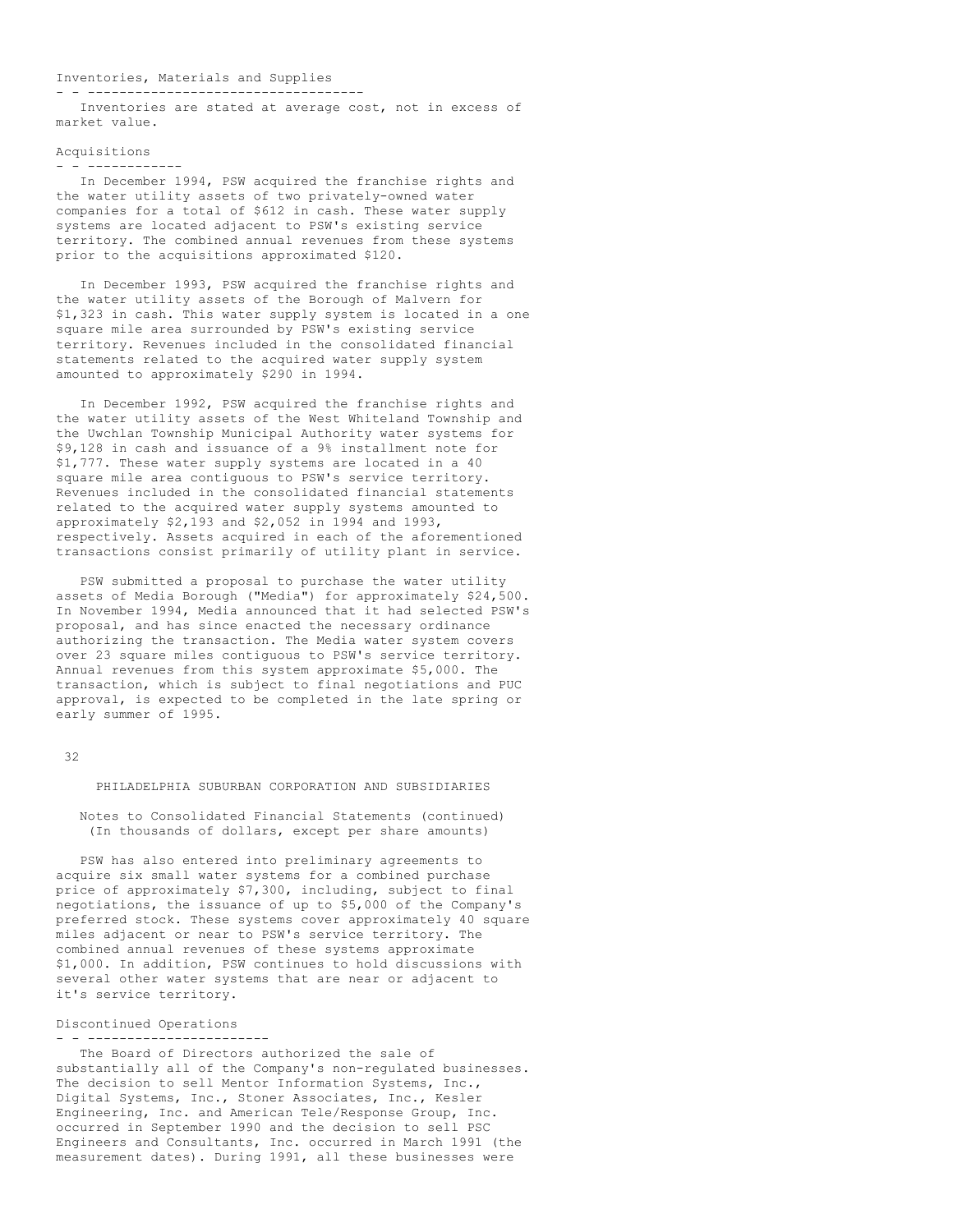### Inventories, Materials and Supplies

Inventories are stated at average cost, not in excess of market value.

### Acquisitions

In December 1994, PSW acquired the franchise rights and the water utility assets of two privately-owned water companies for a total of $612 in cash. These water supply systems are located adjacent to PSW's existing service territory. The combined annual revenues from these systems prior to the acquisitions approximated $120.

In December 1993, PSW acquired the franchise rights and the water utility assets of the Borough of Malvern for $1,323 in cash. This water supply system is located in a one square mile area surrounded by PSW's existing service territory. Revenues included in the consolidated financial statements related to the acquired water supply system amounted to approximately $290 in 1994.

In December 1992, PSW acquired the franchise rights and the water utility assets of the West Whiteland Township and the Uwchlan Township Municipal Authority water systems for $9,128 in cash and issuance of a 9% installment note for $1,777. These water supply systems are located in a 40 square mile area contiguous to PSW's service territory. Revenues included in the consolidated financial statements related to the acquired water supply systems amounted to approximately $2,193 and $2,052 in 1994 and 1993, respectively. Assets acquired in each of the aforementioned transactions consist primarily of utility plant in service.

PSW submitted a proposal to purchase the water utility assets of Media Borough ("Media") for approximately $24,500. In November 1994, Media announced that it had selected PSW's proposal, and has since enacted the necessary ordinance authorizing the transaction. The Media water system covers over 23 square miles contiguous to PSW's service territory. Annual revenues from this system approximate $5,000. The transaction, which is subject to final negotiations and PUC approval, is expected to be completed in the late spring or early summer of 1995.

PSW has also entered into preliminary agreements to acquire six small water systems for a combined purchase price of approximately $7,300, including, subject to final negotiations, the issuance of up to $5,000 of the Company's preferred stock. These systems cover approximately 40 square miles adjacent or near to PSW's service territory. The combined annual revenues of these systems approximate $1,000. In addition, PSW continues to hold discussions with several other water systems that are near or adjacent to it's service territory.

### Discontinued Operations

The Board of Directors authorized the sale of substantially all of the Company's non-regulated businesses. The decision to sell Mentor Information Systems, Inc., Digital Systems, Inc., Stoner Associates, Inc., Kesler Engineering, Inc. and American Tele/Response Group, Inc. occurred in September 1990 and the decision to sell PSC Engineers and Consultants, Inc. occurred in March 1991 (the measurement dates). During 1991, all these businesses were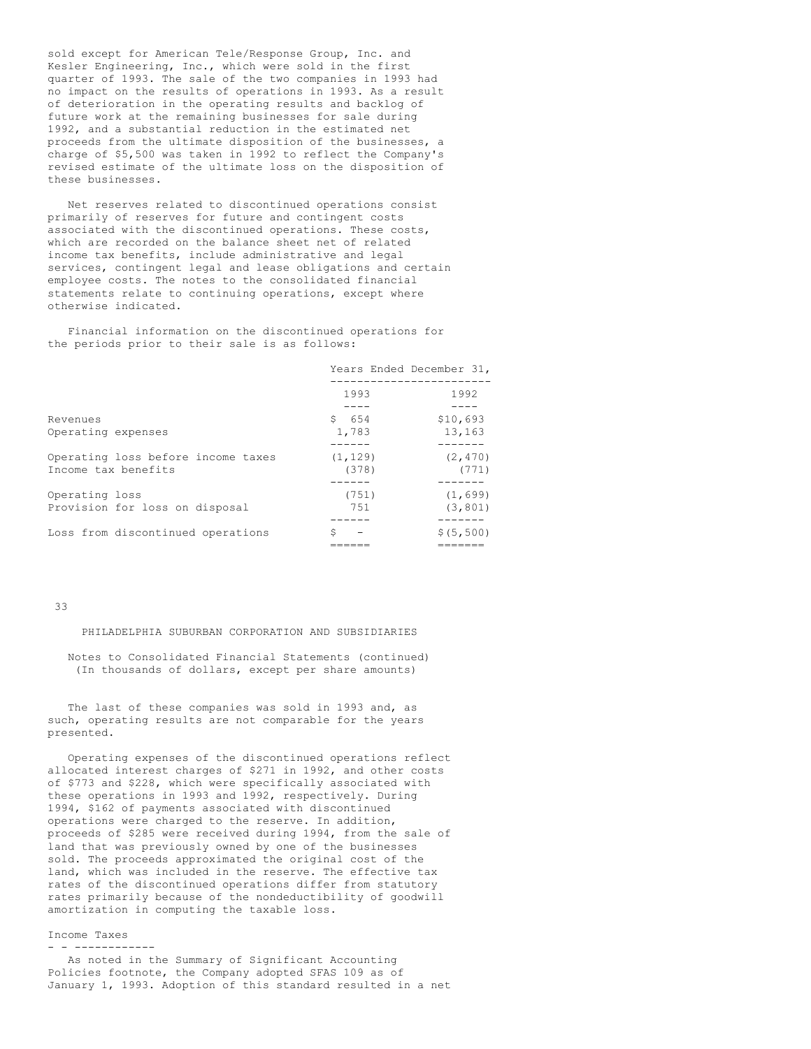sold except for American Tele/Response Group, Inc. and Kesler Engineering, Inc., which were sold in the first quarter of 1993. The sale of the two companies in 1993 had no impact on the results of operations in 1993. As a result of deterioration in the operating results and backlog of future work at the remaining businesses for sale during 1992, and a substantial reduction in the estimated net proceeds from the ultimate disposition of the businesses, a charge of $5,500 was taken in 1992 to reflect the Company's revised estimate of the ultimate loss on the disposition of these businesses.

Net reserves related to discontinued operations consist primarily of reserves for future and contingent costs associated with the discontinued operations. These costs, which are recorded on the balance sheet net of related income tax benefits, include administrative and legal services, contingent legal and lease obligations and certain employee costs. The notes to the consolidated financial statements relate to continuing operations, except where otherwise indicated.

Financial information on the discontinued operations for the periods prior to their sale is as follows:

| | Years Ended December 31, | |
|---|---|---|
| | 1993 | 1992 |
| Revenues | $ 654 | $10,693 |
| Operating expenses | 1,783 | 13,163 |
| Operating loss before income taxes | (1,129) | (2,470) |
| Income tax benefits | (378) | (771) |
| Operating loss | (751) | (1,699) |
| Provision for loss on disposal | 751 | (3,801) |
| Loss from discontinued operations | $ - | $(5,500) |

PHILADELPHIA SUBURBAN CORPORATION AND SUBSIDIARIES

Notes to Consolidated Financial Statements (continued)
(In thousands of dollars, except per share amounts)

The last of these companies was sold in 1993 and, as such, operating results are not comparable for the years presented.

Operating expenses of the discontinued operations reflect allocated interest charges of $271 in 1992, and other costs of $773 and $228, which were specifically associated with these operations in 1993 and 1992, respectively. During 1994, $162 of payments associated with discontinued operations were charged to the reserve. In addition, proceeds of $285 were received during 1994, from the sale of land that was previously owned by one of the businesses sold. The proceeds approximated the original cost of the land, which was included in the reserve. The effective tax rates of the discontinued operations differ from statutory rates primarily because of the nondeductibility of goodwill amortization in computing the taxable loss.

## Income Taxes

As noted in the Summary of Significant Accounting Policies footnote, the Company adopted SFAS 109 as of January 1, 1993. Adoption of this standard resulted in a net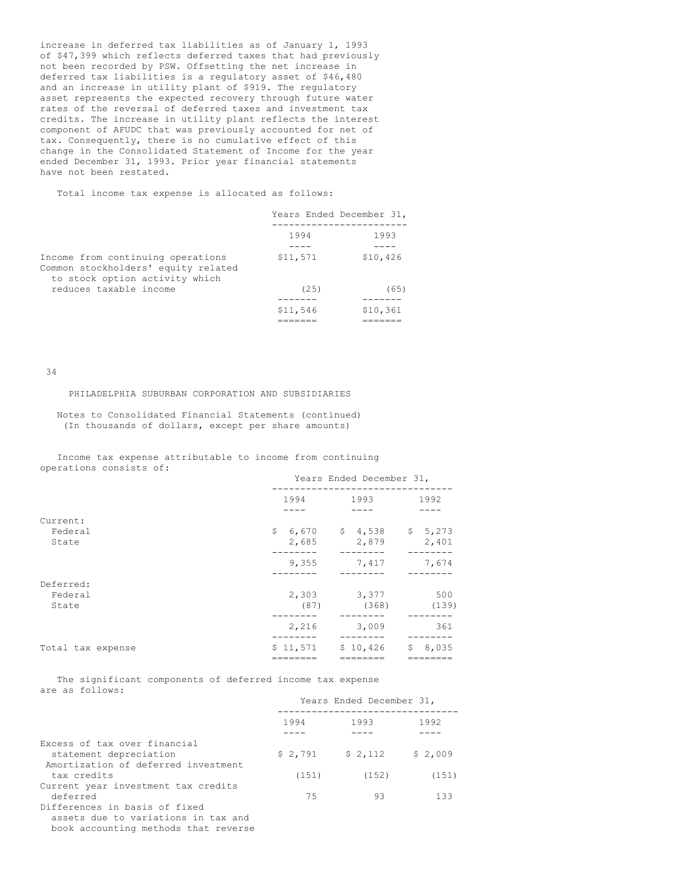increase in deferred tax liabilities as of January 1, 1993 of $47,399 which reflects deferred taxes that had previously not been recorded by PSW. Offsetting the net increase in deferred tax liabilities is a regulatory asset of $46,480 and an increase in utility plant of $919. The regulatory asset represents the expected recovery through future water rates of the reversal of deferred taxes and investment tax credits. The increase in utility plant reflects the interest component of AFUDC that was previously accounted for net of tax. Consequently, there is no cumulative effect of this change in the Consolidated Statement of Income for the year ended December 31, 1993. Prior year financial statements have not been restated.

Total income tax expense is allocated as follows:

| | Years Ended December 31, | |
|---|---|---|
| | 1994 | 1993 |
| Income from continuing operations | $11,571 | $10,426 |
| Common stockholders' equity related to stock option activity which reduces taxable income | (25) | (65) |
| | $11,546 | $10,361 |

PHILADELPHIA SUBURBAN CORPORATION AND SUBSIDIARIES

Notes to Consolidated Financial Statements (continued)
(In thousands of dollars, except per share amounts)

Income tax expense attributable to income from continuing operations consists of:

| | Years Ended December 31, | | |
|---|---|---|---|
| | 1994 | 1993 | 1992 |
| Current: | | | |
| Federal | $ 6,670 | $ 4,538 | $ 5,273 |
| State | 2,685 | 2,879 | 2,401 |
| | 9,355 | 7,417 | 7,674 |
| Deferred: | | | |
| Federal | 2,303 | 3,377 | 500 |
| State | (87) | (368) | (139) |
| | 2,216 | 3,009 | 361 |
| Total tax expense | $ 11,571 | $ 10,426 | $ 8,035 |

The significant components of deferred income tax expense are as follows:

| | Years Ended December 31, | | |
|---|---|---|---|
| | 1994 | 1993 | 1992 |
| Excess of tax over financial statement depreciation | $ 2,791 | $ 2,112 | $ 2,009 |
| Amortization of deferred investment tax credits | (151) | (152) | (151) |
| Current year investment tax credits deferred | 75 | 93 | 133 |
| Differences in basis of fixed assets due to variations in tax and book accounting methods that reverse | | | |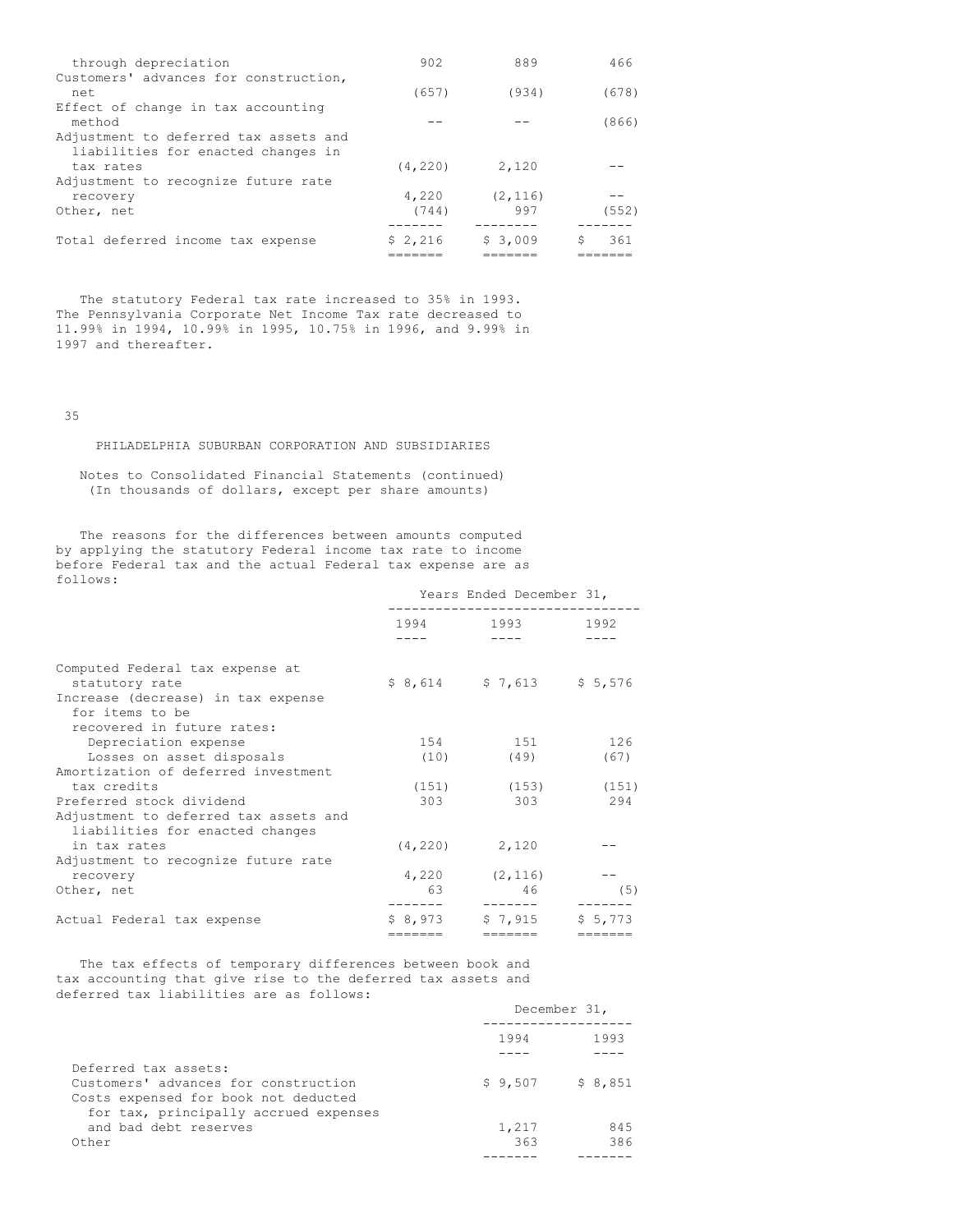| | | | |
|---|---|---|---|
| through depreciation | 902 | 889 | 466 |
| Customers' advances for construction, net | (657) | (934) | (678) |
| Effect of change in tax accounting method | -- | -- | (866) |
| Adjustment to deferred tax assets and liabilities for enacted changes in tax rates | (4,220) | 2,120 | -- |
| Adjustment to recognize future rate recovery | 4,220 | (2,116) | -- |
| Other, net | (744) | 997 | (552) |
| Total deferred income tax expense | $ 2,216 | $ 3,009 | $ 361 |

The statutory Federal tax rate increased to 35% in 1993. The Pennsylvania Corporate Net Income Tax rate decreased to 11.99% in 1994, 10.99% in 1995, 10.75% in 1996, and 9.99% in 1997 and thereafter.

PHILADELPHIA SUBURBAN CORPORATION AND SUBSIDIARIES

Notes to Consolidated Financial Statements (continued)
(In thousands of dollars, except per share amounts)

The reasons for the differences between amounts computed by applying the statutory Federal income tax rate to income before Federal tax and the actual Federal tax expense are as follows:

| | Years Ended December 31, | | |
|---|---|---|---|
| | 1994 | 1993 | 1992 |
| Computed Federal tax expense at statutory rate | $ 8,614 | $ 7,613 | $ 5,576 |
| Increase (decrease) in tax expense for items to be recovered in future rates: | | | |
| Depreciation expense | 154 | 151 | 126 |
| Losses on asset disposals | (10) | (49) | (67) |
| Amortization of deferred investment tax credits | (151) | (153) | (151) |
| Preferred stock dividend | 303 | 303 | 294 |
| Adjustment to deferred tax assets and liabilities for enacted changes in tax rates | (4,220) | 2,120 | -- |
| Adjustment to recognize future rate recovery | 4,220 | (2,116) | -- |
| Other, net | 63 | 46 | (5) |
| Actual Federal tax expense | $ 8,973 | $ 7,915 | $ 5,773 |

The tax effects of temporary differences between book and tax accounting that give rise to the deferred tax assets and deferred tax liabilities are as follows:

| | December 31, | |
|---|---|---|
| | 1994 | 1993 |
| Deferred tax assets: | | |
| Customers' advances for construction | $ 9,507 | $ 8,851 |
| Costs expensed for book not deducted for tax, principally accrued expenses and bad debt reserves | 1,217 | 845 |
| Other | 363 | 386 |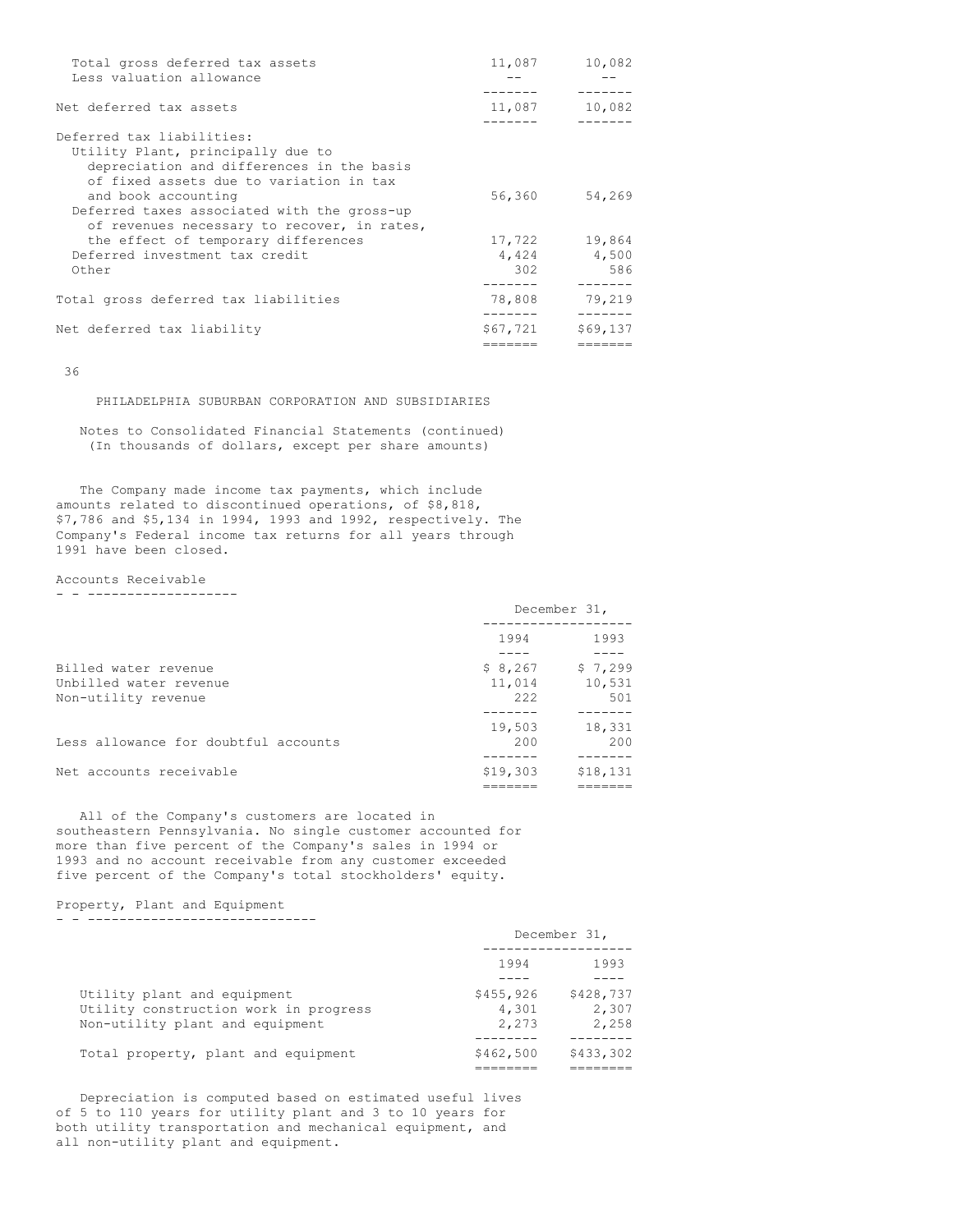| | | |
|---|---|---|
| Total gross deferred tax assets | 11,087 | 10,082 |
| Less valuation allowance | -- | -- |
| Net deferred tax assets | 11,087 | 10,082 |
| Deferred tax liabilities: | | |
| Utility Plant, principally due to depreciation and differences in the basis of fixed assets due to variation in tax and book accounting | 56,360 | 54,269 |
| Deferred taxes associated with the gross-up of revenues necessary to recover, in rates, the effect of temporary differences | 17,722 | 19,864 |
| Deferred investment tax credit | 4,424 | 4,500 |
| Other | 302 | 586 |
| Total gross deferred tax liabilities | 78,808 | 79,219 |
| Net deferred tax liability | $67,721 | $69,137 |

PHILADELPHIA SUBURBAN CORPORATION AND SUBSIDIARIES

Notes to Consolidated Financial Statements (continued)
(In thousands of dollars, except per share amounts)

The Company made income tax payments, which include amounts related to discontinued operations, of $8,818, $7,786 and $5,134 in 1994, 1993 and 1992, respectively. The Company's Federal income tax returns for all years through 1991 have been closed.

## Accounts Receivable

| | December 31, 1994 | December 31, 1993 |
|---|---|---|
| Billed water revenue | $ 8,267 | $ 7,299 |
| Unbilled water revenue | 11,014 | 10,531 |
| Non-utility revenue | 222 | 501 |
| | 19,503 | 18,331 |
| Less allowance for doubtful accounts | 200 | 200 |
| Net accounts receivable | $19,303 | $18,131 |

All of the Company's customers are located in southeastern Pennsylvania. No single customer accounted for more than five percent of the Company's sales in 1994 or 1993 and no account receivable from any customer exceeded five percent of the Company's total stockholders' equity.

## Property, Plant and Equipment

| | December 31, 1994 | December 31, 1993 |
|---|---|---|
| Utility plant and equipment | $455,926 | $428,737 |
| Utility construction work in progress | 4,301 | 2,307 |
| Non-utility plant and equipment | 2,273 | 2,258 |
| Total property, plant and equipment | $462,500 | $433,302 |

Depreciation is computed based on estimated useful lives of 5 to 110 years for utility plant and 3 to 10 years for both utility transportation and mechanical equipment, and all non-utility plant and equipment.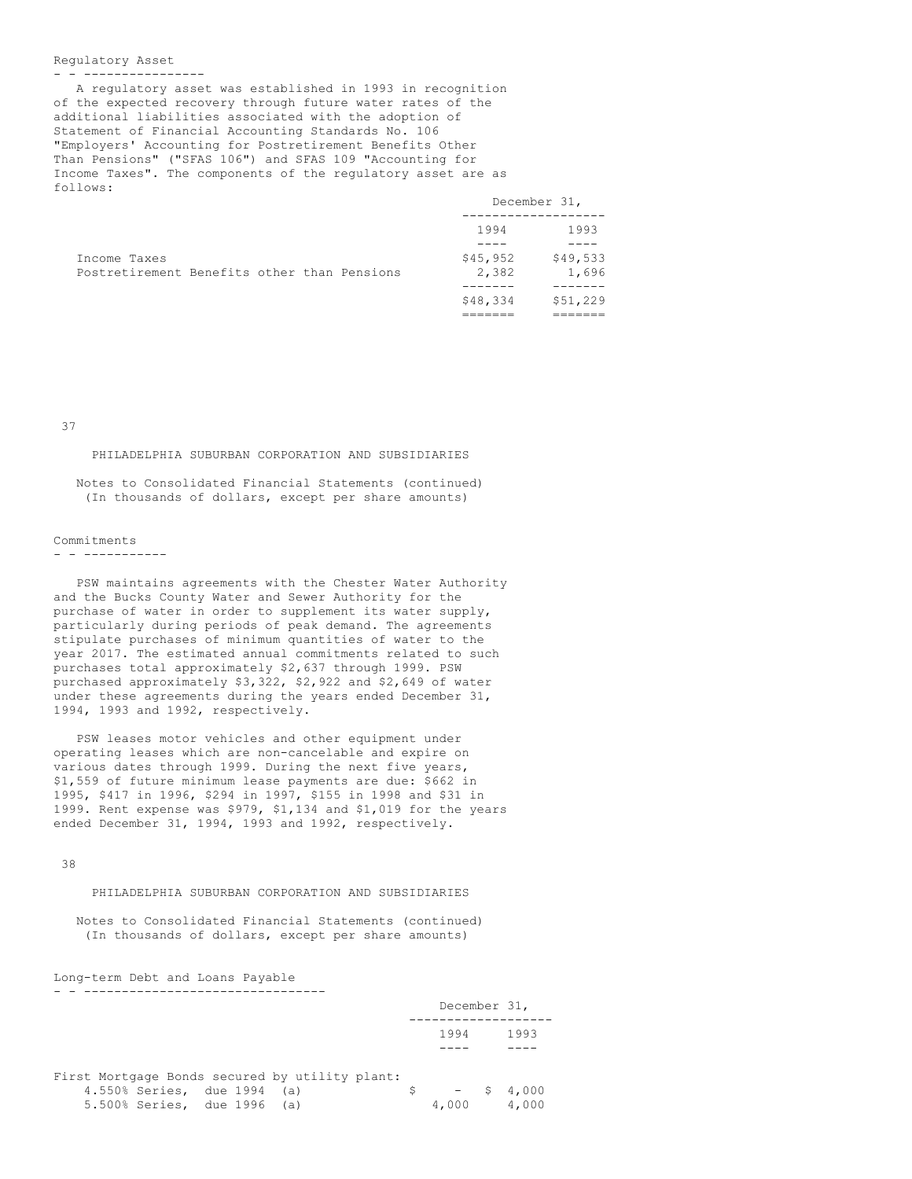## Regulatory Asset

A regulatory asset was established in 1993 in recognition of the expected recovery through future water rates of the additional liabilities associated with the adoption of Statement of Financial Accounting Standards No. 106 "Employers' Accounting for Postretirement Benefits Other Than Pensions" ("SFAS 106") and SFAS 109 "Accounting for Income Taxes". The components of the regulatory asset are as follows:

| | December 31, 1994 | December 31, 1993 |
|---|---|---|
| Income Taxes | $45,952 | $49,533 |
| Postretirement Benefits other than Pensions | 2,382 | 1,696 |
| | $48,334 | $51,229 |

PHILADELPHIA SUBURBAN CORPORATION AND SUBSIDIARIES

Notes to Consolidated Financial Statements (continued)
(In thousands of dollars, except per share amounts)

## Commitments

PSW maintains agreements with the Chester Water Authority and the Bucks County Water and Sewer Authority for the purchase of water in order to supplement its water supply, particularly during periods of peak demand. The agreements stipulate purchases of minimum quantities of water to the year 2017. The estimated annual commitments related to such purchases total approximately $2,637 through 1999. PSW purchased approximately $3,322, $2,922 and $2,649 of water under these agreements during the years ended December 31, 1994, 1993 and 1992, respectively.

PSW leases motor vehicles and other equipment under operating leases which are non-cancelable and expire on various dates through 1999. During the next five years, $1,559 of future minimum lease payments are due: $662 in 1995, $417 in 1996, $294 in 1997, $155 in 1998 and $31 in 1999. Rent expense was $979, $1,134 and $1,019 for the years ended December 31, 1994, 1993 and 1992, respectively.

PHILADELPHIA SUBURBAN CORPORATION AND SUBSIDIARIES

Notes to Consolidated Financial Statements (continued)
(In thousands of dollars, except per share amounts)

## Long-term Debt and Loans Payable

| | December 31, 1994 | December 31, 1993 |
|---|---|---|
| First Mortgage Bonds secured by utility plant: | | |
| 4.550% Series, due 1994 (a) | $ - | $ 4,000 |
| 5.500% Series, due 1996 (a) | 4,000 | 4,000 |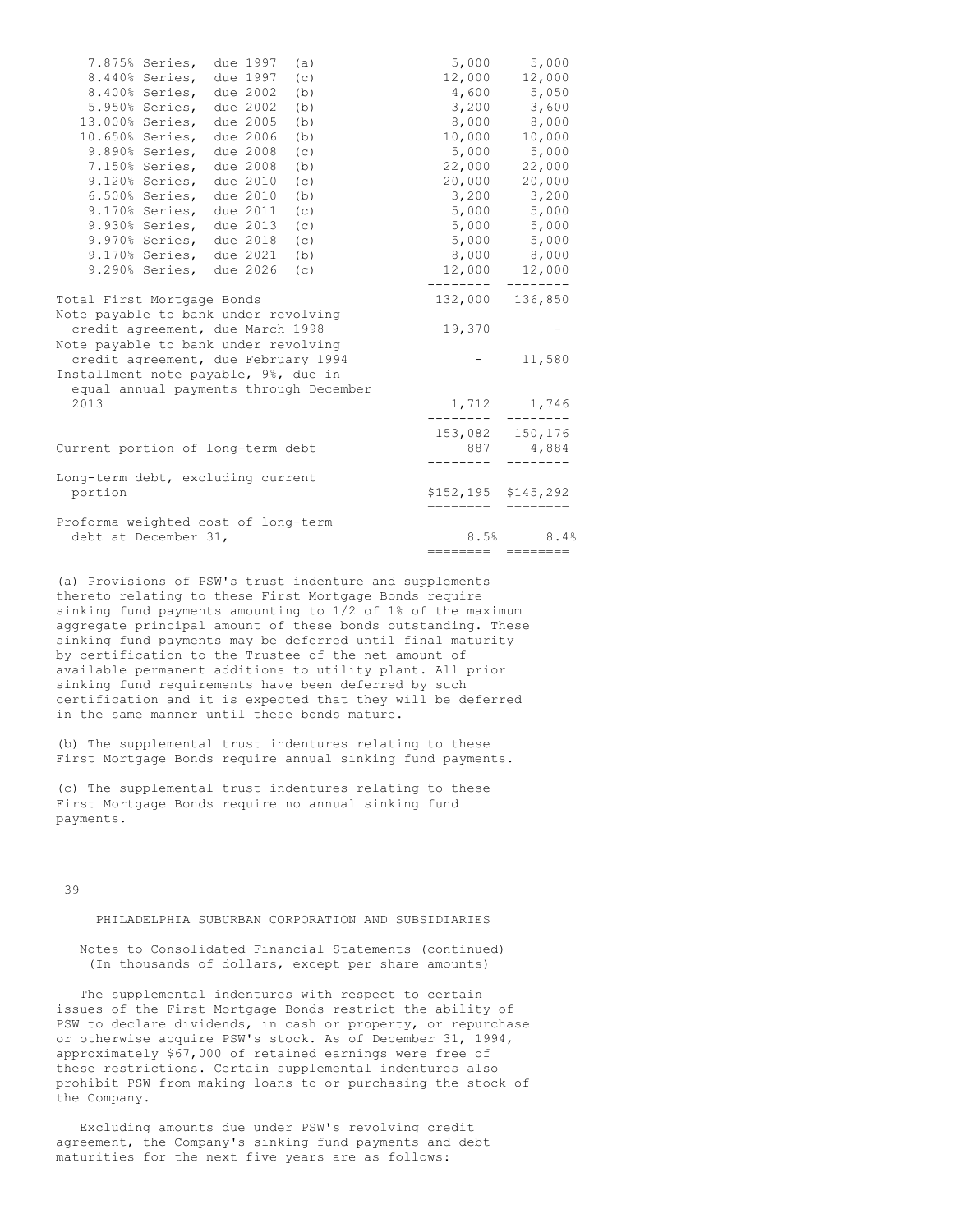| | | |
|---|---|---|
| 7.875% Series, due 1997 (a) | 5,000 | 5,000 |
| 8.440% Series, due 1997 (c) | 12,000 | 12,000 |
| 8.400% Series, due 2002 (b) | 4,600 | 5,050 |
| 5.950% Series, due 2002 (b) | 3,200 | 3,600 |
| 13.000% Series, due 2005 (b) | 8,000 | 8,000 |
| 10.650% Series, due 2006 (b) | 10,000 | 10,000 |
| 9.890% Series, due 2008 (c) | 5,000 | 5,000 |
| 7.150% Series, due 2008 (b) | 22,000 | 22,000 |
| 9.120% Series, due 2010 (c) | 20,000 | 20,000 |
| 6.500% Series, due 2010 (b) | 3,200 | 3,200 |
| 9.170% Series, due 2011 (c) | 5,000 | 5,000 |
| 9.930% Series, due 2013 (c) | 5,000 | 5,000 |
| 9.970% Series, due 2018 (c) | 5,000 | 5,000 |
| 9.170% Series, due 2021 (b) | 8,000 | 8,000 |
| 9.290% Series, due 2026 (c) | 12,000 | 12,000 |
| Total First Mortgage Bonds | 132,000 | 136,850 |
| Note payable to bank under revolving credit agreement, due March 1998 | 19,370 | - |
| Note payable to bank under revolving credit agreement, due February 1994 | - | 11,580 |
| Installment note payable, 9%, due in equal annual payments through December 2013 | 1,712 | 1,746 |
| | 153,082 | 150,176 |
| Current portion of long-term debt | 887 | 4,884 |
| Long-term debt, excluding current portion | $152,195 | $145,292 |
| Proforma weighted cost of long-term debt at December 31, | 8.5% | 8.4% |

(a) Provisions of PSW's trust indenture and supplements thereto relating to these First Mortgage Bonds require sinking fund payments amounting to 1/2 of 1% of the maximum aggregate principal amount of these bonds outstanding. These sinking fund payments may be deferred until final maturity by certification to the Trustee of the net amount of available permanent additions to utility plant. All prior sinking fund requirements have been deferred by such certification and it is expected that they will be deferred in the same manner until these bonds mature.

(b) The supplemental trust indentures relating to these First Mortgage Bonds require annual sinking fund payments.

(c) The supplemental trust indentures relating to these First Mortgage Bonds require no annual sinking fund payments.

PHILADELPHIA SUBURBAN CORPORATION AND SUBSIDIARIES

Notes to Consolidated Financial Statements (continued)
(In thousands of dollars, except per share amounts)

The supplemental indentures with respect to certain issues of the First Mortgage Bonds restrict the ability of PSW to declare dividends, in cash or property, or repurchase or otherwise acquire PSW's stock. As of December 31, 1994, approximately $67,000 of retained earnings were free of these restrictions. Certain supplemental indentures also prohibit PSW from making loans to or purchasing the stock of the Company.

Excluding amounts due under PSW's revolving credit agreement, the Company's sinking fund payments and debt maturities for the next five years are as follows: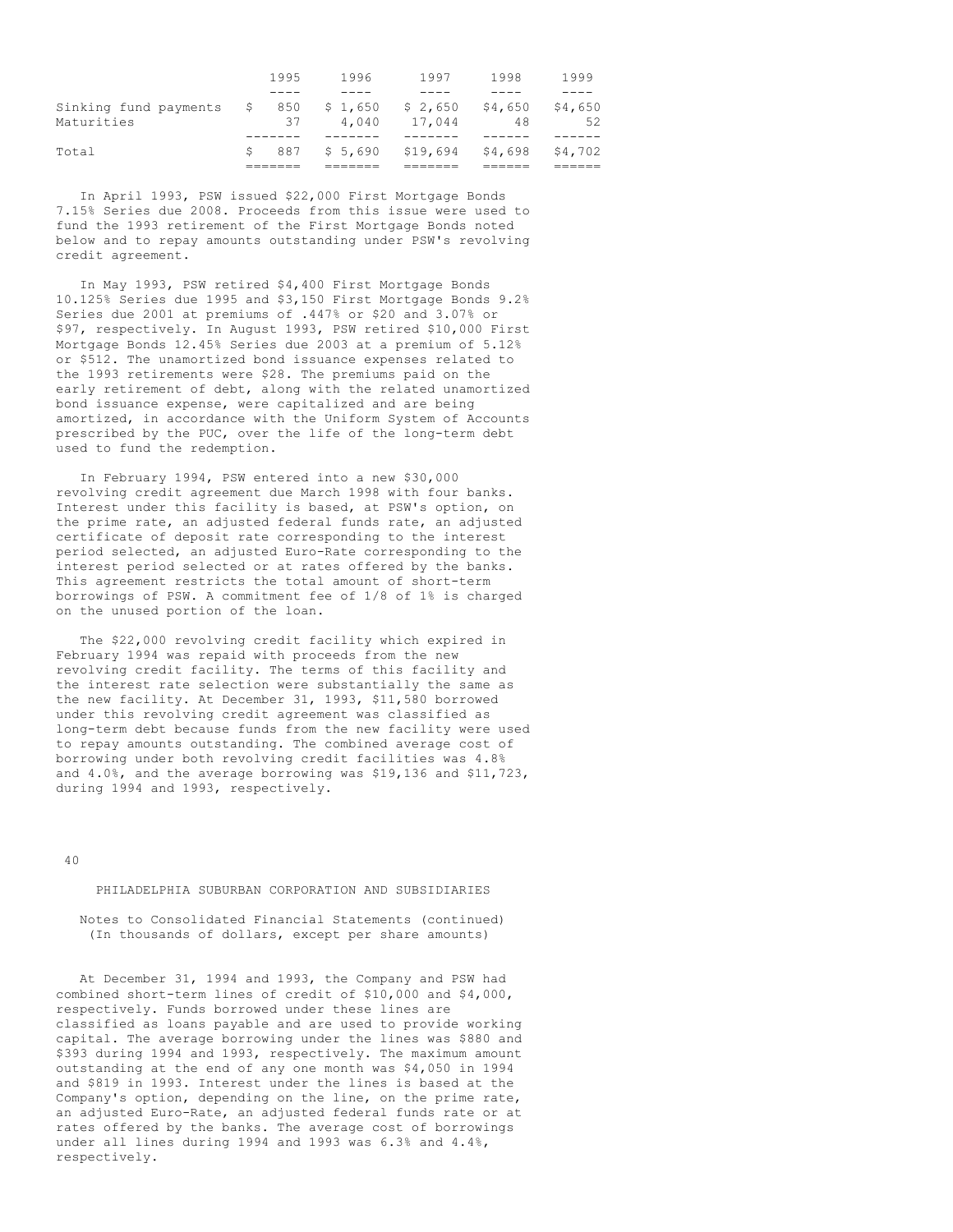| | 1995 | 1996 | 1997 | 1998 | 1999 |
|---|---|---|---|---|---|
| Sinking fund payments | $ 850 | $ 1,650 | $ 2,650 | $4,650 | $4,650 |
| Maturities | 37 | 4,040 | 17,044 | 48 | 52 |
| Total | $ 887 | $ 5,690 | $19,694 | $4,698 | $4,702 |

In April 1993, PSW issued $22,000 First Mortgage Bonds 7.15% Series due 2008. Proceeds from this issue were used to fund the 1993 retirement of the First Mortgage Bonds noted below and to repay amounts outstanding under PSW's revolving credit agreement.

In May 1993, PSW retired $4,400 First Mortgage Bonds 10.125% Series due 1995 and $3,150 First Mortgage Bonds 9.2% Series due 2001 at premiums of .447% or $20 and 3.07% or $97, respectively. In August 1993, PSW retired $10,000 First Mortgage Bonds 12.45% Series due 2003 at a premium of 5.12% or $512. The unamortized bond issuance expenses related to the 1993 retirements were $28. The premiums paid on the early retirement of debt, along with the related unamortized bond issuance expense, were capitalized and are being amortized, in accordance with the Uniform System of Accounts prescribed by the PUC, over the life of the long-term debt used to fund the redemption.

In February 1994, PSW entered into a new $30,000 revolving credit agreement due March 1998 with four banks. Interest under this facility is based, at PSW's option, on the prime rate, an adjusted federal funds rate, an adjusted certificate of deposit rate corresponding to the interest period selected, an adjusted Euro-Rate corresponding to the interest period selected or at rates offered by the banks. This agreement restricts the total amount of short-term borrowings of PSW. A commitment fee of 1/8 of 1% is charged on the unused portion of the loan.

The $22,000 revolving credit facility which expired in February 1994 was repaid with proceeds from the new revolving credit facility. The terms of this facility and the interest rate selection were substantially the same as the new facility. At December 31, 1993, $11,580 borrowed under this revolving credit agreement was classified as long-term debt because funds from the new facility were used to repay amounts outstanding. The combined average cost of borrowing under both revolving credit facilities was 4.8% and 4.0%, and the average borrowing was $19,136 and $11,723, during 1994 and 1993, respectively.

PHILADELPHIA SUBURBAN CORPORATION AND SUBSIDIARIES

Notes to Consolidated Financial Statements (continued)
(In thousands of dollars, except per share amounts)

At December 31, 1994 and 1993, the Company and PSW had combined short-term lines of credit of $10,000 and $4,000, respectively. Funds borrowed under these lines are classified as loans payable and are used to provide working capital. The average borrowing under the lines was $880 and $393 during 1994 and 1993, respectively. The maximum amount outstanding at the end of any one month was $4,050 in 1994 and $819 in 1993. Interest under the lines is based at the Company's option, depending on the line, on the prime rate, an adjusted Euro-Rate, an adjusted federal funds rate or at rates offered by the banks. The average cost of borrowings under all lines during 1994 and 1993 was 6.3% and 4.4%, respectively.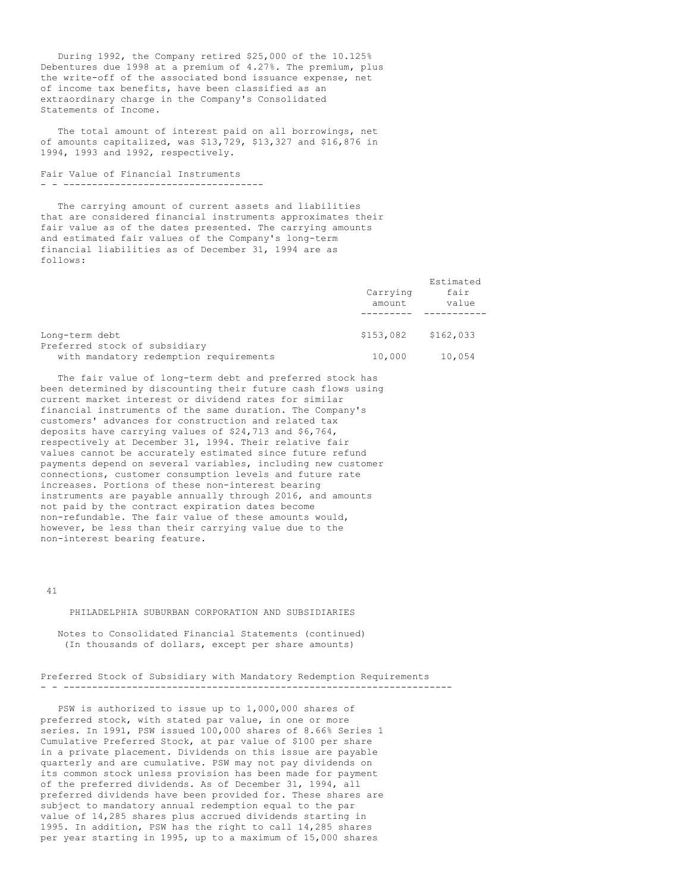During 1992, the Company retired $25,000 of the 10.125% Debentures due 1998 at a premium of 4.27%. The premium, plus the write-off of the associated bond issuance expense, net of income tax benefits, have been classified as an extraordinary charge in the Company's Consolidated Statements of Income.

The total amount of interest paid on all borrowings, net of amounts capitalized, was $13,729, $13,327 and $16,876 in 1994, 1993 and 1992, respectively.

### Fair Value of Financial Instruments

The carrying amount of current assets and liabilities that are considered financial instruments approximates their fair value as of the dates presented. The carrying amounts and estimated fair values of the Company's long-term financial liabilities as of December 31, 1994 are as follows:

| | Carrying amount | Estimated fair value |
|---|---|---|
| Long-term debt | $153,082 | $162,033 |
| Preferred stock of subsidiary with mandatory redemption requirements | 10,000 | 10,054 |

The fair value of long-term debt and preferred stock has been determined by discounting their future cash flows using current market interest or dividend rates for similar financial instruments of the same duration. The Company's customers' advances for construction and related tax deposits have carrying values of $24,713 and $6,764, respectively at December 31, 1994. Their relative fair values cannot be accurately estimated since future refund payments depend on several variables, including new customer connections, customer consumption levels and future rate increases. Portions of these non-interest bearing instruments are payable annually through 2016, and amounts not paid by the contract expiration dates become non-refundable. The fair value of these amounts would, however, be less than their carrying value due to the non-interest bearing feature.

PHILADELPHIA SUBURBAN CORPORATION AND SUBSIDIARIES

Notes to Consolidated Financial Statements (continued)
(In thousands of dollars, except per share amounts)

### Preferred Stock of Subsidiary with Mandatory Redemption Requirements

PSW is authorized to issue up to 1,000,000 shares of preferred stock, with stated par value, in one or more series. In 1991, PSW issued 100,000 shares of 8.66% Series 1 Cumulative Preferred Stock, at par value of $100 per share in a private placement. Dividends on this issue are payable quarterly and are cumulative. PSW may not pay dividends on its common stock unless provision has been made for payment of the preferred dividends. As of December 31, 1994, all preferred dividends have been provided for. These shares are subject to mandatory annual redemption equal to the par value of 14,285 shares plus accrued dividends starting in 1995. In addition, PSW has the right to call 14,285 shares per year starting in 1995, up to a maximum of 15,000 shares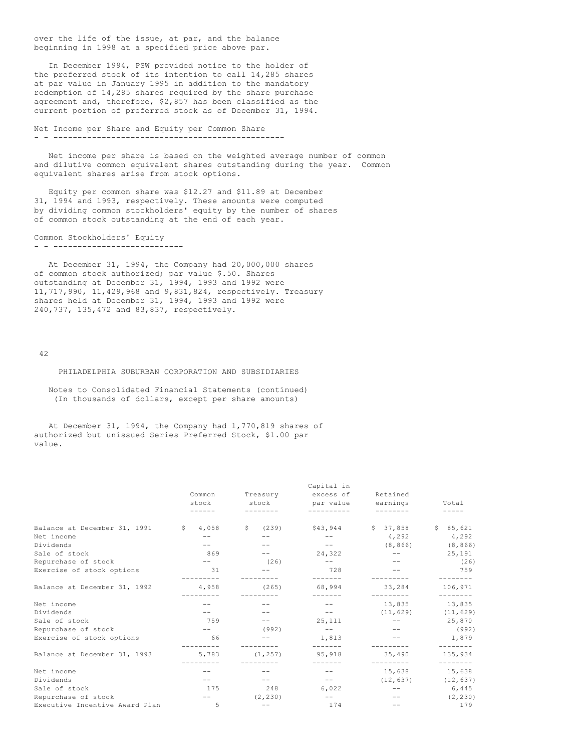over the life of the issue, at par, and the balance beginning in 1998 at a specified price above par.

In December 1994, PSW provided notice to the holder of the preferred stock of its intention to call 14,285 shares at par value in January 1995 in addition to the mandatory redemption of 14,285 shares required by the share purchase agreement and, therefore, $2,857 has been classified as the current portion of preferred stock as of December 31, 1994.

### Net Income per Share and Equity per Common Share

Net income per share is based on the weighted average number of common and dilutive common equivalent shares outstanding during the year. Common equivalent shares arise from stock options.

Equity per common share was $12.27 and $11.89 at December 31, 1994 and 1993, respectively. These amounts were computed by dividing common stockholders' equity by the number of shares of common stock outstanding at the end of each year.

### Common Stockholders' Equity

At December 31, 1994, the Company had 20,000,000 shares of common stock authorized; par value $.50. Shares outstanding at December 31, 1994, 1993 and 1992 were 11,717,990, 11,429,968 and 9,831,824, respectively. Treasury shares held at December 31, 1994, 1993 and 1992 were 240,737, 135,472 and 83,837, respectively.

PHILADELPHIA SUBURBAN CORPORATION AND SUBSIDIARIES

Notes to Consolidated Financial Statements (continued)
(In thousands of dollars, except per share amounts)

At December 31, 1994, the Company had 1,770,819 shares of authorized but unissued Series Preferred Stock, $1.00 par value.

| | Common stock | Treasury stock | Capital in excess of par value | Retained earnings | Total |
|---|---|---|---|---|---|
| Balance at December 31, 1991 | $ 4,058 | $ (239) | $43,944 | $ 37,858 | $ 85,621 |
| Net income | -- | -- | -- | 4,292 | 4,292 |
| Dividends | -- | -- | -- | (8,866) | (8,866) |
| Sale of stock | 869 | -- | 24,322 | -- | 25,191 |
| Repurchase of stock | -- | (26) | -- | -- | (26) |
| Exercise of stock options | 31 | -- | 728 | -- | 759 |
| Balance at December 31, 1992 | 4,958 | (265) | 68,994 | 33,284 | 106,971 |
| Net income | -- | -- | -- | 13,835 | 13,835 |
| Dividends | -- | -- | -- | (11,629) | (11,629) |
| Sale of stock | 759 | -- | 25,111 | -- | 25,870 |
| Repurchase of stock | -- | (992) | -- | -- | (992) |
| Exercise of stock options | 66 | -- | 1,813 | -- | 1,879 |
| Balance at December 31, 1993 | 5,783 | (1,257) | 95,918 | 35,490 | 135,934 |
| Net income | -- | -- | -- | 15,638 | 15,638 |
| Dividends | -- | -- | -- | (12,637) | (12,637) |
| Sale of stock | 175 | 248 | 6,022 | -- | 6,445 |
| Repurchase of stock | -- | (2,230) | -- | -- | (2,230) |
| Executive Incentive Award Plan | 5 | -- | 174 | -- | 179 |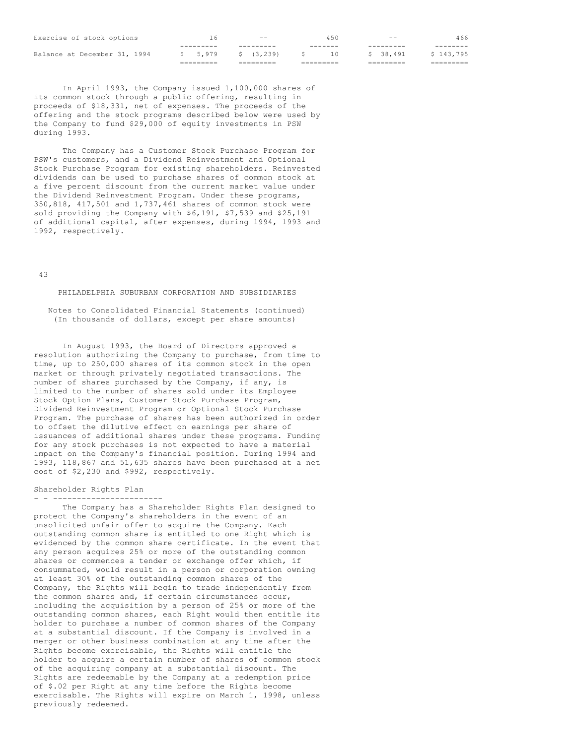| | | | | | |
|---|---|---|---|---|---|
| Exercise of stock options | 16 | -- | 450 | -- | 466 |
| Balance at December 31, 1994 | $ 5,979 | $ (3,239) | $ 10 | $ 38,491 | $ 143,795 |

In April 1993, the Company issued 1,100,000 shares of its common stock through a public offering, resulting in proceeds of $18,331, net of expenses. The proceeds of the offering and the stock programs described below were used by the Company to fund $29,000 of equity investments in PSW during 1993.

The Company has a Customer Stock Purchase Program for PSW's customers, and a Dividend Reinvestment and Optional Stock Purchase Program for existing shareholders. Reinvested dividends can be used to purchase shares of common stock at a five percent discount from the current market value under the Dividend Reinvestment Program. Under these programs, 350,818, 417,501 and 1,737,461 shares of common stock were sold providing the Company with $6,191, $7,539 and $25,191 of additional capital, after expenses, during 1994, 1993 and 1992, respectively.

PHILADELPHIA SUBURBAN CORPORATION AND SUBSIDIARIES

Notes to Consolidated Financial Statements (continued)
(In thousands of dollars, except per share amounts)

In August 1993, the Board of Directors approved a resolution authorizing the Company to purchase, from time to time, up to 250,000 shares of its common stock in the open market or through privately negotiated transactions. The number of shares purchased by the Company, if any, is limited to the number of shares sold under its Employee Stock Option Plans, Customer Stock Purchase Program, Dividend Reinvestment Program or Optional Stock Purchase Program. The purchase of shares has been authorized in order to offset the dilutive effect on earnings per share of issuances of additional shares under these programs. Funding for any stock purchases is not expected to have a material impact on the Company's financial position. During 1994 and 1993, 118,867 and 51,635 shares have been purchased at a net cost of $2,230 and $992, respectively.

### Shareholder Rights Plan

The Company has a Shareholder Rights Plan designed to protect the Company's shareholders in the event of an unsolicited unfair offer to acquire the Company. Each outstanding common share is entitled to one Right which is evidenced by the common share certificate. In the event that any person acquires 25% or more of the outstanding common shares or commences a tender or exchange offer which, if consummated, would result in a person or corporation owning at least 30% of the outstanding common shares of the Company, the Rights will begin to trade independently from the common shares and, if certain circumstances occur, including the acquisition by a person of 25% or more of the outstanding common shares, each Right would then entitle its holder to purchase a number of common shares of the Company at a substantial discount. If the Company is involved in a merger or other business combination at any time after the Rights become exercisable, the Rights will entitle the holder to acquire a certain number of shares of common stock of the acquiring company at a substantial discount. The Rights are redeemable by the Company at a redemption price of $.02 per Right at any time before the Rights become exercisable. The Rights will expire on March 1, 1998, unless previously redeemed.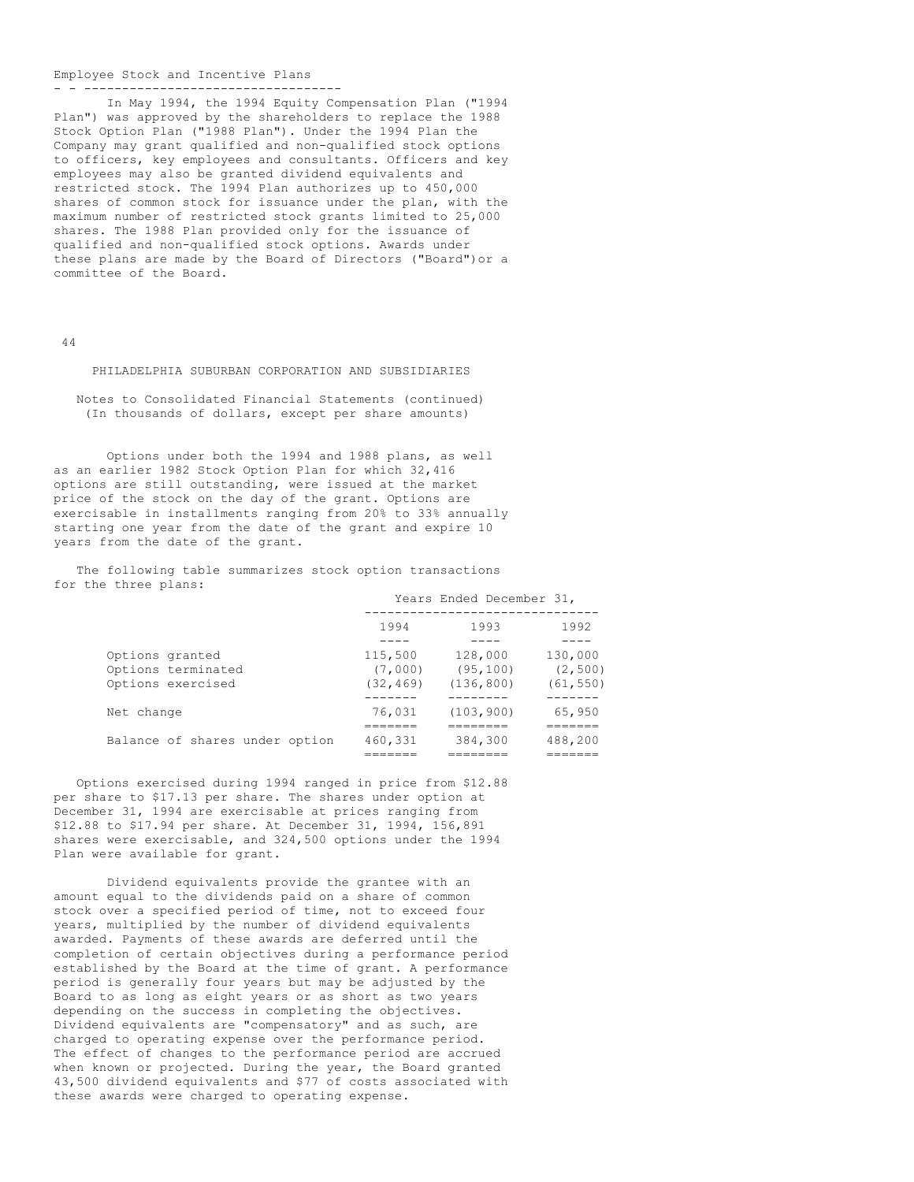## Employee Stock and Incentive Plans

In May 1994, the 1994 Equity Compensation Plan ("1994 Plan") was approved by the shareholders to replace the 1988 Stock Option Plan ("1988 Plan"). Under the 1994 Plan the Company may grant qualified and non-qualified stock options to officers, key employees and consultants. Officers and key employees may also be granted dividend equivalents and restricted stock. The 1994 Plan authorizes up to 450,000 shares of common stock for issuance under the plan, with the maximum number of restricted stock grants limited to 25,000 shares. The 1988 Plan provided only for the issuance of qualified and non-qualified stock options. Awards under these plans are made by the Board of Directors ("Board")or a committee of the Board.

PHILADELPHIA SUBURBAN CORPORATION AND SUBSIDIARIES

Notes to Consolidated Financial Statements (continued)
(In thousands of dollars, except per share amounts)

Options under both the 1994 and 1988 plans, as well as an earlier 1982 Stock Option Plan for which 32,416 options are still outstanding, were issued at the market price of the stock on the day of the grant. Options are exercisable in installments ranging from 20% to 33% annually starting one year from the date of the grant and expire 10 years from the date of the grant.

The following table summarizes stock option transactions for the three plans:

| | Years Ended December 31, | | |
|---|---|---|---|
| | 1994 | 1993 | 1992 |
| Options granted | 115,500 | 128,000 | 130,000 |
| Options terminated | (7,000) | (95,100) | (2,500) |
| Options exercised | (32,469) | (136,800) | (61,550) |
| Net change | 76,031 | (103,900) | 65,950 |
| Balance of shares under option | 460,331 | 384,300 | 488,200 |

Options exercised during 1994 ranged in price from $12.88 per share to $17.13 per share. The shares under option at December 31, 1994 are exercisable at prices ranging from $12.88 to $17.94 per share. At December 31, 1994, 156,891 shares were exercisable, and 324,500 options under the 1994 Plan were available for grant.

Dividend equivalents provide the grantee with an amount equal to the dividends paid on a share of common stock over a specified period of time, not to exceed four years, multiplied by the number of dividend equivalents awarded. Payments of these awards are deferred until the completion of certain objectives during a performance period established by the Board at the time of grant. A performance period is generally four years but may be adjusted by the Board to as long as eight years or as short as two years depending on the success in completing the objectives. Dividend equivalents are "compensatory" and as such, are charged to operating expense over the performance period. The effect of changes to the performance period are accrued when known or projected. During the year, the Board granted 43,500 dividend equivalents and $77 of costs associated with these awards were charged to operating expense.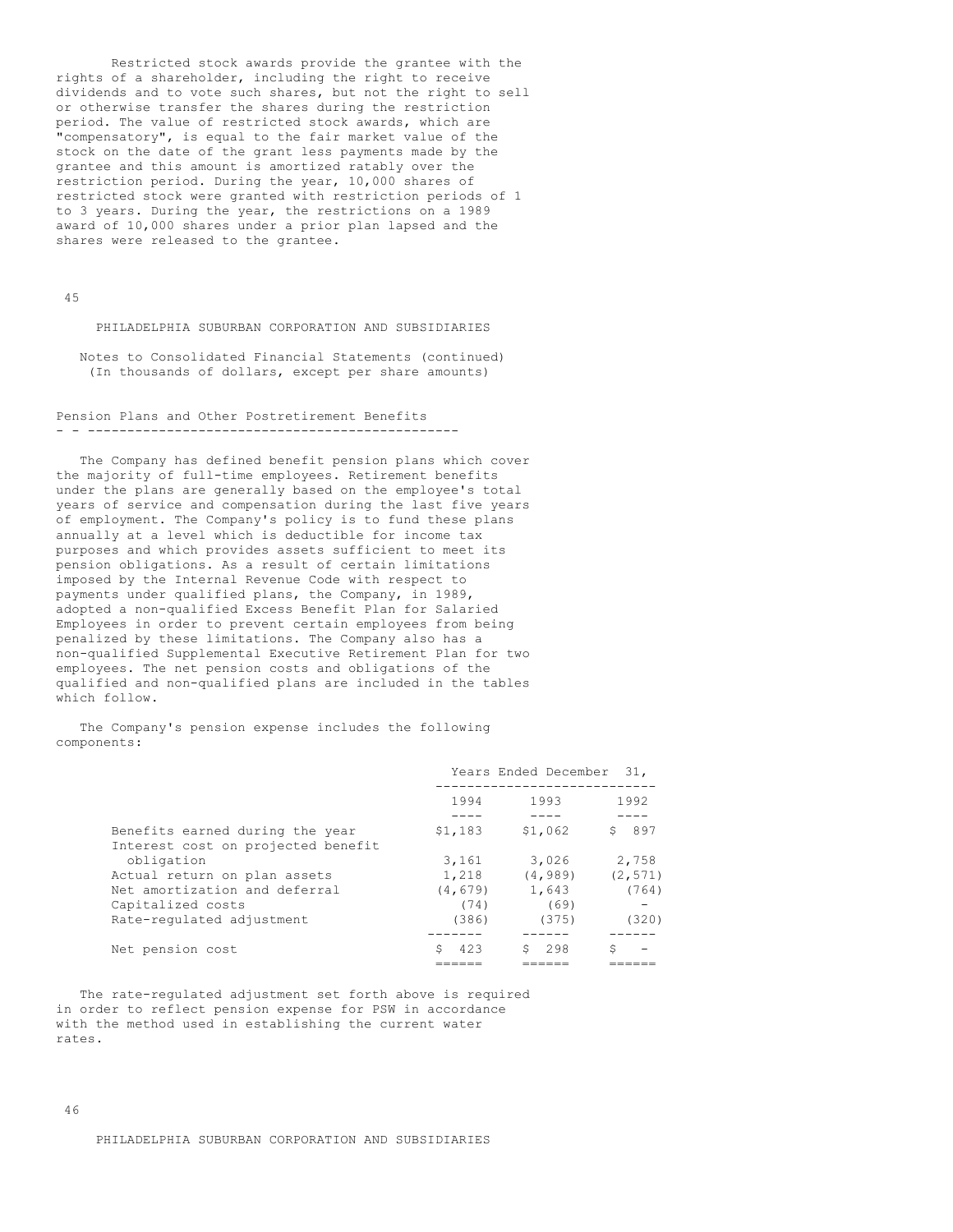Restricted stock awards provide the grantee with the rights of a shareholder, including the right to receive dividends and to vote such shares, but not the right to sell or otherwise transfer the shares during the restriction period. The value of restricted stock awards, which are "compensatory", is equal to the fair market value of the stock on the date of the grant less payments made by the grantee and this amount is amortized ratably over the restriction period. During the year, 10,000 shares of restricted stock were granted with restriction periods of 1 to 3 years. During the year, the restrictions on a 1989 award of 10,000 shares under a prior plan lapsed and the shares were released to the grantee.

PHILADELPHIA SUBURBAN CORPORATION AND SUBSIDIARIES

Notes to Consolidated Financial Statements (continued)
(In thousands of dollars, except per share amounts)

## Pension Plans and Other Postretirement Benefits

The Company has defined benefit pension plans which cover the majority of full-time employees. Retirement benefits under the plans are generally based on the employee's total years of service and compensation during the last five years of employment. The Company's policy is to fund these plans annually at a level which is deductible for income tax purposes and which provides assets sufficient to meet its pension obligations. As a result of certain limitations imposed by the Internal Revenue Code with respect to payments under qualified plans, the Company, in 1989, adopted a non-qualified Excess Benefit Plan for Salaried Employees in order to prevent certain employees from being penalized by these limitations. The Company also has a non-qualified Supplemental Executive Retirement Plan for two employees. The net pension costs and obligations of the qualified and non-qualified plans are included in the tables which follow.

The Company's pension expense includes the following components:

| | Years Ended December 31, | | |
|---|---|---|---|
| | 1994 | 1993 | 1992 |
| Benefits earned during the year | $1,183 | $1,062 | $ 897 |
| Interest cost on projected benefit obligation | 3,161 | 3,026 | 2,758 |
| Actual return on plan assets | 1,218 | (4,989) | (2,571) |
| Net amortization and deferral | (4,679) | 1,643 | (764) |
| Capitalized costs | (74) | (69) | - |
| Rate-regulated adjustment | (386) | (375) | (320) |
| Net pension cost | $ 423 | $ 298 | $ - |

The rate-regulated adjustment set forth above is required in order to reflect pension expense for PSW in accordance with the method used in establishing the current water rates.

PHILADELPHIA SUBURBAN CORPORATION AND SUBSIDIARIES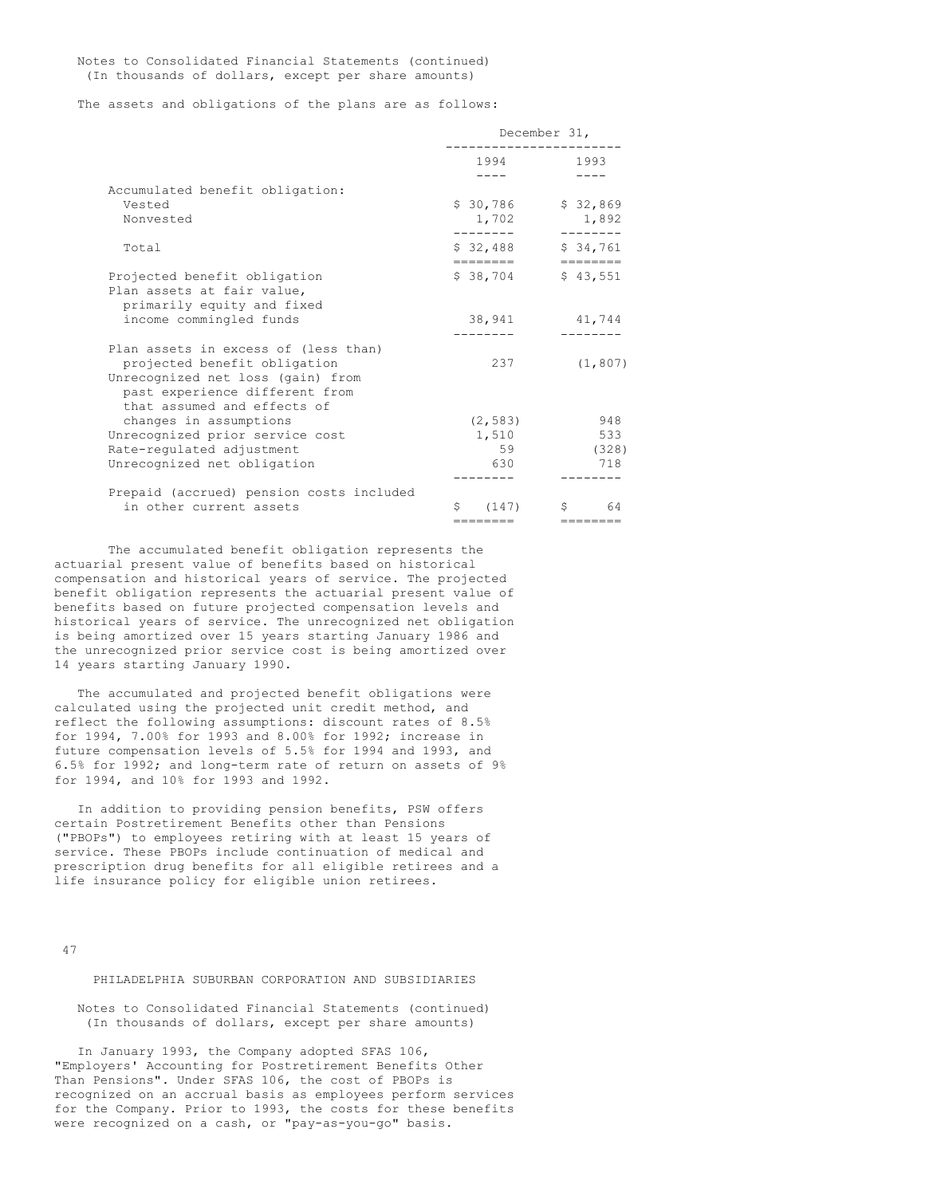Notes to Consolidated Financial Statements (continued)
(In thousands of dollars, except per share amounts)

The assets and obligations of the plans are as follows:

| | December 31, | |
|---|---|---|
| | 1994 | 1993 |
| Accumulated benefit obligation: | | |
| Vested | $ 30,786 | $ 32,869 |
| Nonvested | 1,702 | 1,892 |
| Total | $ 32,488 | $ 34,761 |
| Projected benefit obligation | $ 38,704 | $ 43,551 |
| Plan assets at fair value, primarily equity and fixed income commingled funds | 38,941 | 41,744 |
| Plan assets in excess of (less than) projected benefit obligation | 237 | (1,807) |
| Unrecognized net loss (gain) from past experience different from that assumed and effects of changes in assumptions | (2,583) | 948 |
| Unrecognized prior service cost | 1,510 | 533 |
| Rate-regulated adjustment | 59 | (328) |
| Unrecognized net obligation | 630 | 718 |
| Prepaid (accrued) pension costs included in other current assets | $ (147) | $ 64 |

The accumulated benefit obligation represents the actuarial present value of benefits based on historical compensation and historical years of service. The projected benefit obligation represents the actuarial present value of benefits based on future projected compensation levels and historical years of service. The unrecognized net obligation is being amortized over 15 years starting January 1986 and the unrecognized prior service cost is being amortized over 14 years starting January 1990.

The accumulated and projected benefit obligations were calculated using the projected unit credit method, and reflect the following assumptions: discount rates of 8.5% for 1994, 7.00% for 1993 and 8.00% for 1992; increase in future compensation levels of 5.5% for 1994 and 1993, and 6.5% for 1992; and long-term rate of return on assets of 9% for 1994, and 10% for 1993 and 1992.

In addition to providing pension benefits, PSW offers certain Postretirement Benefits other than Pensions ("PBOPs") to employees retiring with at least 15 years of service. These PBOPs include continuation of medical and prescription drug benefits for all eligible retirees and a life insurance policy for eligible union retirees.

PHILADELPHIA SUBURBAN CORPORATION AND SUBSIDIARIES

Notes to Consolidated Financial Statements (continued)
(In thousands of dollars, except per share amounts)

In January 1993, the Company adopted SFAS 106, "Employers' Accounting for Postretirement Benefits Other Than Pensions". Under SFAS 106, the cost of PBOPs is recognized on an accrual basis as employees perform services for the Company. Prior to 1993, the costs for these benefits were recognized on a cash, or "pay-as-you-go" basis.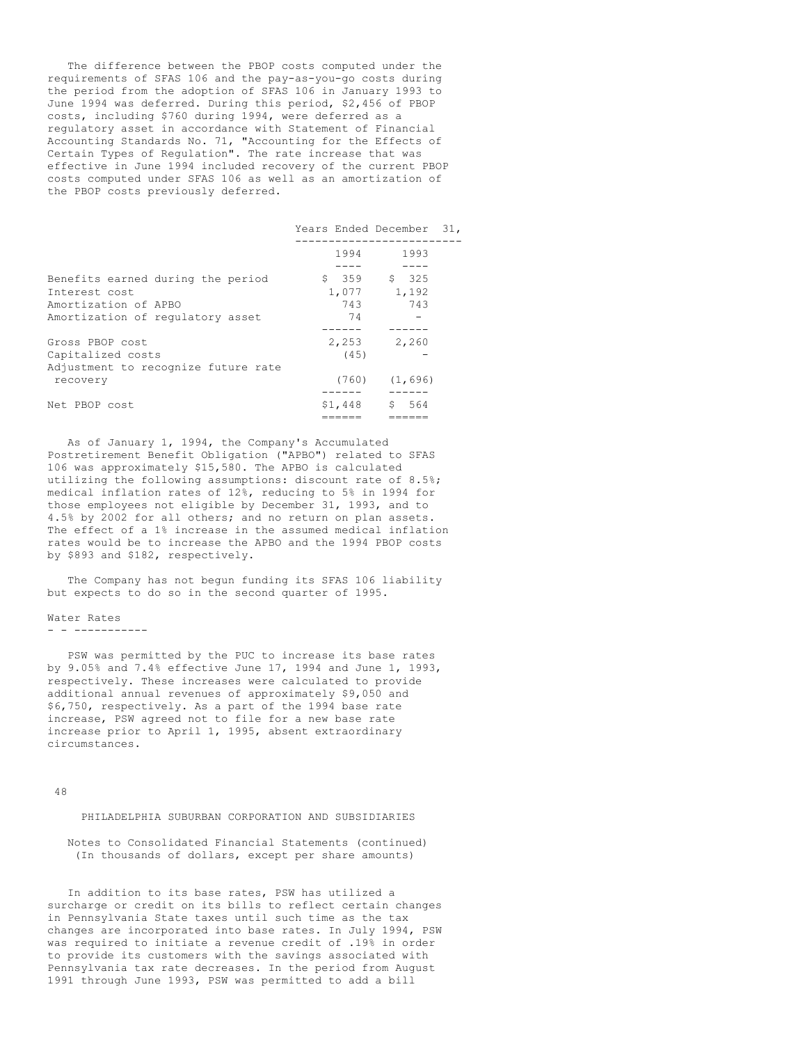The difference between the PBOP costs computed under the requirements of SFAS 106 and the pay-as-you-go costs during the period from the adoption of SFAS 106 in January 1993 to June 1994 was deferred. During this period, $2,456 of PBOP costs, including $760 during 1994, were deferred as a regulatory asset in accordance with Statement of Financial Accounting Standards No. 71, "Accounting for the Effects of Certain Types of Regulation". The rate increase that was effective in June 1994 included recovery of the current PBOP costs computed under SFAS 106 as well as an amortization of the PBOP costs previously deferred.

| | Years Ended December 31, | |
|---|---|---|
| | 1994 | 1993 |
| Benefits earned during the period | $ 359 | $ 325 |
| Interest cost | 1,077 | 1,192 |
| Amortization of APBO | 743 | 743 |
| Amortization of regulatory asset | 74 | - |
| Gross PBOP cost | 2,253 | 2,260 |
| Capitalized costs | (45) | - |
| Adjustment to recognize future rate recovery | (760) | (1,696) |
| Net PBOP cost | $1,448 | $ 564 |

As of January 1, 1994, the Company's Accumulated Postretirement Benefit Obligation ("APBO") related to SFAS 106 was approximately $15,580. The APBO is calculated utilizing the following assumptions: discount rate of 8.5%; medical inflation rates of 12%, reducing to 5% in 1994 for those employees not eligible by December 31, 1993, and to 4.5% by 2002 for all others; and no return on plan assets. The effect of a 1% increase in the assumed medical inflation rates would be to increase the APBO and the 1994 PBOP costs by $893 and $182, respectively.

The Company has not begun funding its SFAS 106 liability but expects to do so in the second quarter of 1995.

## Water Rates

PSW was permitted by the PUC to increase its base rates by 9.05% and 7.4% effective June 17, 1994 and June 1, 1993, respectively. These increases were calculated to provide additional annual revenues of approximately $9,050 and $6,750, respectively. As a part of the 1994 base rate increase, PSW agreed not to file for a new base rate increase prior to April 1, 1995, absent extraordinary circumstances.

In addition to its base rates, PSW has utilized a surcharge or credit on its bills to reflect certain changes in Pennsylvania State taxes until such time as the tax changes are incorporated into base rates. In July 1994, PSW was required to initiate a revenue credit of .19% in order to provide its customers with the savings associated with Pennsylvania tax rate decreases. In the period from August 1991 through June 1993, PSW was permitted to add a bill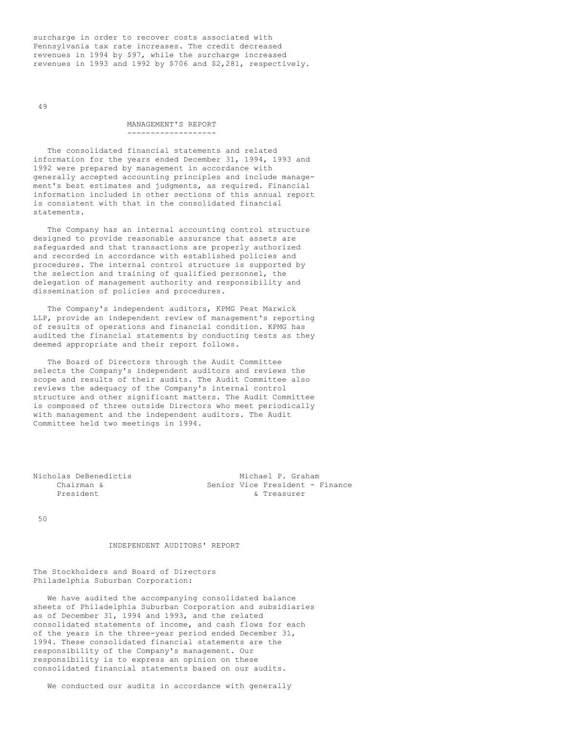surcharge in order to recover costs associated with Pennsylvania tax rate increases. The credit decreased revenues in 1994 by $97, while the surcharge increased revenues in 1993 and 1992 by $706 and $2,281, respectively.

## MANAGEMENT'S REPORT

The consolidated financial statements and related information for the years ended December 31, 1994, 1993 and 1992 were prepared by management in accordance with generally accepted accounting principles and include management's best estimates and judgments, as required. Financial information included in other sections of this annual report is consistent with that in the consolidated financial statements.

The Company has an internal accounting control structure designed to provide reasonable assurance that assets are safeguarded and that transactions are properly authorized and recorded in accordance with established policies and procedures. The internal control structure is supported by the selection and training of qualified personnel, the delegation of management authority and responsibility and dissemination of policies and procedures.

The Company's independent auditors, KPMG Peat Marwick LLP, provide an independent review of management's reporting of results of operations and financial condition. KPMG has audited the financial statements by conducting tests as they deemed appropriate and their report follows.

The Board of Directors through the Audit Committee selects the Company's independent auditors and reviews the scope and results of their audits. The Audit Committee also reviews the adequacy of the Company's internal control structure and other significant matters. The Audit Committee is composed of three outside Directors who meet periodically with management and the independent auditors. The Audit Committee held two meetings in 1994.

| | |
|---|---|
| Nicholas DeBenedictis | Michael P. Graham |
| Chairman & President | Senior Vice President - Finance & Treasurer |

## INDEPENDENT AUDITORS' REPORT

The Stockholders and Board of Directors
Philadelphia Suburban Corporation:

We have audited the accompanying consolidated balance sheets of Philadelphia Suburban Corporation and subsidiaries as of December 31, 1994 and 1993, and the related consolidated statements of income, and cash flows for each of the years in the three-year period ended December 31, 1994. These consolidated financial statements are the responsibility of the Company's management. Our responsibility is to express an opinion on these consolidated financial statements based on our audits.

We conducted our audits in accordance with generally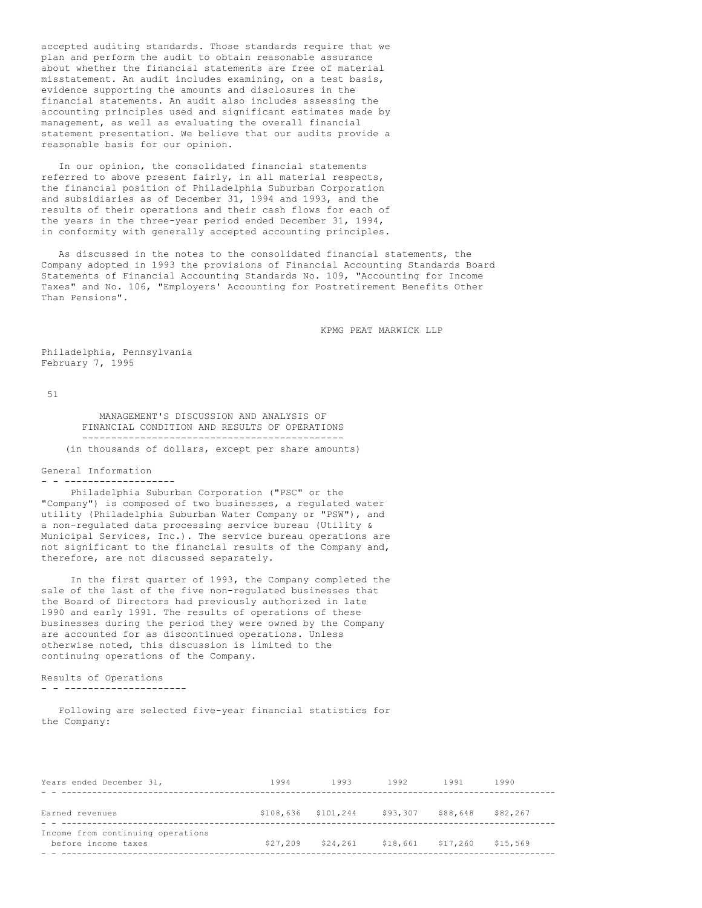accepted auditing standards. Those standards require that we plan and perform the audit to obtain reasonable assurance about whether the financial statements are free of material misstatement. An audit includes examining, on a test basis, evidence supporting the amounts and disclosures in the financial statements. An audit also includes assessing the accounting principles used and significant estimates made by management, as well as evaluating the overall financial statement presentation. We believe that our audits provide a reasonable basis for our opinion.

In our opinion, the consolidated financial statements referred to above present fairly, in all material respects, the financial position of Philadelphia Suburban Corporation and subsidiaries as of December 31, 1994 and 1993, and the results of their operations and their cash flows for each of the years in the three-year period ended December 31, 1994, in conformity with generally accepted accounting principles.

As discussed in the notes to the consolidated financial statements, the Company adopted in 1993 the provisions of Financial Accounting Standards Board Statements of Financial Accounting Standards No. 109, "Accounting for Income Taxes" and No. 106, "Employers' Accounting for Postretirement Benefits Other Than Pensions".

KPMG PEAT MARWICK LLP

Philadelphia, Pennsylvania
February 7, 1995

## MANAGEMENT'S DISCUSSION AND ANALYSIS OF FINANCIAL CONDITION AND RESULTS OF OPERATIONS

(in thousands of dollars, except per share amounts)

### General Information

Philadelphia Suburban Corporation ("PSC" or the "Company") is composed of two businesses, a regulated water utility (Philadelphia Suburban Water Company or "PSW"), and a non-regulated data processing service bureau (Utility & Municipal Services, Inc.). The service bureau operations are not significant to the financial results of the Company and, therefore, are not discussed separately.

In the first quarter of 1993, the Company completed the sale of the last of the five non-regulated businesses that the Board of Directors had previously authorized in late 1990 and early 1991. The results of operations of these businesses during the period they were owned by the Company are accounted for as discontinued operations. Unless otherwise noted, this discussion is limited to the continuing operations of the Company.

### Results of Operations

Following are selected five-year financial statistics for the Company:

| Years ended December 31, | 1994 | 1993 | 1992 | 1991 | 1990 |
|---|---|---|---|---|---|
| Earned revenues | $108,636 | $101,244 | $93,307 | $88,648 | $82,267 |
| Income from continuing operations before income taxes | $27,209 | $24,261 | $18,661 | $17,260 | $15,569 |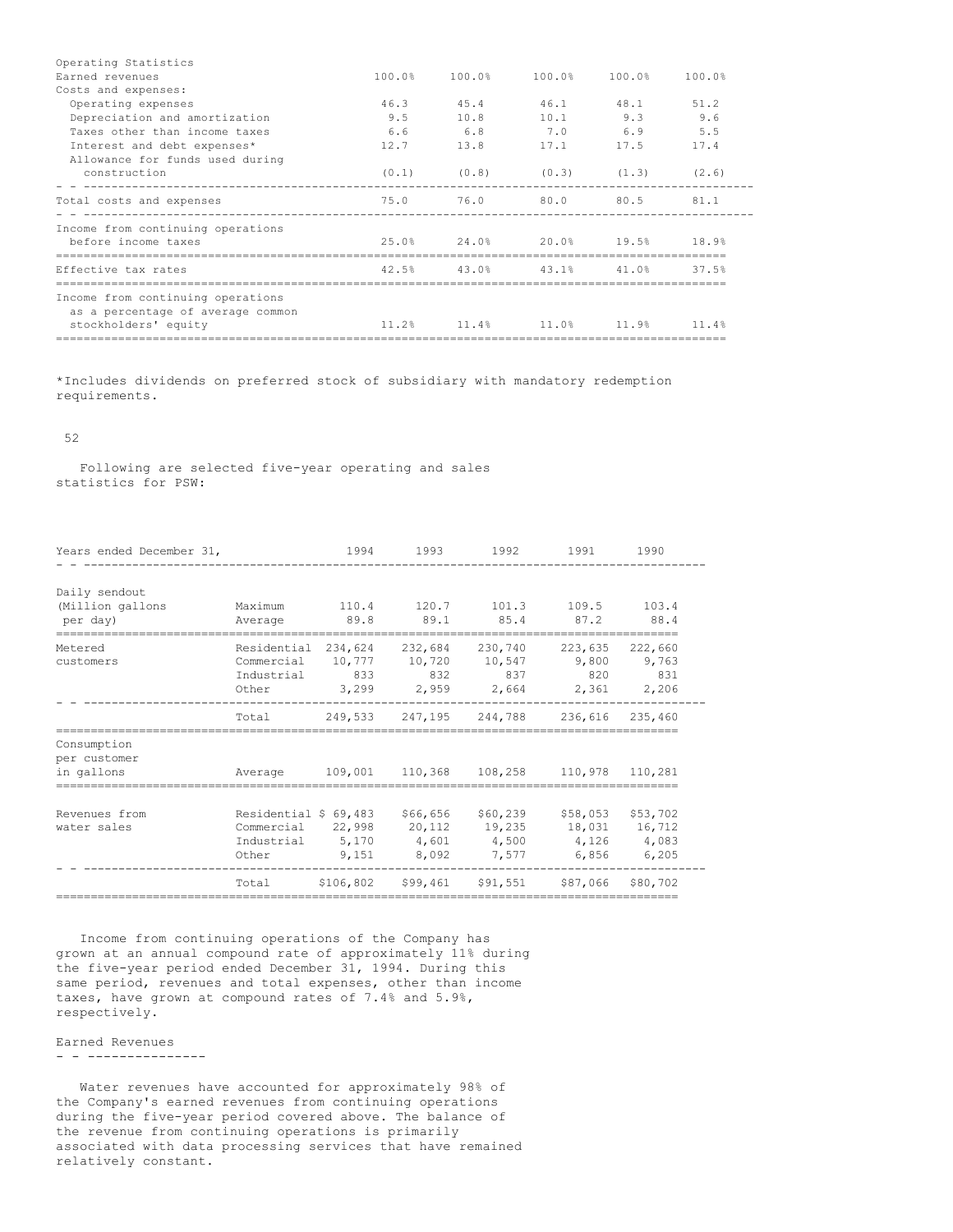| Operating Statistics | | | | | |
|---|---|---|---|---|---|
| Earned revenues | 100.0% | 100.0% | 100.0% | 100.0% | 100.0% |
| Costs and expenses: | | | | | |
| Operating expenses | 46.3 | 45.4 | 46.1 | 48.1 | 51.2 |
| Depreciation and amortization | 9.5 | 10.8 | 10.1 | 9.3 | 9.6 |
| Taxes other than income taxes | 6.6 | 6.8 | 7.0 | 6.9 | 5.5 |
| Interest and debt expenses* | 12.7 | 13.8 | 17.1 | 17.5 | 17.4 |
| Allowance for funds used during construction | (0.1) | (0.8) | (0.3) | (1.3) | (2.6) |
| Total costs and expenses | 75.0 | 76.0 | 80.0 | 80.5 | 81.1 |
| Income from continuing operations before income taxes | 25.0% | 24.0% | 20.0% | 19.5% | 18.9% |
| Effective tax rates | 42.5% | 43.0% | 43.1% | 41.0% | 37.5% |
| Income from continuing operations as a percentage of average common stockholders' equity | 11.2% | 11.4% | 11.0% | 11.9% | 11.4% |

*Includes dividends on preferred stock of subsidiary with mandatory redemption requirements.

Following are selected five-year operating and sales statistics for PSW:

| Years ended December 31, | | 1994 | 1993 | 1992 | 1991 | 1990 |
|---|---|---|---|---|---|---|
| Daily sendout (Million gallons per day) | Maximum | 110.4 | 120.7 | 101.3 | 109.5 | 103.4 |
| | Average | 89.8 | 89.1 | 85.4 | 87.2 | 88.4 |
| Metered customers | Residential | 234,624 | 232,684 | 230,740 | 223,635 | 222,660 |
| | Commercial | 10,777 | 10,720 | 10,547 | 9,800 | 9,763 |
| | Industrial | 833 | 832 | 837 | 820 | 831 |
| | Other | 3,299 | 2,959 | 2,664 | 2,361 | 2,206 |
| | Total | 249,533 | 247,195 | 244,788 | 236,616 | 235,460 |
| Consumption per customer in gallons | Average | 109,001 | 110,368 | 108,258 | 110,978 | 110,281 |
| Revenues from water sales | Residential | $ 69,483 | $66,656 | $60,239 | $58,053 | $53,702 |
| | Commercial | 22,998 | 20,112 | 19,235 | 18,031 | 16,712 |
| | Industrial | 5,170 | 4,601 | 4,500 | 4,126 | 4,083 |
| | Other | 9,151 | 8,092 | 7,577 | 6,856 | 6,205 |
| | Total | $106,802 | $99,461 | $91,551 | $87,066 | $80,702 |

Income from continuing operations of the Company has grown at an annual compound rate of approximately 11% during the five-year period ended December 31, 1994. During this same period, revenues and total expenses, other than income taxes, have grown at compound rates of 7.4% and 5.9%, respectively.

## Earned Revenues

Water revenues have accounted for approximately 98% of the Company's earned revenues from continuing operations during the five-year period covered above. The balance of the revenue from continuing operations is primarily associated with data processing services that have remained relatively constant.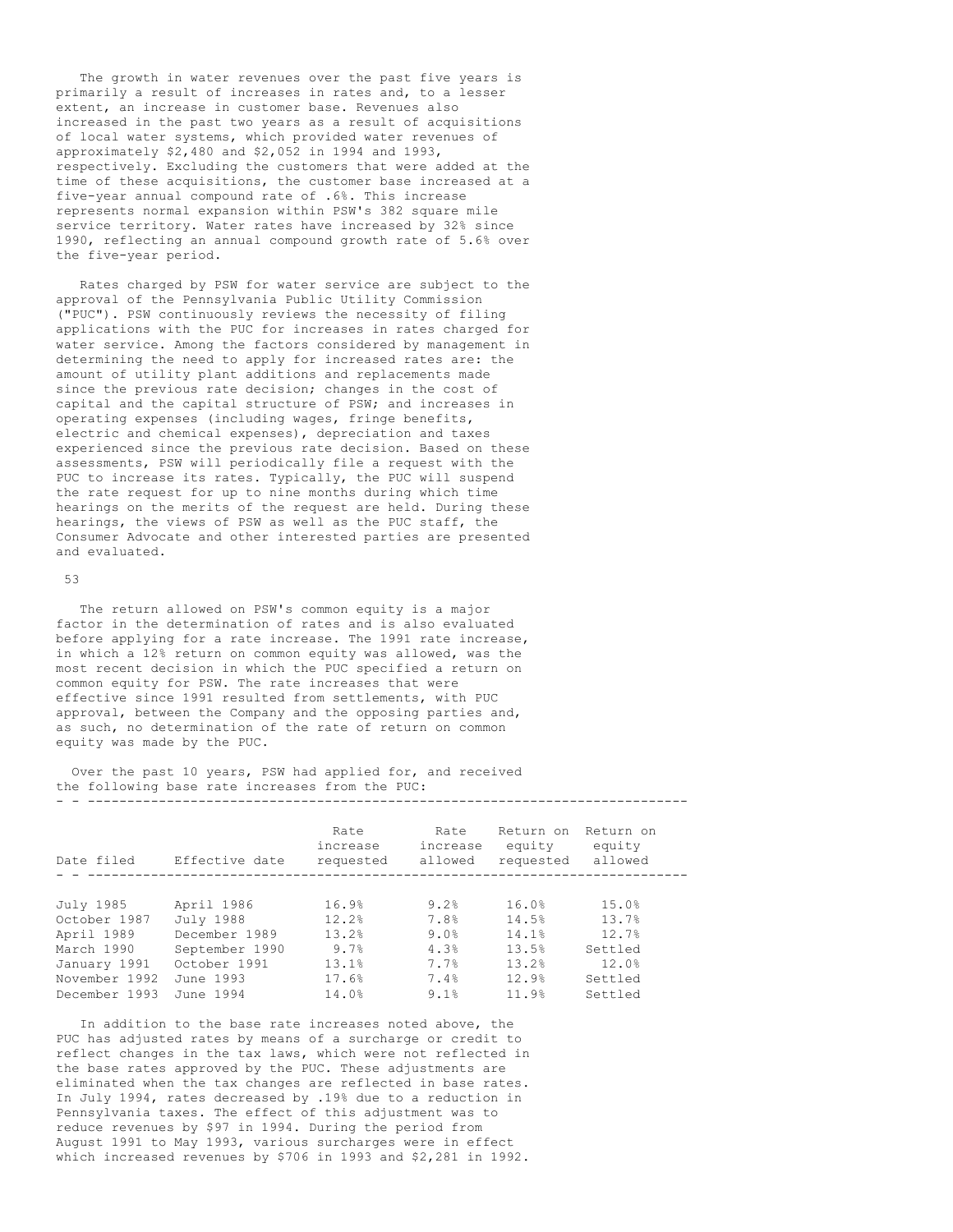The growth in water revenues over the past five years is primarily a result of increases in rates and, to a lesser extent, an increase in customer base. Revenues also increased in the past two years as a result of acquisitions of local water systems, which provided water revenues of approximately $2,480 and $2,052 in 1994 and 1993, respectively. Excluding the customers that were added at the time of these acquisitions, the customer base increased at a five-year annual compound rate of .6%. This increase represents normal expansion within PSW's 382 square mile service territory. Water rates have increased by 32% since 1990, reflecting an annual compound growth rate of 5.6% over the five-year period.

Rates charged by PSW for water service are subject to the approval of the Pennsylvania Public Utility Commission ("PUC"). PSW continuously reviews the necessity of filing applications with the PUC for increases in rates charged for water service. Among the factors considered by management in determining the need to apply for increased rates are: the amount of utility plant additions and replacements made since the previous rate decision; changes in the cost of capital and the capital structure of PSW; and increases in operating expenses (including wages, fringe benefits, electric and chemical expenses), depreciation and taxes experienced since the previous rate decision. Based on these assessments, PSW will periodically file a request with the PUC to increase its rates. Typically, the PUC will suspend the rate request for up to nine months during which time hearings on the merits of the request are held. During these hearings, the views of PSW as well as the PUC staff, the Consumer Advocate and other interested parties are presented and evaluated.

The return allowed on PSW's common equity is a major factor in the determination of rates and is also evaluated before applying for a rate increase. The 1991 rate increase, in which a 12% return on common equity was allowed, was the most recent decision in which the PUC specified a return on common equity for PSW. The rate increases that were effective since 1991 resulted from settlements, with PUC approval, between the Company and the opposing parties and, as such, no determination of the rate of return on common equity was made by the PUC.

Over the past 10 years, PSW had applied for, and received the following base rate increases from the PUC:

| Date filed | Effective date | Rate increase requested | Rate increase allowed | Return on equity requested | Return on equity allowed |
|---|---|---|---|---|---|
| July 1985 | April 1986 | 16.9% | 9.2% | 16.0% | 15.0% |
| October 1987 | July 1988 | 12.2% | 7.8% | 14.5% | 13.7% |
| April 1989 | December 1989 | 13.2% | 9.0% | 14.1% | 12.7% |
| March 1990 | September 1990 | 9.7% | 4.3% | 13.5% | Settled |
| January 1991 | October 1991 | 13.1% | 7.7% | 13.2% | 12.0% |
| November 1992 | June 1993 | 17.6% | 7.4% | 12.9% | Settled |
| December 1993 | June 1994 | 14.0% | 9.1% | 11.9% | Settled |

In addition to the base rate increases noted above, the PUC has adjusted rates by means of a surcharge or credit to reflect changes in the tax laws, which were not reflected in the base rates approved by the PUC. These adjustments are eliminated when the tax changes are reflected in base rates. In July 1994, rates decreased by .19% due to a reduction in Pennsylvania taxes. The effect of this adjustment was to reduce revenues by $97 in 1994. During the period from August 1991 to May 1993, various surcharges were in effect which increased revenues by $706 in 1993 and $2,281 in 1992.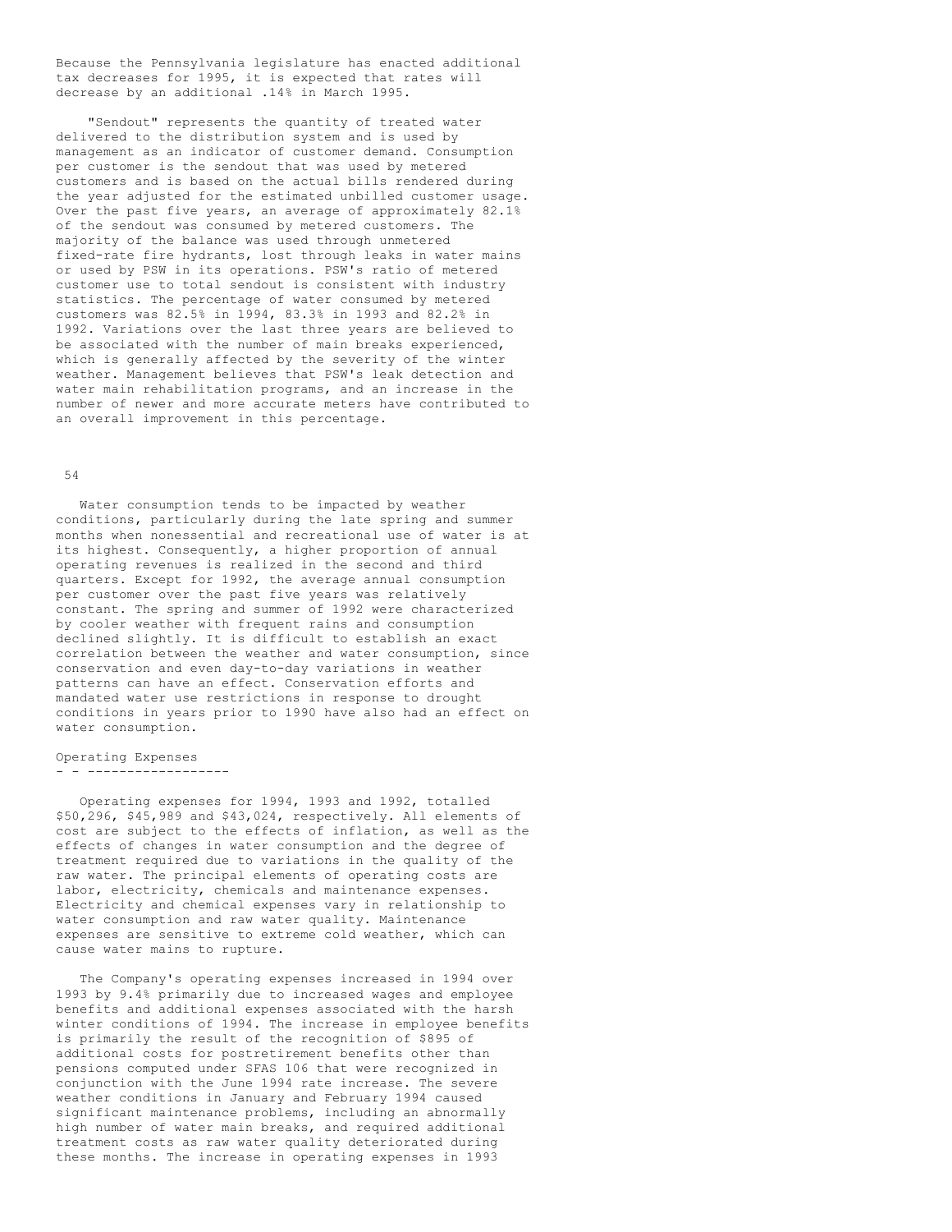Because the Pennsylvania legislature has enacted additional tax decreases for 1995, it is expected that rates will decrease by an additional .14% in March 1995.

"Sendout" represents the quantity of treated water delivered to the distribution system and is used by management as an indicator of customer demand. Consumption per customer is the sendout that was used by metered customers and is based on the actual bills rendered during the year adjusted for the estimated unbilled customer usage. Over the past five years, an average of approximately 82.1% of the sendout was consumed by metered customers. The majority of the balance was used through unmetered fixed-rate fire hydrants, lost through leaks in water mains or used by PSW in its operations. PSW's ratio of metered customer use to total sendout is consistent with industry statistics. The percentage of water consumed by metered customers was 82.5% in 1994, 83.3% in 1993 and 82.2% in 1992. Variations over the last three years are believed to be associated with the number of main breaks experienced, which is generally affected by the severity of the winter weather. Management believes that PSW's leak detection and water main rehabilitation programs, and an increase in the number of newer and more accurate meters have contributed to an overall improvement in this percentage.

Water consumption tends to be impacted by weather conditions, particularly during the late spring and summer months when nonessential and recreational use of water is at its highest. Consequently, a higher proportion of annual operating revenues is realized in the second and third quarters. Except for 1992, the average annual consumption per customer over the past five years was relatively constant. The spring and summer of 1992 were characterized by cooler weather with frequent rains and consumption declined slightly. It is difficult to establish an exact correlation between the weather and water consumption, since conservation and even day-to-day variations in weather patterns can have an effect. Conservation efforts and mandated water use restrictions in response to drought conditions in years prior to 1990 have also had an effect on water consumption.

## Operating Expenses

Operating expenses for 1994, 1993 and 1992, totalled $50,296, $45,989 and $43,024, respectively. All elements of cost are subject to the effects of inflation, as well as the effects of changes in water consumption and the degree of treatment required due to variations in the quality of the raw water. The principal elements of operating costs are labor, electricity, chemicals and maintenance expenses. Electricity and chemical expenses vary in relationship to water consumption and raw water quality. Maintenance expenses are sensitive to extreme cold weather, which can cause water mains to rupture.

The Company's operating expenses increased in 1994 over 1993 by 9.4% primarily due to increased wages and employee benefits and additional expenses associated with the harsh winter conditions of 1994. The increase in employee benefits is primarily the result of the recognition of $895 of additional costs for postretirement benefits other than pensions computed under SFAS 106 that were recognized in conjunction with the June 1994 rate increase. The severe weather conditions in January and February 1994 caused significant maintenance problems, including an abnormally high number of water main breaks, and required additional treatment costs as raw water quality deteriorated during these months. The increase in operating expenses in 1993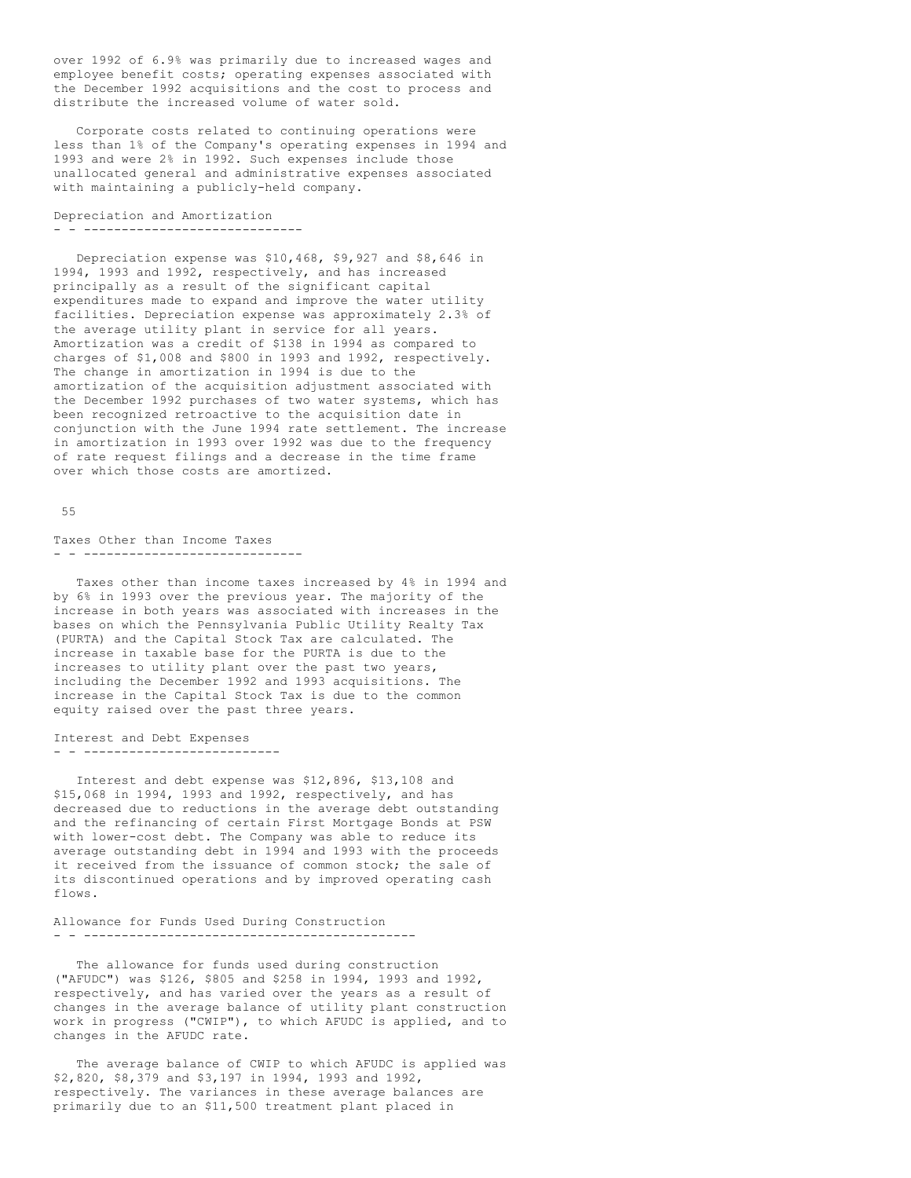over 1992 of 6.9% was primarily due to increased wages and employee benefit costs; operating expenses associated with the December 1992 acquisitions and the cost to process and distribute the increased volume of water sold.

Corporate costs related to continuing operations were less than 1% of the Company's operating expenses in 1994 and 1993 and were 2% in 1992. Such expenses include those unallocated general and administrative expenses associated with maintaining a publicly-held company.

## Depreciation and Amortization

Depreciation expense was $10,468, $9,927 and $8,646 in 1994, 1993 and 1992, respectively, and has increased principally as a result of the significant capital expenditures made to expand and improve the water utility facilities. Depreciation expense was approximately 2.3% of the average utility plant in service for all years. Amortization was a credit of $138 in 1994 as compared to charges of $1,008 and $800 in 1993 and 1992, respectively. The change in amortization in 1994 is due to the amortization of the acquisition adjustment associated with the December 1992 purchases of two water systems, which has been recognized retroactive to the acquisition date in conjunction with the June 1994 rate settlement. The increase in amortization in 1993 over 1992 was due to the frequency of rate request filings and a decrease in the time frame over which those costs are amortized.

## Taxes Other than Income Taxes

Taxes other than income taxes increased by 4% in 1994 and by 6% in 1993 over the previous year. The majority of the increase in both years was associated with increases in the bases on which the Pennsylvania Public Utility Realty Tax (PURTA) and the Capital Stock Tax are calculated. The increase in taxable base for the PURTA is due to the increases to utility plant over the past two years, including the December 1992 and 1993 acquisitions. The increase in the Capital Stock Tax is due to the common equity raised over the past three years.

## Interest and Debt Expenses

Interest and debt expense was $12,896, $13,108 and $15,068 in 1994, 1993 and 1992, respectively, and has decreased due to reductions in the average debt outstanding and the refinancing of certain First Mortgage Bonds at PSW with lower-cost debt. The Company was able to reduce its average outstanding debt in 1994 and 1993 with the proceeds it received from the issuance of common stock; the sale of its discontinued operations and by improved operating cash flows.

## Allowance for Funds Used During Construction

The allowance for funds used during construction ("AFUDC") was $126, $805 and $258 in 1994, 1993 and 1992, respectively, and has varied over the years as a result of changes in the average balance of utility plant construction work in progress ("CWIP"), to which AFUDC is applied, and to changes in the AFUDC rate.

The average balance of CWIP to which AFUDC is applied was $2,820, $8,379 and $3,197 in 1994, 1993 and 1992, respectively. The variances in these average balances are primarily due to an $11,500 treatment plant placed in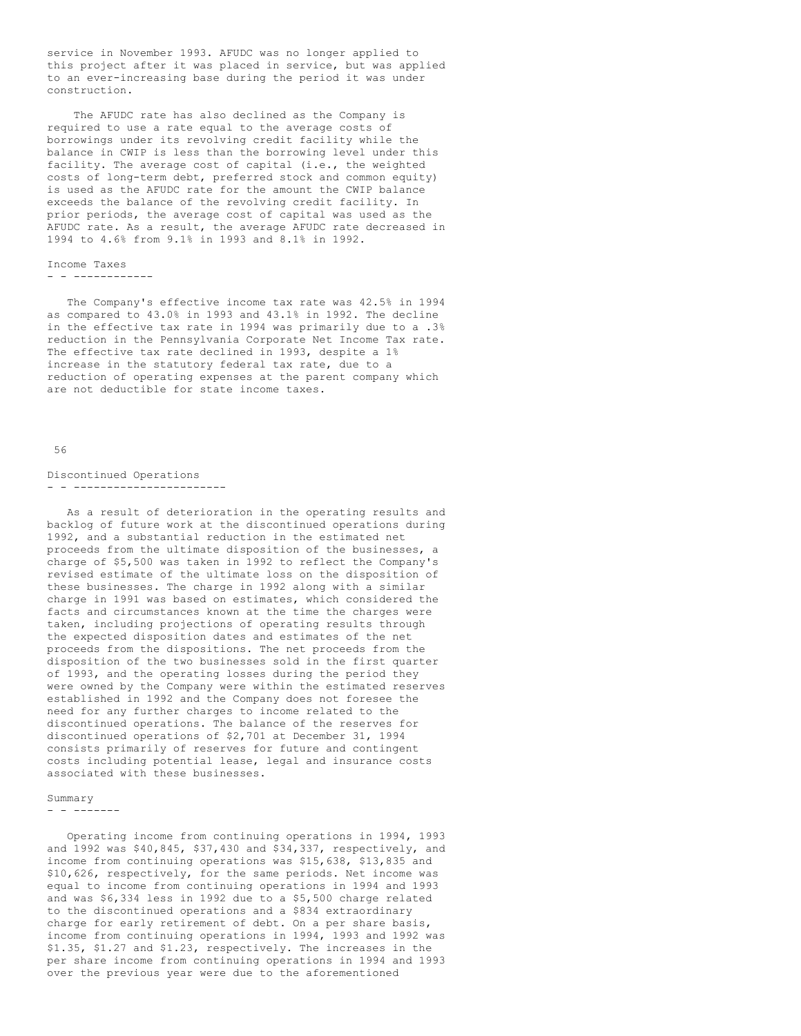service in November 1993. AFUDC was no longer applied to this project after it was placed in service, but was applied to an ever-increasing base during the period it was under construction.

The AFUDC rate has also declined as the Company is required to use a rate equal to the average costs of borrowings under its revolving credit facility while the balance in CWIP is less than the borrowing level under this facility. The average cost of capital (i.e., the weighted costs of long-term debt, preferred stock and common equity) is used as the AFUDC rate for the amount the CWIP balance exceeds the balance of the revolving credit facility. In prior periods, the average cost of capital was used as the AFUDC rate. As a result, the average AFUDC rate decreased in 1994 to 4.6% from 9.1% in 1993 and 8.1% in 1992.

## Income Taxes

The Company's effective income tax rate was 42.5% in 1994 as compared to 43.0% in 1993 and 43.1% in 1992. The decline in the effective tax rate in 1994 was primarily due to a .3% reduction in the Pennsylvania Corporate Net Income Tax rate. The effective tax rate declined in 1993, despite a 1% increase in the statutory federal tax rate, due to a reduction of operating expenses at the parent company which are not deductible for state income taxes.

## Discontinued Operations

As a result of deterioration in the operating results and backlog of future work at the discontinued operations during 1992, and a substantial reduction in the estimated net proceeds from the ultimate disposition of the businesses, a charge of $5,500 was taken in 1992 to reflect the Company's revised estimate of the ultimate loss on the disposition of these businesses. The charge in 1992 along with a similar charge in 1991 was based on estimates, which considered the facts and circumstances known at the time the charges were taken, including projections of operating results through the expected disposition dates and estimates of the net proceeds from the dispositions. The net proceeds from the disposition of the two businesses sold in the first quarter of 1993, and the operating losses during the period they were owned by the Company were within the estimated reserves established in 1992 and the Company does not foresee the need for any further charges to income related to the discontinued operations. The balance of the reserves for discontinued operations of $2,701 at December 31, 1994 consists primarily of reserves for future and contingent costs including potential lease, legal and insurance costs associated with these businesses.

## Summary

Operating income from continuing operations in 1994, 1993 and 1992 was $40,845, $37,430 and $34,337, respectively, and income from continuing operations was $15,638, $13,835 and $10,626, respectively, for the same periods. Net income was equal to income from continuing operations in 1994 and 1993 and was $6,334 less in 1992 due to a $5,500 charge related to the discontinued operations and a $834 extraordinary charge for early retirement of debt. On a per share basis, income from continuing operations in 1994, 1993 and 1992 was $1.35, $1.27 and $1.23, respectively. The increases in the per share income from continuing operations in 1994 and 1993 over the previous year were due to the aforementioned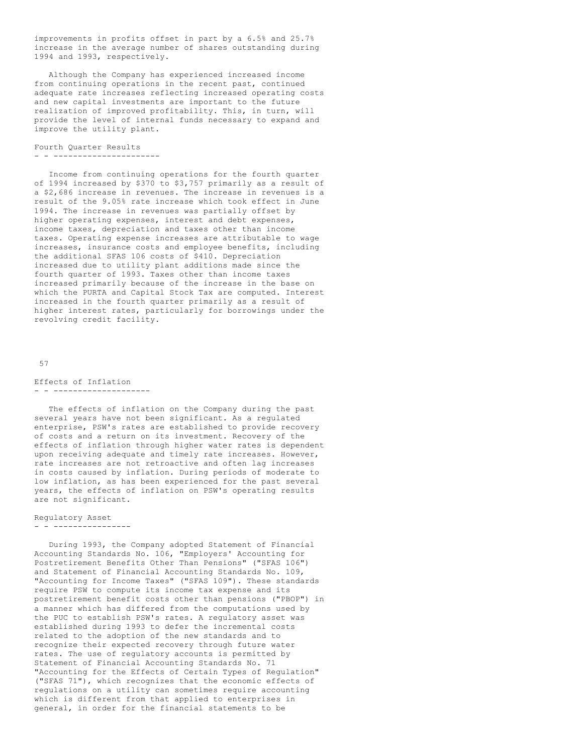improvements in profits offset in part by a 6.5% and 25.7% increase in the average number of shares outstanding during 1994 and 1993, respectively.

Although the Company has experienced increased income from continuing operations in the recent past, continued adequate rate increases reflecting increased operating costs and new capital investments are important to the future realization of improved profitability. This, in turn, will provide the level of internal funds necessary to expand and improve the utility plant.

## Fourth Quarter Results

Income from continuing operations for the fourth quarter of 1994 increased by $370 to $3,757 primarily as a result of a $2,686 increase in revenues. The increase in revenues is a result of the 9.05% rate increase which took effect in June 1994. The increase in revenues was partially offset by higher operating expenses, interest and debt expenses, income taxes, depreciation and taxes other than income taxes. Operating expense increases are attributable to wage increases, insurance costs and employee benefits, including the additional SFAS 106 costs of $410. Depreciation increased due to utility plant additions made since the fourth quarter of 1993. Taxes other than income taxes increased primarily because of the increase in the base on which the PURTA and Capital Stock Tax are computed. Interest increased in the fourth quarter primarily as a result of higher interest rates, particularly for borrowings under the revolving credit facility.

## Effects of Inflation

The effects of inflation on the Company during the past several years have not been significant. As a regulated enterprise, PSW's rates are established to provide recovery of costs and a return on its investment. Recovery of the effects of inflation through higher water rates is dependent upon receiving adequate and timely rate increases. However, rate increases are not retroactive and often lag increases in costs caused by inflation. During periods of moderate to low inflation, as has been experienced for the past several years, the effects of inflation on PSW's operating results are not significant.

## Regulatory Asset

During 1993, the Company adopted Statement of Financial Accounting Standards No. 106, "Employers' Accounting for Postretirement Benefits Other Than Pensions" ("SFAS 106") and Statement of Financial Accounting Standards No. 109, "Accounting for Income Taxes" ("SFAS 109"). These standards require PSW to compute its income tax expense and its postretirement benefit costs other than pensions ("PBOP") in a manner which has differed from the computations used by the PUC to establish PSW's rates. A regulatory asset was established during 1993 to defer the incremental costs related to the adoption of the new standards and to recognize their expected recovery through future water rates. The use of regulatory accounts is permitted by Statement of Financial Accounting Standards No. 71 "Accounting for the Effects of Certain Types of Regulation" ("SFAS 71"), which recognizes that the economic effects of regulations on a utility can sometimes require accounting which is different from that applied to enterprises in general, in order for the financial statements to be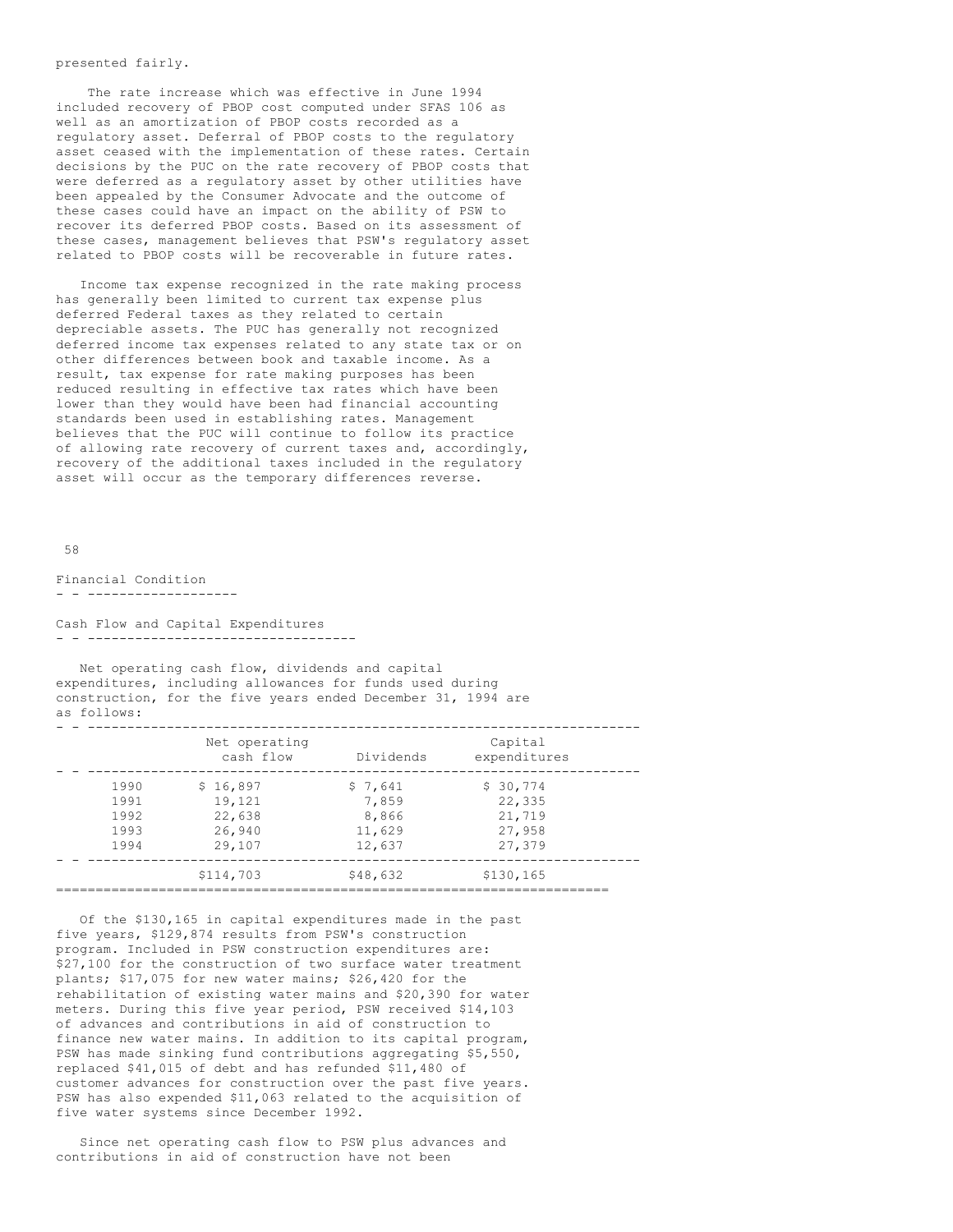presented fairly.

The rate increase which was effective in June 1994 included recovery of PBOP cost computed under SFAS 106 as well as an amortization of PBOP costs recorded as a regulatory asset. Deferral of PBOP costs to the regulatory asset ceased with the implementation of these rates. Certain decisions by the PUC on the rate recovery of PBOP costs that were deferred as a regulatory asset by other utilities have been appealed by the Consumer Advocate and the outcome of these cases could have an impact on the ability of PSW to recover its deferred PBOP costs. Based on its assessment of these cases, management believes that PSW's regulatory asset related to PBOP costs will be recoverable in future rates.

Income tax expense recognized in the rate making process has generally been limited to current tax expense plus deferred Federal taxes as they related to certain depreciable assets. The PUC has generally not recognized deferred income tax expenses related to any state tax or on other differences between book and taxable income. As a result, tax expense for rate making purposes has been reduced resulting in effective tax rates which have been lower than they would have been had financial accounting standards been used in establishing rates. Management believes that the PUC will continue to follow its practice of allowing rate recovery of current taxes and, accordingly, recovery of the additional taxes included in the regulatory asset will occur as the temporary differences reverse.

## Financial Condition

### Cash Flow and Capital Expenditures

Net operating cash flow, dividends and capital expenditures, including allowances for funds used during construction, for the five years ended December 31, 1994 are as follows:

| | Net operating cash flow | Dividends | Capital expenditures |
|---|---|---|---|
| 1990 | $ 16,897 | $ 7,641 | $ 30,774 |
| 1991 | 19,121 | 7,859 | 22,335 |
| 1992 | 22,638 | 8,866 | 21,719 |
| 1993 | 26,940 | 11,629 | 27,958 |
| 1994 | 29,107 | 12,637 | 27,379 |
| | $114,703 | $48,632 | $130,165 |

Of the $130,165 in capital expenditures made in the past five years, $129,874 results from PSW's construction program. Included in PSW construction expenditures are: $27,100 for the construction of two surface water treatment plants; $17,075 for new water mains; $26,420 for the rehabilitation of existing water mains and $20,390 for water meters. During this five year period, PSW received $14,103 of advances and contributions in aid of construction to finance new water mains. In addition to its capital program, PSW has made sinking fund contributions aggregating $5,550, replaced $41,015 of debt and has refunded $11,480 of customer advances for construction over the past five years. PSW has also expended $11,063 related to the acquisition of five water systems since December 1992.

Since net operating cash flow to PSW plus advances and contributions in aid of construction have not been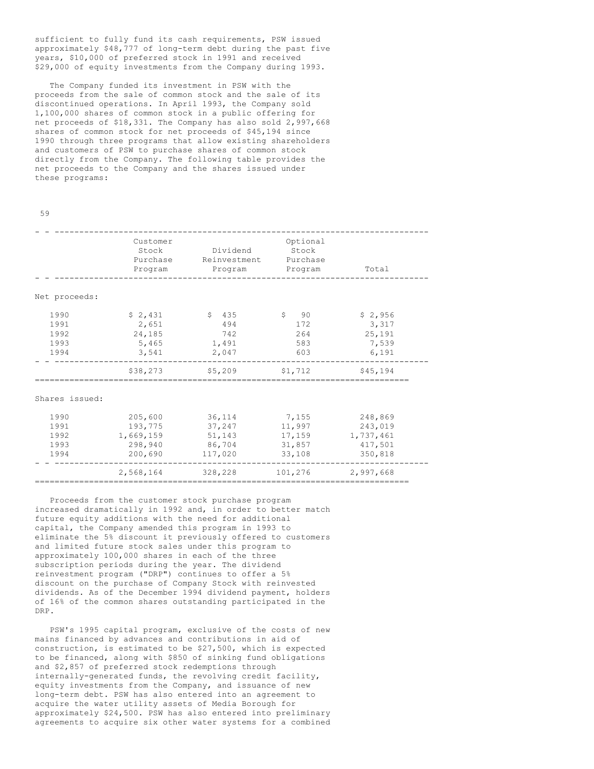sufficient to fully fund its cash requirements, PSW issued approximately $48,777 of long-term debt during the past five years, $10,000 of preferred stock in 1991 and received $29,000 of equity investments from the Company during 1993.

The Company funded its investment in PSW with the proceeds from the sale of common stock and the sale of its discontinued operations. In April 1993, the Company sold 1,100,000 shares of common stock in a public offering for net proceeds of $18,331. The Company has also sold 2,997,668 shares of common stock for net proceeds of $45,194 since 1990 through three programs that allow existing shareholders and customers of PSW to purchase shares of common stock directly from the Company. The following table provides the net proceeds to the Company and the shares issued under these programs:

| | Customer Stock Purchase Program | Dividend Reinvestment Program | Optional Stock Purchase Program | Total |
|---|---|---|---|---|
| Net proceeds: | | | | |
| 1990 | $ 2,431 | $ 435 | $ 90 | $ 2,956 |
| 1991 | 2,651 | 494 | 172 | 3,317 |
| 1992 | 24,185 | 742 | 264 | 25,191 |
| 1993 | 5,465 | 1,491 | 583 | 7,539 |
| 1994 | 3,541 | 2,047 | 603 | 6,191 |
| | $38,273 | $5,209 | $1,712 | $45,194 |
| Shares issued: | | | | |
| 1990 | 205,600 | 36,114 | 7,155 | 248,869 |
| 1991 | 193,775 | 37,247 | 11,997 | 243,019 |
| 1992 | 1,669,159 | 51,143 | 17,159 | 1,737,461 |
| 1993 | 298,940 | 86,704 | 31,857 | 417,501 |
| 1994 | 200,690 | 117,020 | 33,108 | 350,818 |
| | 2,568,164 | 328,228 | 101,276 | 2,997,668 |

Proceeds from the customer stock purchase program increased dramatically in 1992 and, in order to better match future equity additions with the need for additional capital, the Company amended this program in 1993 to eliminate the 5% discount it previously offered to customers and limited future stock sales under this program to approximately 100,000 shares in each of the three subscription periods during the year. The dividend reinvestment program ("DRP") continues to offer a 5% discount on the purchase of Company Stock with reinvested dividends. As of the December 1994 dividend payment, holders of 16% of the common shares outstanding participated in the DRP.

PSW's 1995 capital program, exclusive of the costs of new mains financed by advances and contributions in aid of construction, is estimated to be $27,500, which is expected to be financed, along with $850 of sinking fund obligations and $2,857 of preferred stock redemptions through internally-generated funds, the revolving credit facility, equity investments from the Company, and issuance of new long-term debt. PSW has also entered into an agreement to acquire the water utility assets of Media Borough for approximately $24,500. PSW has also entered into preliminary agreements to acquire six other water systems for a combined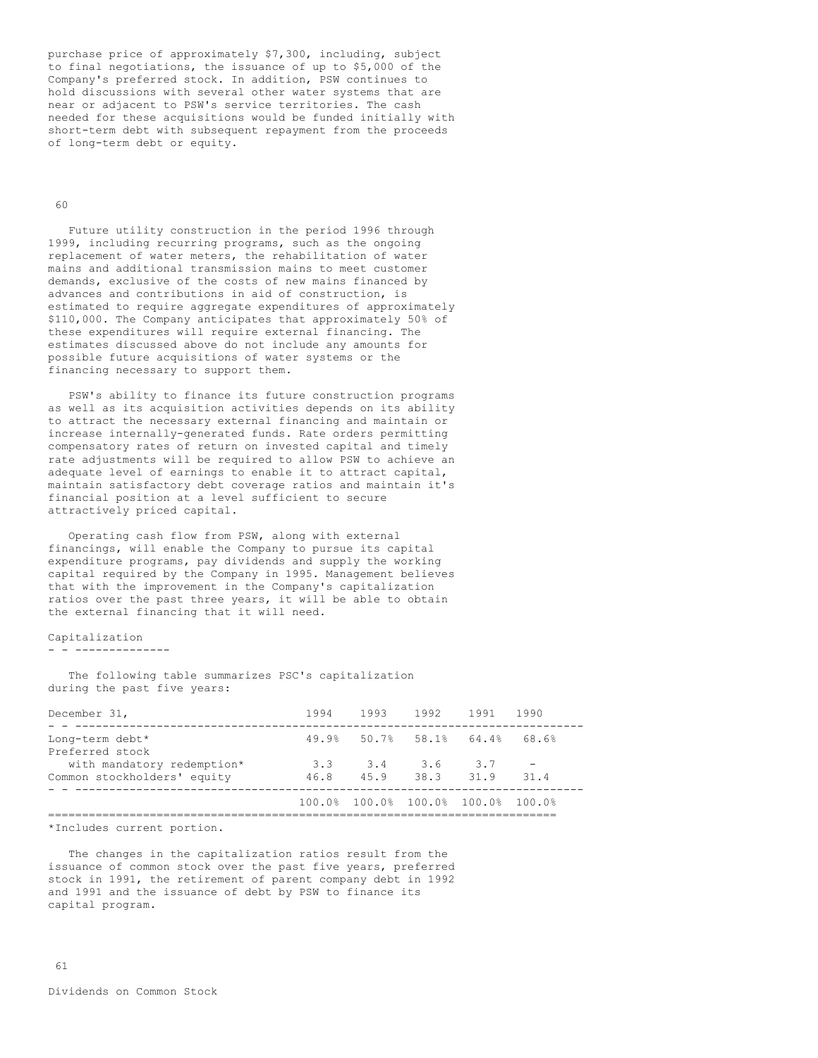purchase price of approximately $7,300, including, subject to final negotiations, the issuance of up to $5,000 of the Company's preferred stock. In addition, PSW continues to hold discussions with several other water systems that are near or adjacent to PSW's service territories. The cash needed for these acquisitions would be funded initially with short-term debt with subsequent repayment from the proceeds of long-term debt or equity.

Future utility construction in the period 1996 through 1999, including recurring programs, such as the ongoing replacement of water meters, the rehabilitation of water mains and additional transmission mains to meet customer demands, exclusive of the costs of new mains financed by advances and contributions in aid of construction, is estimated to require aggregate expenditures of approximately $110,000. The Company anticipates that approximately 50% of these expenditures will require external financing. The estimates discussed above do not include any amounts for possible future acquisitions of water systems or the financing necessary to support them.

PSW's ability to finance its future construction programs as well as its acquisition activities depends on its ability to attract the necessary external financing and maintain or increase internally-generated funds. Rate orders permitting compensatory rates of return on invested capital and timely rate adjustments will be required to allow PSW to achieve an adequate level of earnings to enable it to attract capital, maintain satisfactory debt coverage ratios and maintain it's financial position at a level sufficient to secure attractively priced capital.

Operating cash flow from PSW, along with external financings, will enable the Company to pursue its capital expenditure programs, pay dividends and supply the working capital required by the Company in 1995. Management believes that with the improvement in the Company's capitalization ratios over the past three years, it will be able to obtain the external financing that it will need.

## Capitalization

The following table summarizes PSC's capitalization during the past five years:

| December 31, | 1994 | 1993 | 1992 | 1991 | 1990 |
|---|---|---|---|---|---|
| Long-term debt* | 49.9% | 50.7% | 58.1% | 64.4% | 68.6% |
| Preferred stock with mandatory redemption* | 3.3 | 3.4 | 3.6 | 3.7 | - |
| Common stockholders' equity | 46.8 | 45.9 | 38.3 | 31.9 | 31.4 |
| | 100.0% | 100.0% | 100.0% | 100.0% | 100.0% |

*Includes current portion.

The changes in the capitalization ratios result from the issuance of common stock over the past five years, preferred stock in 1991, the retirement of parent company debt in 1992 and 1991 and the issuance of debt by PSW to finance its capital program.

## Dividends on Common Stock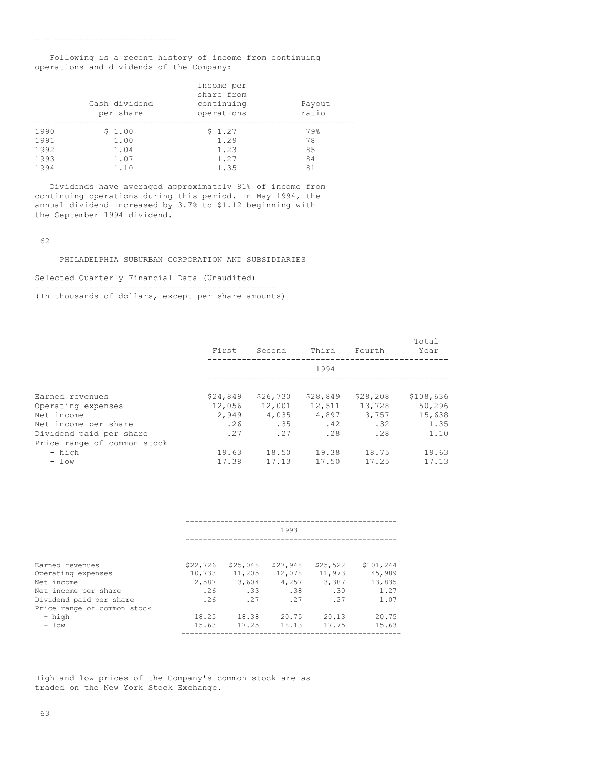Following is a recent history of income from continuing operations and dividends of the Company:

| | Cash dividend per share | Income per share from continuing operations | Payout ratio |
|---|---|---|---|
| 1990 | $ 1.00 | $ 1.27 | 79% |
| 1991 | 1.00 | 1.29 | 78 |
| 1992 | 1.04 | 1.23 | 85 |
| 1993 | 1.07 | 1.27 | 84 |
| 1994 | 1.10 | 1.35 | 81 |

Dividends have averaged approximately 81% of income from continuing operations during this period. In May 1994, the annual dividend increased by 3.7% to $1.12 beginning with the September 1994 dividend.

PHILADELPHIA SUBURBAN CORPORATION AND SUBSIDIARIES

Selected Quarterly Financial Data (Unaudited)

(In thousands of dollars, except per share amounts)

| | First | Second | Third | Fourth | Total Year |
|---|---|---|---|---|---|
| | | | 1994 | | |
| Earned revenues | $24,849 | $26,730 | $28,849 | $28,208 | $108,636 |
| Operating expenses | 12,056 | 12,001 | 12,511 | 13,728 | 50,296 |
| Net income | 2,949 | 4,035 | 4,897 | 3,757 | 15,638 |
| Net income per share | .26 | .35 | .42 | .32 | 1.35 |
| Dividend paid per share | .27 | .27 | .28 | .28 | 1.10 |
| Price range of common stock | | | | | |
| - high | 19.63 | 18.50 | 19.38 | 18.75 | 19.63 |
| - low | 17.38 | 17.13 | 17.50 | 17.25 | 17.13 |
| | | | 1993 | | |
| Earned revenues | $22,726 | $25,048 | $27,948 | $25,522 | $101,244 |
| Operating expenses | 10,733 | 11,205 | 12,078 | 11,973 | 45,989 |
| Net income | 2,587 | 3,604 | 4,257 | 3,387 | 13,835 |
| Net income per share | .26 | .33 | .38 | .30 | 1.27 |
| Dividend paid per share | .26 | .27 | .27 | .27 | 1.07 |
| Price range of common stock | | | | | |
| - high | 18.25 | 18.38 | 20.75 | 20.13 | 20.75 |
| - low | 15.63 | 17.25 | 18.13 | 17.75 | 15.63 |

High and low prices of the Company's common stock are as traded on the New York Stock Exchange.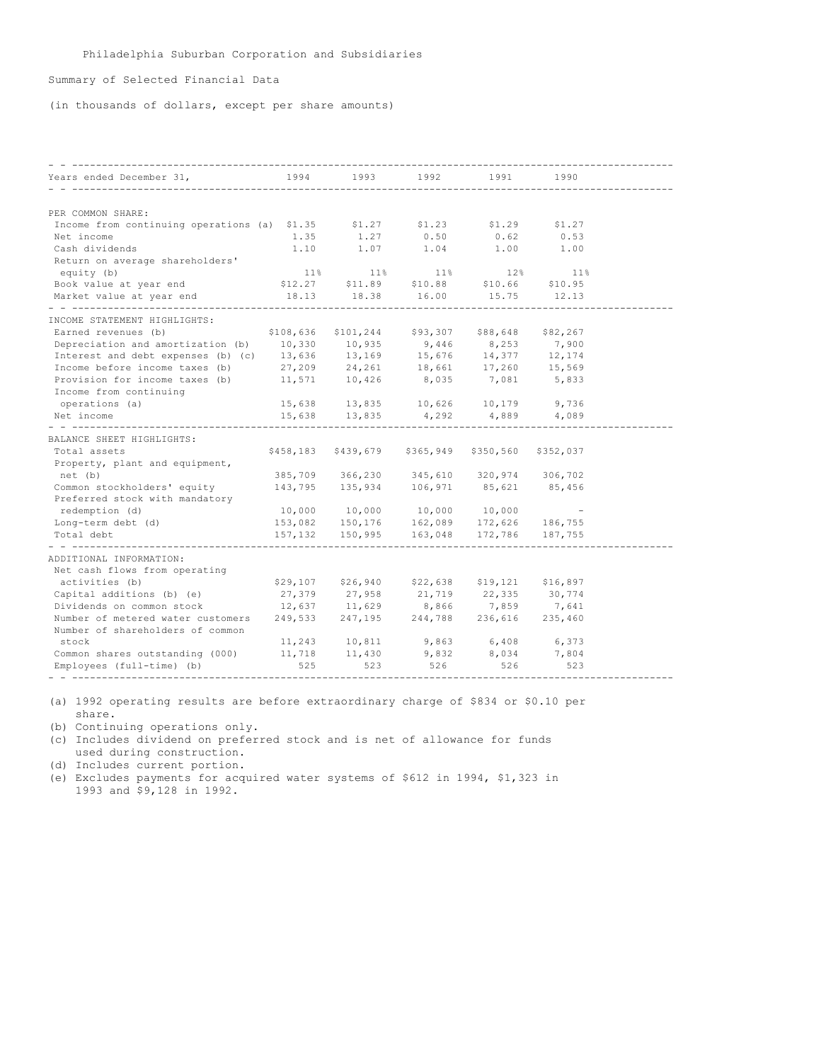Philadelphia Suburban Corporation and Subsidiaries

Summary of Selected Financial Data

(in thousands of dollars, except per share amounts)

| Years ended December 31, | 1994 | 1993 | 1992 | 1991 | 1990 |
|---|---|---|---|---|---|
| **PER COMMON SHARE:** | | | | | |
| Income from continuing operations (a) | $1.35 | $1.27 | $1.23 | $1.29 | $1.27 |
| Net income | 1.35 | 1.27 | 0.50 | 0.62 | 0.53 |
| Cash dividends | 1.10 | 1.07 | 1.04 | 1.00 | 1.00 |
| Return on average shareholders' equity (b) | 11% | 11% | 11% | 12% | 11% |
| Book value at year end | $12.27 | $11.89 | $10.88 | $10.66 | $10.95 |
| Market value at year end | 18.13 | 18.38 | 16.00 | 15.75 | 12.13 |
| **INCOME STATEMENT HIGHLIGHTS:** | | | | | |
| Earned revenues (b) | $108,636 | $101,244 | $93,307 | $88,648 | $82,267 |
| Depreciation and amortization (b) | 10,330 | 10,935 | 9,446 | 8,253 | 7,900 |
| Interest and debt expenses (b) (c) | 13,636 | 13,169 | 15,676 | 14,377 | 12,174 |
| Income before income taxes (b) | 27,209 | 24,261 | 18,661 | 17,260 | 15,569 |
| Provision for income taxes (b) | 11,571 | 10,426 | 8,035 | 7,081 | 5,833 |
| Income from continuing operations (a) | 15,638 | 13,835 | 10,626 | 10,179 | 9,736 |
| Net income | 15,638 | 13,835 | 4,292 | 4,889 | 4,089 |
| **BALANCE SHEET HIGHLIGHTS:** | | | | | |
| Total assets | $458,183 | $439,679 | $365,949 | $350,560 | $352,037 |
| Property, plant and equipment, net (b) | 385,709 | 366,230 | 345,610 | 320,974 | 306,702 |
| Common stockholders' equity | 143,795 | 135,934 | 106,971 | 85,621 | 85,456 |
| Preferred stock with mandatory redemption (d) | 10,000 | 10,000 | 10,000 | 10,000 | - |
| Long-term debt (d) | 153,082 | 150,176 | 162,089 | 172,626 | 186,755 |
| Total debt | 157,132 | 150,995 | 163,048 | 172,786 | 187,755 |
| **ADDITIONAL INFORMATION:** | | | | | |
| Net cash flows from operating activities (b) | $29,107 | $26,940 | $22,638 | $19,121 | $16,897 |
| Capital additions (b) (e) | 27,379 | 27,958 | 21,719 | 22,335 | 30,774 |
| Dividends on common stock | 12,637 | 11,629 | 8,866 | 7,859 | 7,641 |
| Number of metered water customers | 249,533 | 247,195 | 244,788 | 236,616 | 235,460 |
| Number of shareholders of common stock | 11,243 | 10,811 | 9,863 | 6,408 | 6,373 |
| Common shares outstanding (000) | 11,718 | 11,430 | 9,832 | 8,034 | 7,804 |
| Employees (full-time) (b) | 525 | 523 | 526 | 526 | 523 |

(a) 1992 operating results are before extraordinary charge of $834 or $0.10 per share.
(b) Continuing operations only.
(c) Includes dividend on preferred stock and is net of allowance for funds used during construction.
(d) Includes current portion.
(e) Excludes payments for acquired water systems of $612 in 1994, $1,323 in 1993 and $9,128 in 1992.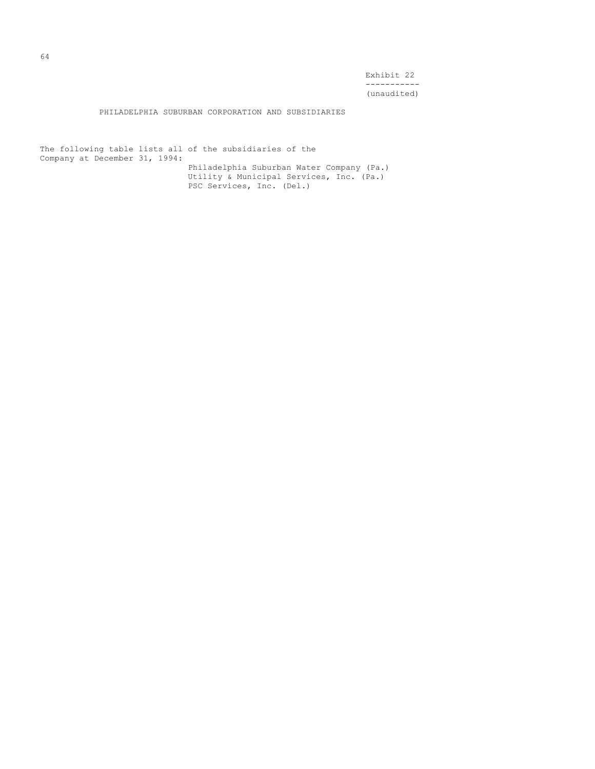Exhibit 22

(unaudited)

PHILADELPHIA SUBURBAN CORPORATION AND SUBSIDIARIES

The following table lists all of the subsidiaries of the Company at December 31, 1994:

Philadelphia Suburban Water Company (Pa.)
Utility & Municipal Services, Inc. (Pa.)
PSC Services, Inc. (Del.)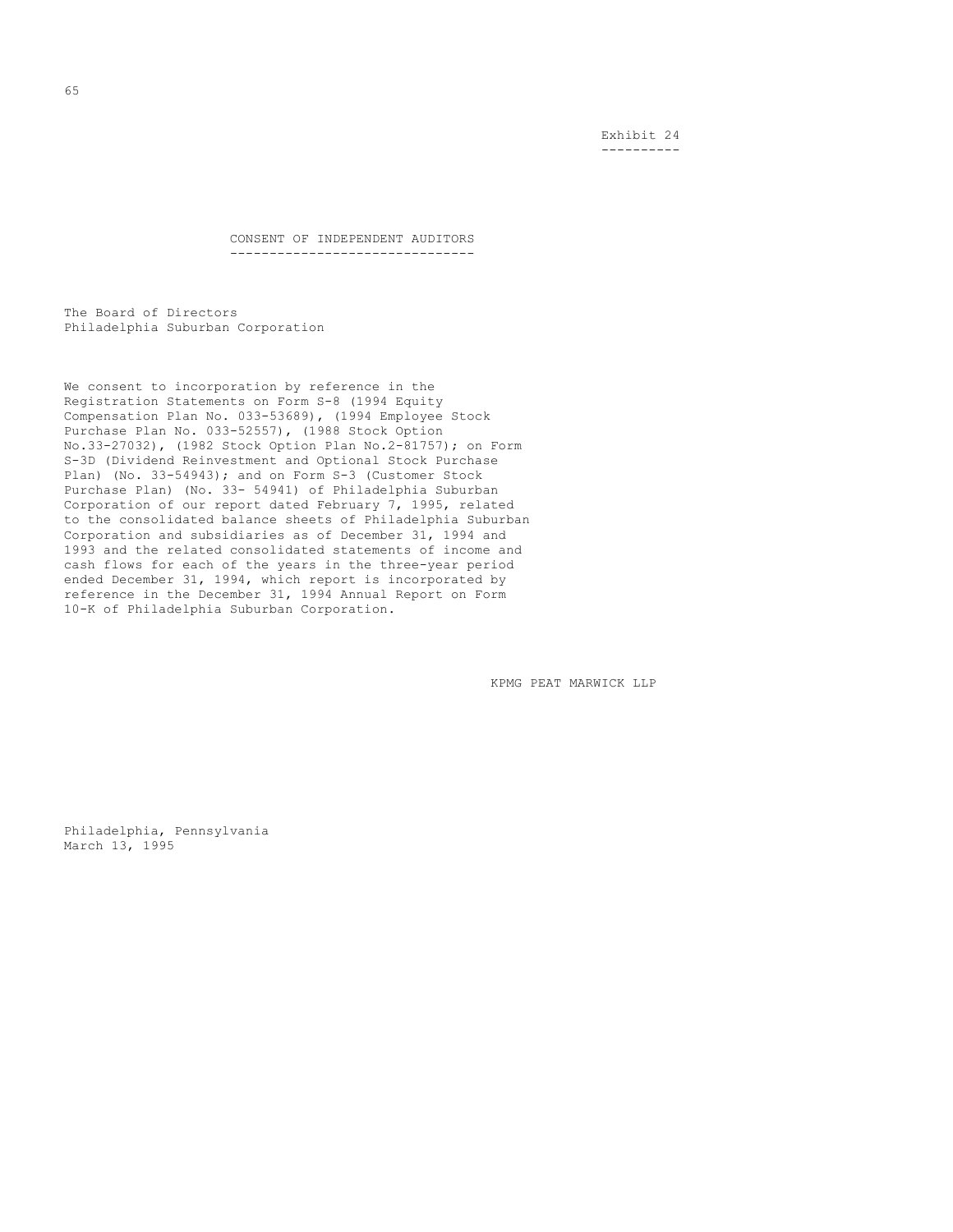Exhibit 24

# CONSENT OF INDEPENDENT AUDITORS

The Board of Directors
Philadelphia Suburban Corporation

We consent to incorporation by reference in the Registration Statements on Form S-8 (1994 Equity Compensation Plan No. 033-53689), (1994 Employee Stock Purchase Plan No. 033-52557), (1988 Stock Option No.33-27032), (1982 Stock Option Plan No.2-81757); on Form S-3D (Dividend Reinvestment and Optional Stock Purchase Plan) (No. 33-54943); and on Form S-3 (Customer Stock Purchase Plan) (No. 33- 54941) of Philadelphia Suburban Corporation of our report dated February 7, 1995, related to the consolidated balance sheets of Philadelphia Suburban Corporation and subsidiaries as of December 31, 1994 and 1993 and the related consolidated statements of income and cash flows for each of the years in the three-year period ended December 31, 1994, which report is incorporated by reference in the December 31, 1994 Annual Report on Form 10-K of Philadelphia Suburban Corporation.

KPMG PEAT MARWICK LLP

Philadelphia, Pennsylvania
March 13, 1995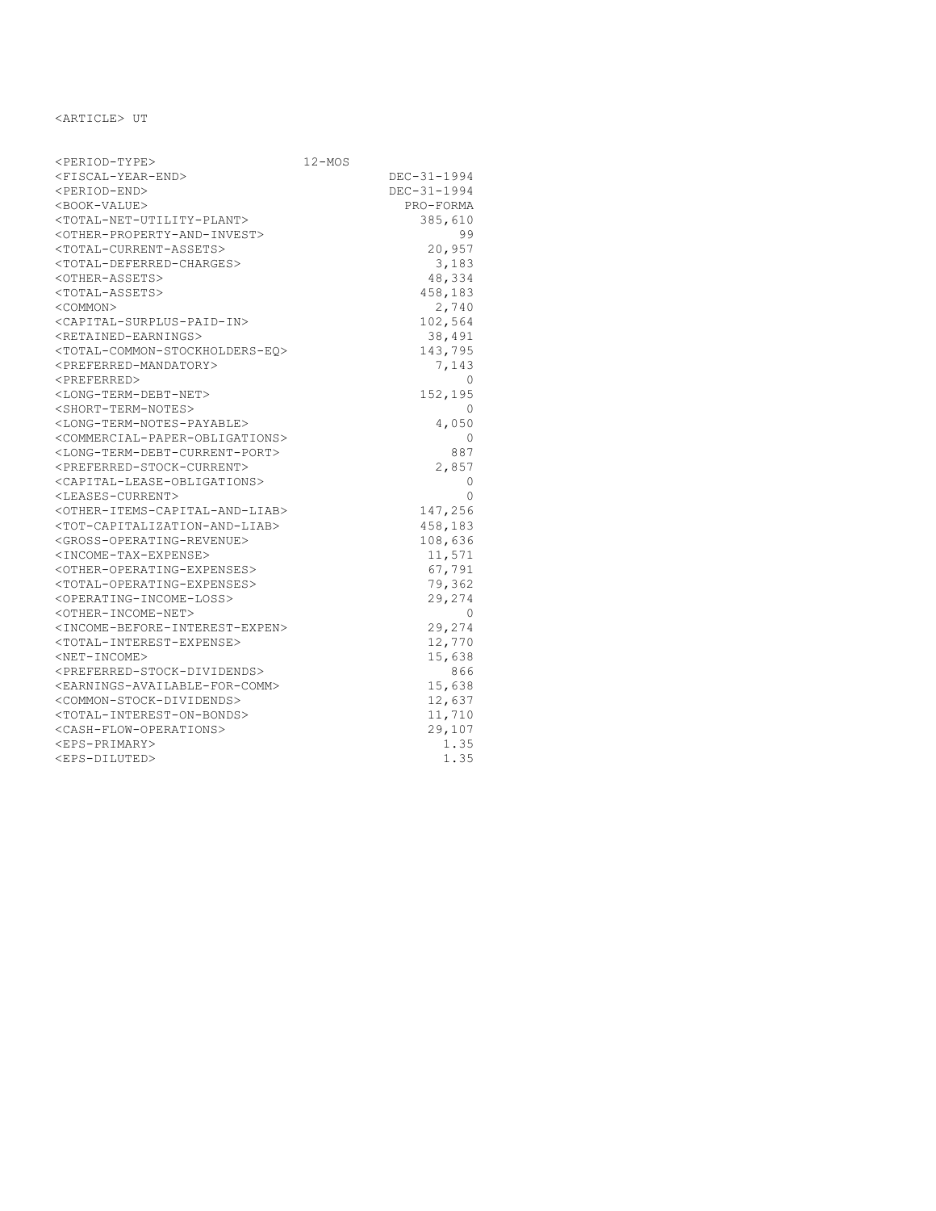<ARTICLE> UT

| | |
|---|---|
| <PERIOD-TYPE> | 12-MOS |
| <FISCAL-YEAR-END> | DEC-31-1994 |
| <PERIOD-END> | DEC-31-1994 |
| <BOOK-VALUE> | PRO-FORMA |
| <TOTAL-NET-UTILITY-PLANT> | 385,610 |
| <OTHER-PROPERTY-AND-INVEST> | 99 |
| <TOTAL-CURRENT-ASSETS> | 20,957 |
| <TOTAL-DEFERRED-CHARGES> | 3,183 |
| <OTHER-ASSETS> | 48,334 |
| <TOTAL-ASSETS> | 458,183 |
| <COMMON> | 2,740 |
| <CAPITAL-SURPLUS-PAID-IN> | 102,564 |
| <RETAINED-EARNINGS> | 38,491 |
| <TOTAL-COMMON-STOCKHOLDERS-EQ> | 143,795 |
| <PREFERRED-MANDATORY> | 7,143 |
| <PREFERRED> | 0 |
| <LONG-TERM-DEBT-NET> | 152,195 |
| <SHORT-TERM-NOTES> | 0 |
| <LONG-TERM-NOTES-PAYABLE> | 4,050 |
| <COMMERCIAL-PAPER-OBLIGATIONS> | 0 |
| <LONG-TERM-DEBT-CURRENT-PORT> | 887 |
| <PREFERRED-STOCK-CURRENT> | 2,857 |
| <CAPITAL-LEASE-OBLIGATIONS> | 0 |
| <LEASES-CURRENT> | 0 |
| <OTHER-ITEMS-CAPITAL-AND-LIAB> | 147,256 |
| <TOT-CAPITALIZATION-AND-LIAB> | 458,183 |
| <GROSS-OPERATING-REVENUE> | 108,636 |
| <INCOME-TAX-EXPENSE> | 11,571 |
| <OTHER-OPERATING-EXPENSES> | 67,791 |
| <TOTAL-OPERATING-EXPENSES> | 79,362 |
| <OPERATING-INCOME-LOSS> | 29,274 |
| <OTHER-INCOME-NET> | 0 |
| <INCOME-BEFORE-INTEREST-EXPEN> | 29,274 |
| <TOTAL-INTEREST-EXPENSE> | 12,770 |
| <NET-INCOME> | 15,638 |
| <PREFERRED-STOCK-DIVIDENDS> | 866 |
| <EARNINGS-AVAILABLE-FOR-COMM> | 15,638 |
| <COMMON-STOCK-DIVIDENDS> | 12,637 |
| <TOTAL-INTEREST-ON-BONDS> | 11,710 |
| <CASH-FLOW-OPERATIONS> | 29,107 |
| <EPS-PRIMARY> | 1.35 |
| <EPS-DILUTED> | 1.35 |